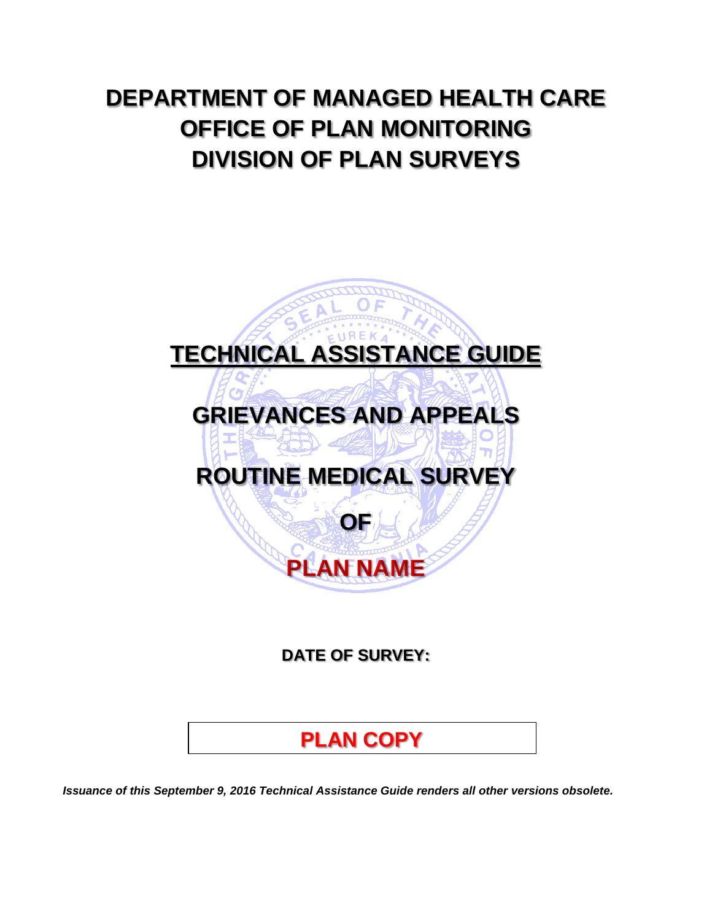# DEPARTMENT OF MANAGED HEALTH CARE
# OFFICE OF PLAN MONITORING
# DIVISION OF PLAN SURVEYS

## TECHNICAL ASSISTANCE GUIDE

## GRIEVANCES AND APPEALS

## ROUTINE MEDICAL SURVEY

## OF

## PLAN NAME

**DATE OF SURVEY:**

**PLAN COPY**

***Issuance of this September 9, 2016 Technical Assistance Guide renders all other versions obsolete.***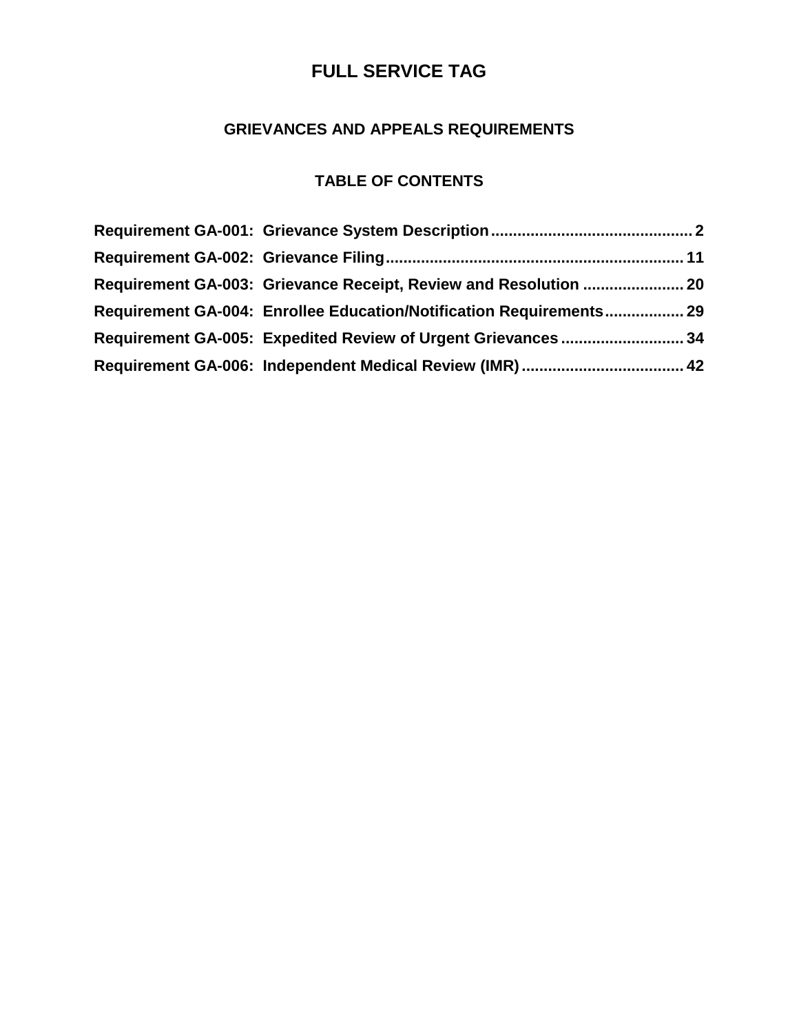# FULL SERVICE TAG

## GRIEVANCES AND APPEALS REQUIREMENTS

### TABLE OF CONTENTS

**Requirement GA-001: Grievance System Description** .............................................. **2**
**Requirement GA-002: Grievance Filing** .................................................................... **11**
**Requirement GA-003: Grievance Receipt, Review and Resolution** ....................... **20**
**Requirement GA-004: Enrollee Education/Notification Requirements** .................. **29**
**Requirement GA-005: Expedited Review of Urgent Grievances** ............................ **34**
**Requirement GA-006: Independent Medical Review (IMR)** ..................................... **42**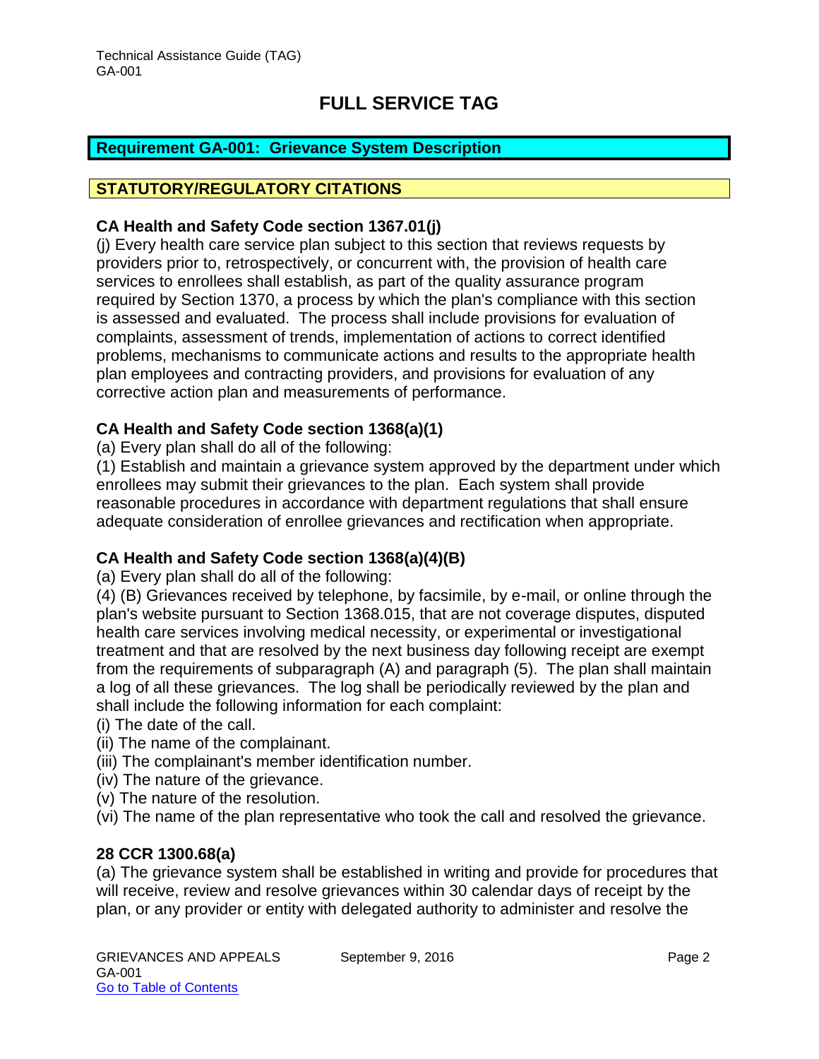# FULL SERVICE TAG

## Requirement GA-001: Grievance System Description

## STATUTORY/REGULATORY CITATIONS

### CA Health and Safety Code section 1367.01(j)

(j) Every health care service plan subject to this section that reviews requests by providers prior to, retrospectively, or concurrent with, the provision of health care services to enrollees shall establish, as part of the quality assurance program required by Section 1370, a process by which the plan's compliance with this section is assessed and evaluated. The process shall include provisions for evaluation of complaints, assessment of trends, implementation of actions to correct identified problems, mechanisms to communicate actions and results to the appropriate health plan employees and contracting providers, and provisions for evaluation of any corrective action plan and measurements of performance.

### CA Health and Safety Code section 1368(a)(1)

(a) Every plan shall do all of the following:

(1) Establish and maintain a grievance system approved by the department under which enrollees may submit their grievances to the plan. Each system shall provide reasonable procedures in accordance with department regulations that shall ensure adequate consideration of enrollee grievances and rectification when appropriate.

### CA Health and Safety Code section 1368(a)(4)(B)

(a) Every plan shall do all of the following:

(4) (B) Grievances received by telephone, by facsimile, by e-mail, or online through the plan's website pursuant to Section 1368.015, that are not coverage disputes, disputed health care services involving medical necessity, or experimental or investigational treatment and that are resolved by the next business day following receipt are exempt from the requirements of subparagraph (A) and paragraph (5). The plan shall maintain a log of all these grievances. The log shall be periodically reviewed by the plan and shall include the following information for each complaint:

(i) The date of the call.
(ii) The name of the complainant.
(iii) The complainant's member identification number.
(iv) The nature of the grievance.
(v) The nature of the resolution.
(vi) The name of the plan representative who took the call and resolved the grievance.

### 28 CCR 1300.68(a)

(a) The grievance system shall be established in writing and provide for procedures that will receive, review and resolve grievances within 30 calendar days of receipt by the plan, or any provider or entity with delegated authority to administer and resolve the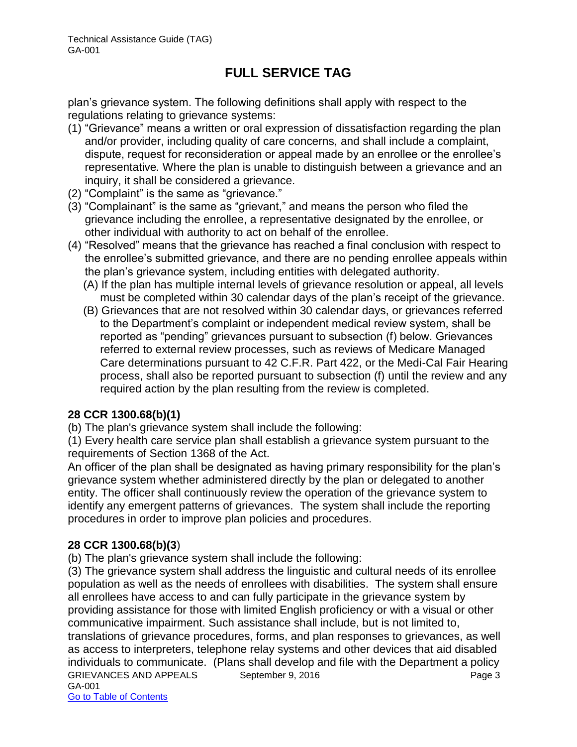plan's grievance system. The following definitions shall apply with respect to the regulations relating to grievance systems:

(1) "Grievance" means a written or oral expression of dissatisfaction regarding the plan and/or provider, including quality of care concerns, and shall include a complaint, dispute, request for reconsideration or appeal made by an enrollee or the enrollee's representative. Where the plan is unable to distinguish between a grievance and an inquiry, it shall be considered a grievance.

(2) "Complaint" is the same as "grievance."

(3) "Complainant" is the same as "grievant," and means the person who filed the grievance including the enrollee, a representative designated by the enrollee, or other individual with authority to act on behalf of the enrollee.

(4) "Resolved" means that the grievance has reached a final conclusion with respect to the enrollee's submitted grievance, and there are no pending enrollee appeals within the plan's grievance system, including entities with delegated authority.

   (A) If the plan has multiple internal levels of grievance resolution or appeal, all levels must be completed within 30 calendar days of the plan's receipt of the grievance.

   (B) Grievances that are not resolved within 30 calendar days, or grievances referred to the Department's complaint or independent medical review system, shall be reported as "pending" grievances pursuant to subsection (f) below. Grievances referred to external review processes, such as reviews of Medicare Managed Care determinations pursuant to 42 C.F.R. Part 422, or the Medi-Cal Fair Hearing process, shall also be reported pursuant to subsection (f) until the review and any required action by the plan resulting from the review is completed.

**28 CCR 1300.68(b)(1)**

(b) The plan's grievance system shall include the following:

(1) Every health care service plan shall establish a grievance system pursuant to the requirements of Section 1368 of the Act.

An officer of the plan shall be designated as having primary responsibility for the plan's grievance system whether administered directly by the plan or delegated to another entity. The officer shall continuously review the operation of the grievance system to identify any emergent patterns of grievances. The system shall include the reporting procedures in order to improve plan policies and procedures.

**28 CCR 1300.68(b)(3)**

(b) The plan's grievance system shall include the following:

(3) The grievance system shall address the linguistic and cultural needs of its enrollee population as well as the needs of enrollees with disabilities. The system shall ensure all enrollees have access to and can fully participate in the grievance system by providing assistance for those with limited English proficiency or with a visual or other communicative impairment. Such assistance shall include, but is not limited to, translations of grievance procedures, forms, and plan responses to grievances, as well as access to interpreters, telephone relay systems and other devices that aid disabled individuals to communicate. (Plans shall develop and file with the Department a policy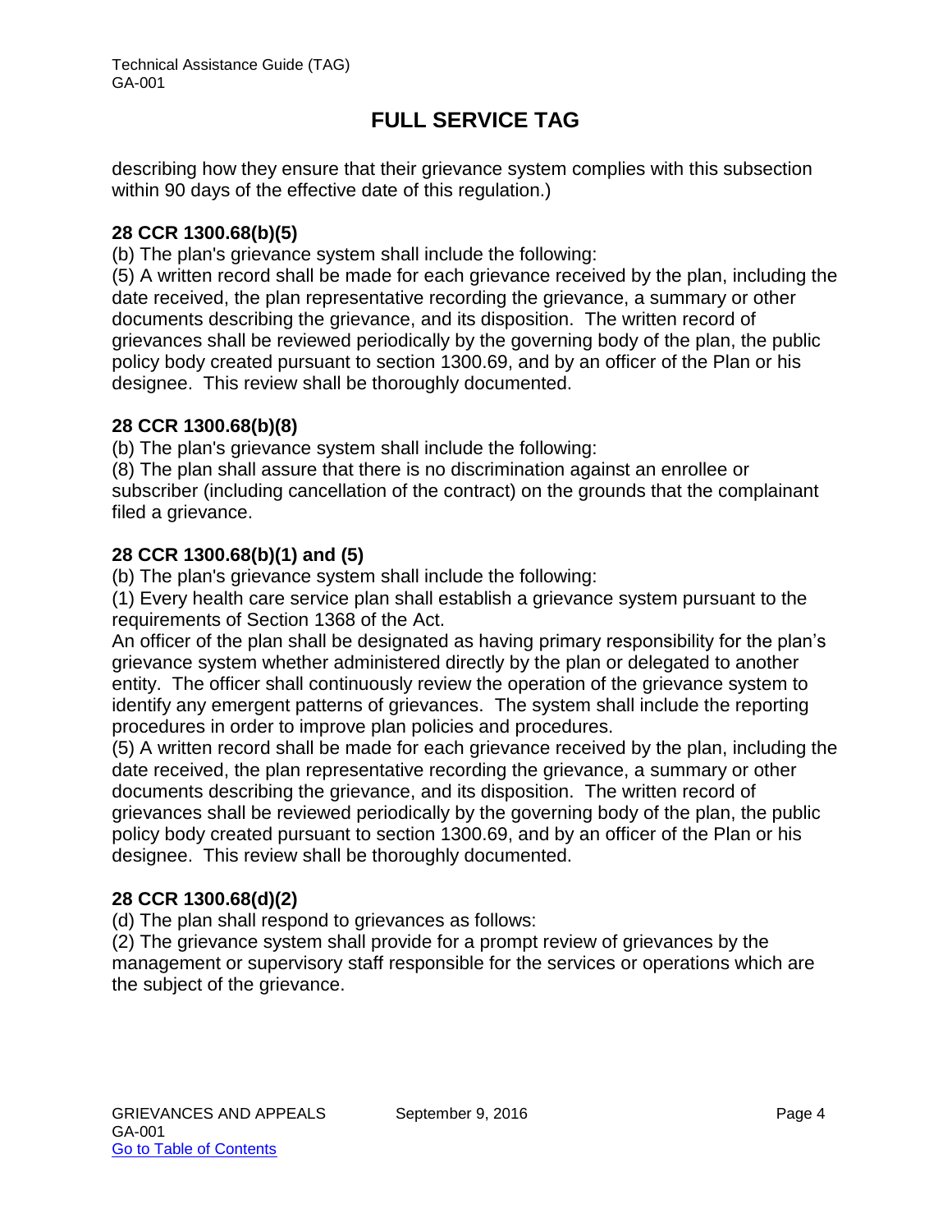describing how they ensure that their grievance system complies with this subsection within 90 days of the effective date of this regulation.)

**28 CCR 1300.68(b)(5)**

(b) The plan's grievance system shall include the following:

(5) A written record shall be made for each grievance received by the plan, including the date received, the plan representative recording the grievance, a summary or other documents describing the grievance, and its disposition. The written record of grievances shall be reviewed periodically by the governing body of the plan, the public policy body created pursuant to section 1300.69, and by an officer of the Plan or his designee. This review shall be thoroughly documented.

**28 CCR 1300.68(b)(8)**

(b) The plan's grievance system shall include the following:

(8) The plan shall assure that there is no discrimination against an enrollee or subscriber (including cancellation of the contract) on the grounds that the complainant filed a grievance.

**28 CCR 1300.68(b)(1) and (5)**

(b) The plan's grievance system shall include the following:

(1) Every health care service plan shall establish a grievance system pursuant to the requirements of Section 1368 of the Act.

An officer of the plan shall be designated as having primary responsibility for the plan's grievance system whether administered directly by the plan or delegated to another entity. The officer shall continuously review the operation of the grievance system to identify any emergent patterns of grievances. The system shall include the reporting procedures in order to improve plan policies and procedures.

(5) A written record shall be made for each grievance received by the plan, including the date received, the plan representative recording the grievance, a summary or other documents describing the grievance, and its disposition. The written record of grievances shall be reviewed periodically by the governing body of the plan, the public policy body created pursuant to section 1300.69, and by an officer of the Plan or his designee. This review shall be thoroughly documented.

**28 CCR 1300.68(d)(2)**

(d) The plan shall respond to grievances as follows:

(2) The grievance system shall provide for a prompt review of grievances by the management or supervisory staff responsible for the services or operations which are the subject of the grievance.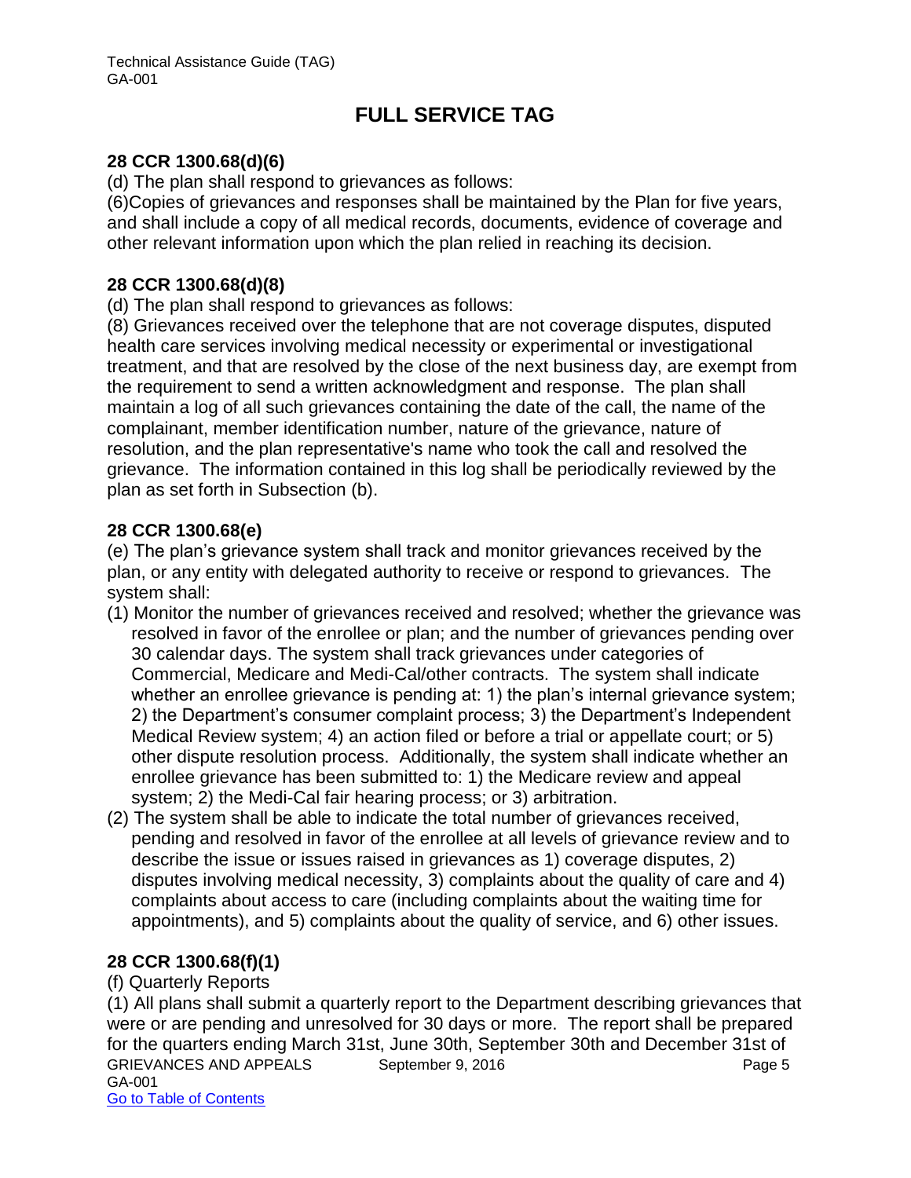## FULL SERVICE TAG

### 28 CCR 1300.68(d)(6)

(d) The plan shall respond to grievances as follows:

(6)Copies of grievances and responses shall be maintained by the Plan for five years, and shall include a copy of all medical records, documents, evidence of coverage and other relevant information upon which the plan relied in reaching its decision.

### 28 CCR 1300.68(d)(8)

(d) The plan shall respond to grievances as follows:

(8) Grievances received over the telephone that are not coverage disputes, disputed health care services involving medical necessity or experimental or investigational treatment, and that are resolved by the close of the next business day, are exempt from the requirement to send a written acknowledgment and response. The plan shall maintain a log of all such grievances containing the date of the call, the name of the complainant, member identification number, nature of the grievance, nature of resolution, and the plan representative's name who took the call and resolved the grievance. The information contained in this log shall be periodically reviewed by the plan as set forth in Subsection (b).

### 28 CCR 1300.68(e)

(e) The plan's grievance system shall track and monitor grievances received by the plan, or any entity with delegated authority to receive or respond to grievances. The system shall:

(1) Monitor the number of grievances received and resolved; whether the grievance was resolved in favor of the enrollee or plan; and the number of grievances pending over 30 calendar days. The system shall track grievances under categories of Commercial, Medicare and Medi-Cal/other contracts. The system shall indicate whether an enrollee grievance is pending at: 1) the plan's internal grievance system; 2) the Department's consumer complaint process; 3) the Department's Independent Medical Review system; 4) an action filed or before a trial or appellate court; or 5) other dispute resolution process. Additionally, the system shall indicate whether an enrollee grievance has been submitted to: 1) the Medicare review and appeal system; 2) the Medi-Cal fair hearing process; or 3) arbitration.

(2) The system shall be able to indicate the total number of grievances received, pending and resolved in favor of the enrollee at all levels of grievance review and to describe the issue or issues raised in grievances as 1) coverage disputes, 2) disputes involving medical necessity, 3) complaints about the quality of care and 4) complaints about access to care (including complaints about the waiting time for appointments), and 5) complaints about the quality of service, and 6) other issues.

### 28 CCR 1300.68(f)(1)

(f) Quarterly Reports

(1) All plans shall submit a quarterly report to the Department describing grievances that were or are pending and unresolved for 30 days or more. The report shall be prepared for the quarters ending March 31st, June 30th, September 30th and December 31st of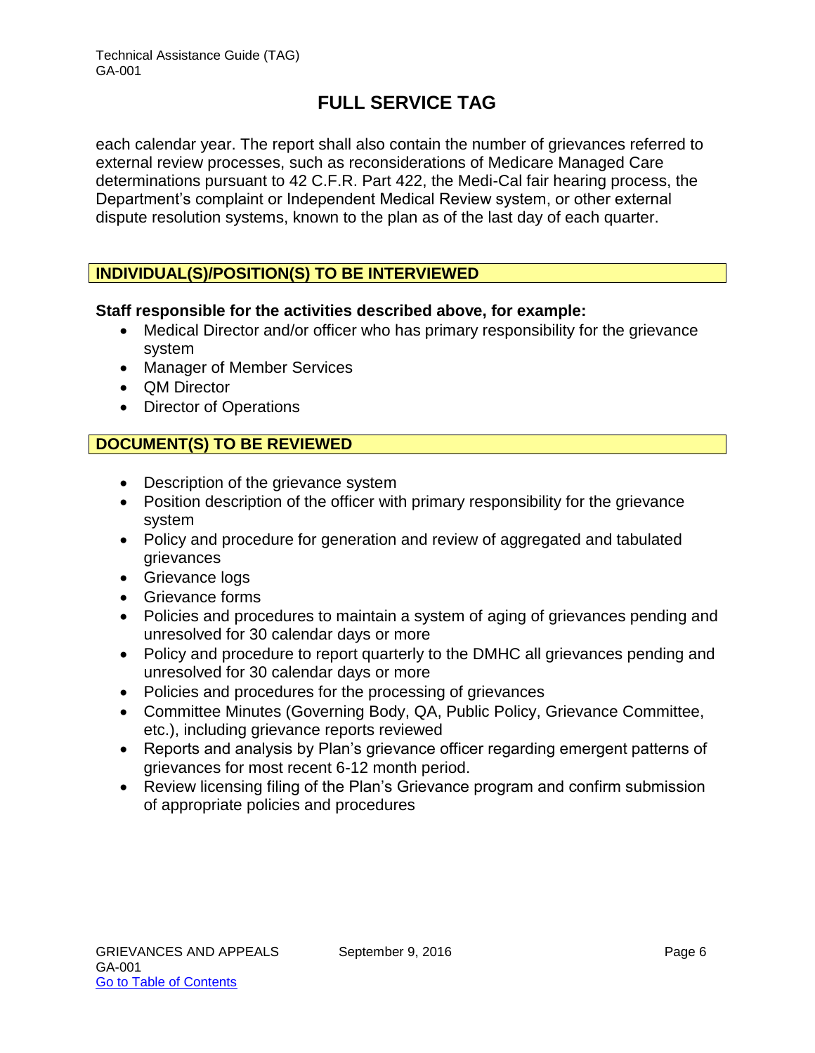each calendar year. The report shall also contain the number of grievances referred to external review processes, such as reconsiderations of Medicare Managed Care determinations pursuant to 42 C.F.R. Part 422, the Medi-Cal fair hearing process, the Department's complaint or Independent Medical Review system, or other external dispute resolution systems, known to the plan as of the last day of each quarter.

## INDIVIDUAL(S)/POSITION(S) TO BE INTERVIEWED

**Staff responsible for the activities described above, for example:**

- Medical Director and/or officer who has primary responsibility for the grievance system
- Manager of Member Services
- QM Director
- Director of Operations

## DOCUMENT(S) TO BE REVIEWED

- Description of the grievance system
- Position description of the officer with primary responsibility for the grievance system
- Policy and procedure for generation and review of aggregated and tabulated grievances
- Grievance logs
- Grievance forms
- Policies and procedures to maintain a system of aging of grievances pending and unresolved for 30 calendar days or more
- Policy and procedure to report quarterly to the DMHC all grievances pending and unresolved for 30 calendar days or more
- Policies and procedures for the processing of grievances
- Committee Minutes (Governing Body, QA, Public Policy, Grievance Committee, etc.), including grievance reports reviewed
- Reports and analysis by Plan's grievance officer regarding emergent patterns of grievances for most recent 6-12 month period.
- Review licensing filing of the Plan's Grievance program and confirm submission of appropriate policies and procedures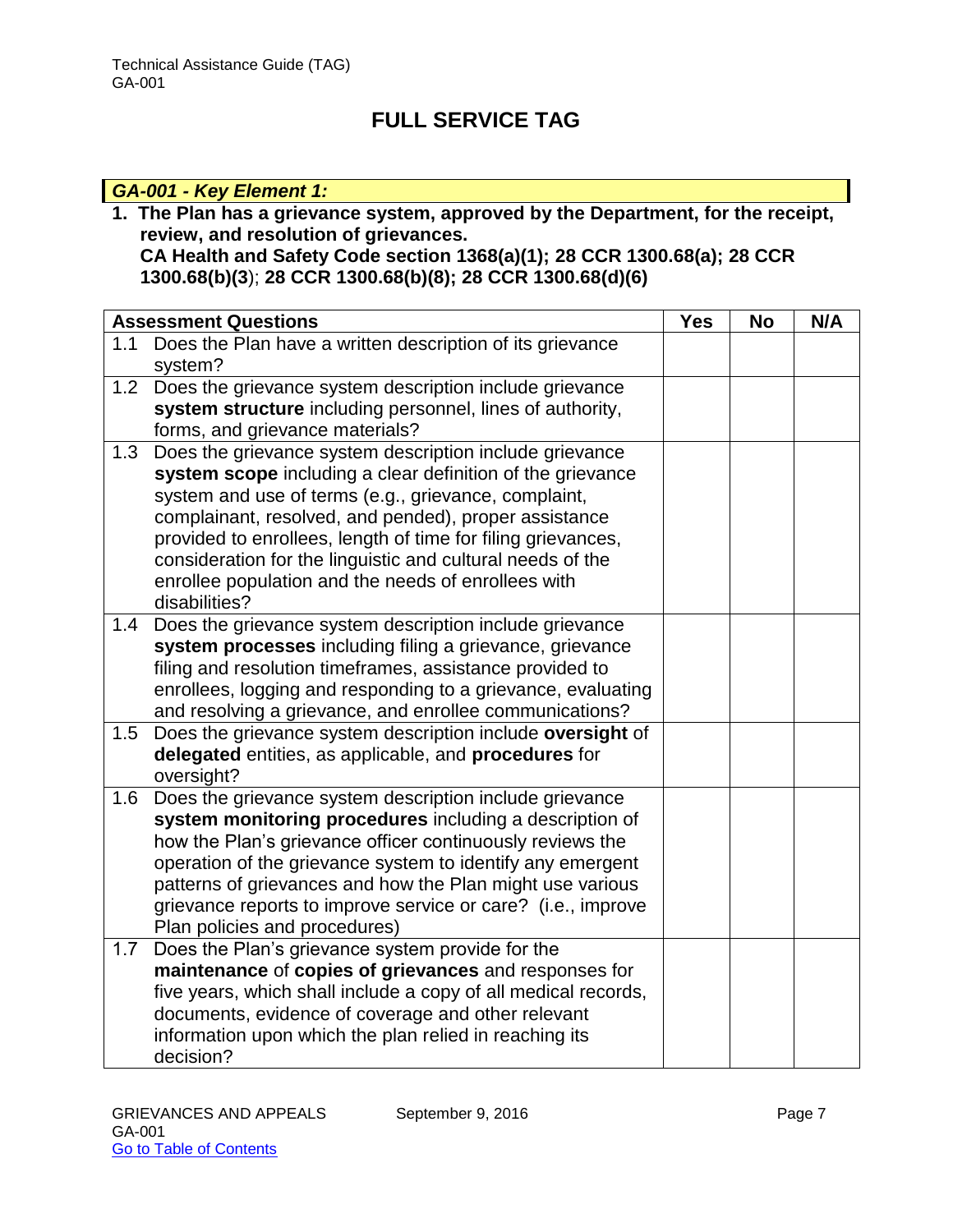# FULL SERVICE TAG

***GA-001 - Key Element 1:***

**1. The Plan has a grievance system, approved by the Department, for the receipt, review, and resolution of grievances.**
**CA Health and Safety Code section 1368(a)(1); 28 CCR 1300.68(a); 28 CCR 1300.68(b)(3**); **28 CCR 1300.68(b)(8); 28 CCR 1300.68(d)(6)**

| Assessment Questions | Yes | No | N/A |
|---|---|---|---|
| 1.1 Does the Plan have a written description of its grievance system? | | | |
| 1.2 Does the grievance system description include grievance **system structure** including personnel, lines of authority, forms, and grievance materials? | | | |
| 1.3 Does the grievance system description include grievance **system scope** including a clear definition of the grievance system and use of terms (e.g., grievance, complaint, complainant, resolved, and pended), proper assistance provided to enrollees, length of time for filing grievances, consideration for the linguistic and cultural needs of the enrollee population and the needs of enrollees with disabilities? | | | |
| 1.4 Does the grievance system description include grievance **system processes** including filing a grievance, grievance filing and resolution timeframes, assistance provided to enrollees, logging and responding to a grievance, evaluating and resolving a grievance, and enrollee communications? | | | |
| 1.5 Does the grievance system description include **oversight** of **delegated** entities, as applicable, and **procedures** for oversight? | | | |
| 1.6 Does the grievance system description include grievance **system monitoring procedures** including a description of how the Plan's grievance officer continuously reviews the operation of the grievance system to identify any emergent patterns of grievances and how the Plan might use various grievance reports to improve service or care? (i.e., improve Plan policies and procedures) | | | |
| 1.7 Does the Plan's grievance system provide for the **maintenance** of **copies of grievances** and responses for five years, which shall include a copy of all medical records, documents, evidence of coverage and other relevant information upon which the plan relied in reaching its decision? | | | |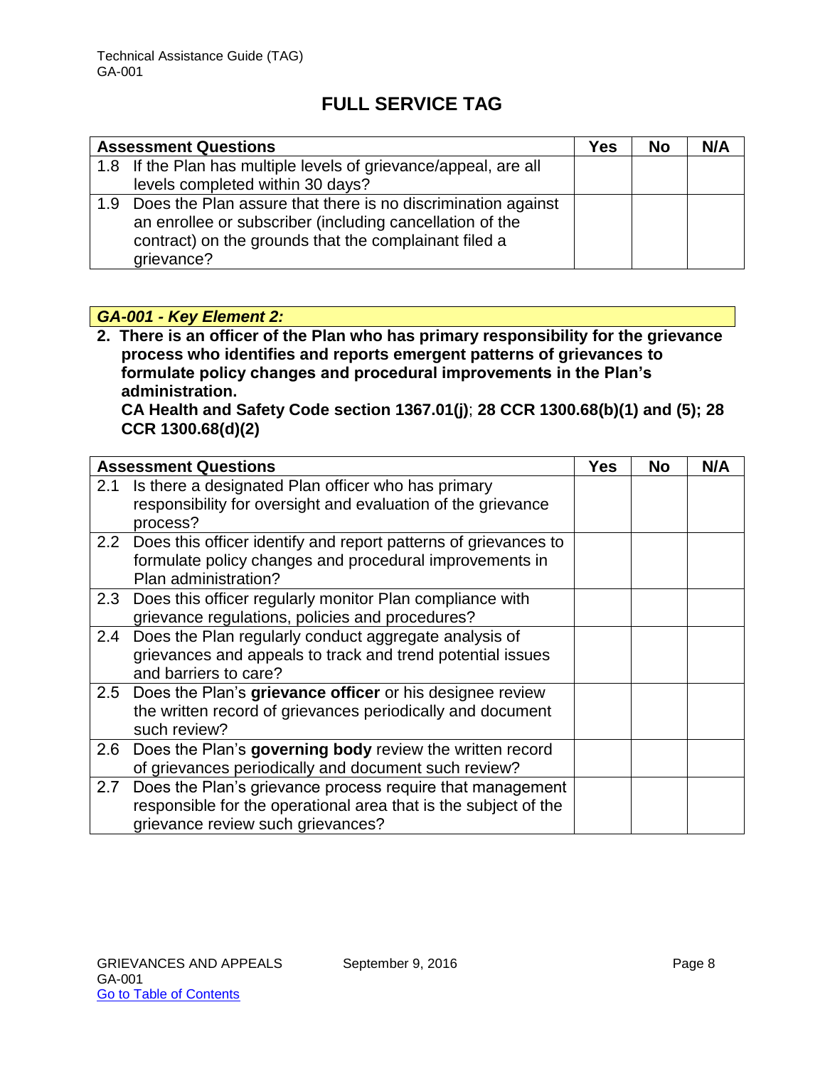# FULL SERVICE TAG

| Assessment Questions | Yes | No | N/A |
|---|---|---|---|
| 1.8 If the Plan has multiple levels of grievance/appeal, are all levels completed within 30 days? | | | |
| 1.9 Does the Plan assure that there is no discrimination against an enrollee or subscriber (including cancellation of the contract) on the grounds that the complainant filed a grievance? | | | |

***GA-001 - Key Element 2:***

**2. There is an officer of the Plan who has primary responsibility for the grievance process who identifies and reports emergent patterns of grievances to formulate policy changes and procedural improvements in the Plan's administration.**
**CA Health and Safety Code section 1367.01(j); 28 CCR 1300.68(b)(1) and (5); 28 CCR 1300.68(d)(2)**

| Assessment Questions | Yes | No | N/A |
|---|---|---|---|
| 2.1 Is there a designated Plan officer who has primary responsibility for oversight and evaluation of the grievance process? | | | |
| 2.2 Does this officer identify and report patterns of grievances to formulate policy changes and procedural improvements in Plan administration? | | | |
| 2.3 Does this officer regularly monitor Plan compliance with grievance regulations, policies and procedures? | | | |
| 2.4 Does the Plan regularly conduct aggregate analysis of grievances and appeals to track and trend potential issues and barriers to care? | | | |
| 2.5 Does the Plan's **grievance officer** or his designee review the written record of grievances periodically and document such review? | | | |
| 2.6 Does the Plan's **governing body** review the written record of grievances periodically and document such review? | | | |
| 2.7 Does the Plan's grievance process require that management responsible for the operational area that is the subject of the grievance review such grievances? | | | |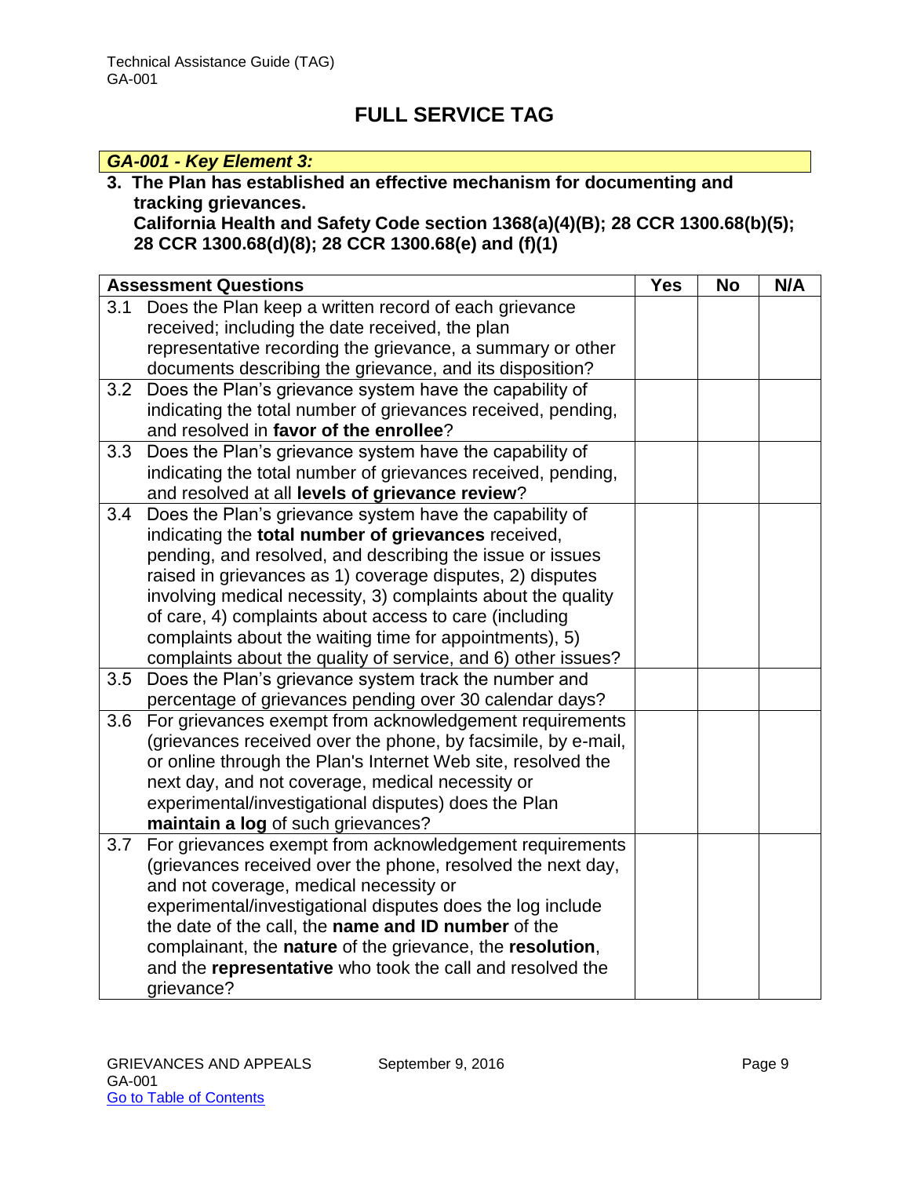## FULL SERVICE TAG

***GA-001 - Key Element 3:***

**3. The Plan has established an effective mechanism for documenting and tracking grievances.**
**California Health and Safety Code section 1368(a)(4)(B); 28 CCR 1300.68(b)(5); 28 CCR 1300.68(d)(8); 28 CCR 1300.68(e) and (f)(1)**

| Assessment Questions | Yes | No | N/A |
|---|---|---|---|
| 3.1 Does the Plan keep a written record of each grievance received; including the date received, the plan representative recording the grievance, a summary or other documents describing the grievance, and its disposition? | | | |
| 3.2 Does the Plan's grievance system have the capability of indicating the total number of grievances received, pending, and resolved in **favor of the enrollee**? | | | |
| 3.3 Does the Plan's grievance system have the capability of indicating the total number of grievances received, pending, and resolved at all **levels of grievance review**? | | | |
| 3.4 Does the Plan's grievance system have the capability of indicating the **total number of grievances** received, pending, and resolved, and describing the issue or issues raised in grievances as 1) coverage disputes, 2) disputes involving medical necessity, 3) complaints about the quality of care, 4) complaints about access to care (including complaints about the waiting time for appointments), 5) complaints about the quality of service, and 6) other issues? | | | |
| 3.5 Does the Plan's grievance system track the number and percentage of grievances pending over 30 calendar days? | | | |
| 3.6 For grievances exempt from acknowledgement requirements (grievances received over the phone, by facsimile, by e-mail, or online through the Plan's Internet Web site, resolved the next day, and not coverage, medical necessity or experimental/investigational disputes) does the Plan **maintain a log** of such grievances? | | | |
| 3.7 For grievances exempt from acknowledgement requirements (grievances received over the phone, resolved the next day, and not coverage, medical necessity or experimental/investigational disputes does the log include the date of the call, the **name and ID number** of the complainant, the **nature** of the grievance, the **resolution**, and the **representative** who took the call and resolved the grievance? | | | |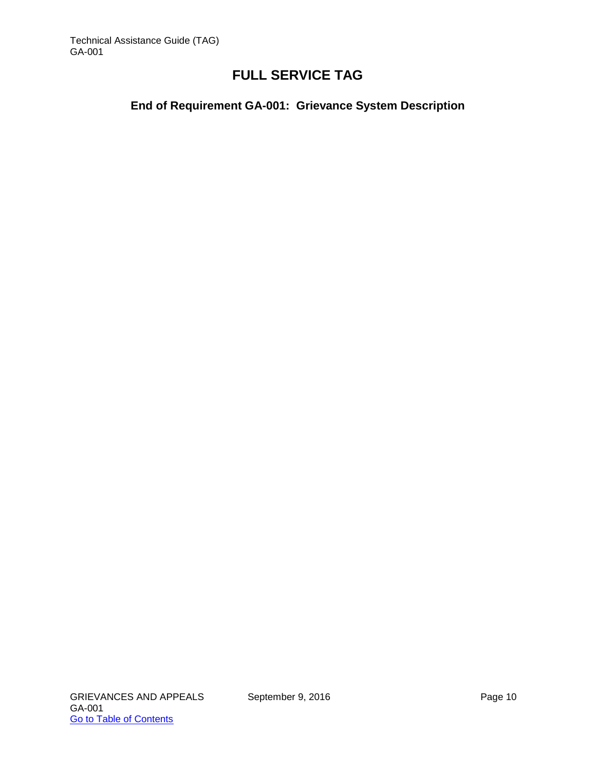# FULL SERVICE TAG

## End of Requirement GA-001: Grievance System Description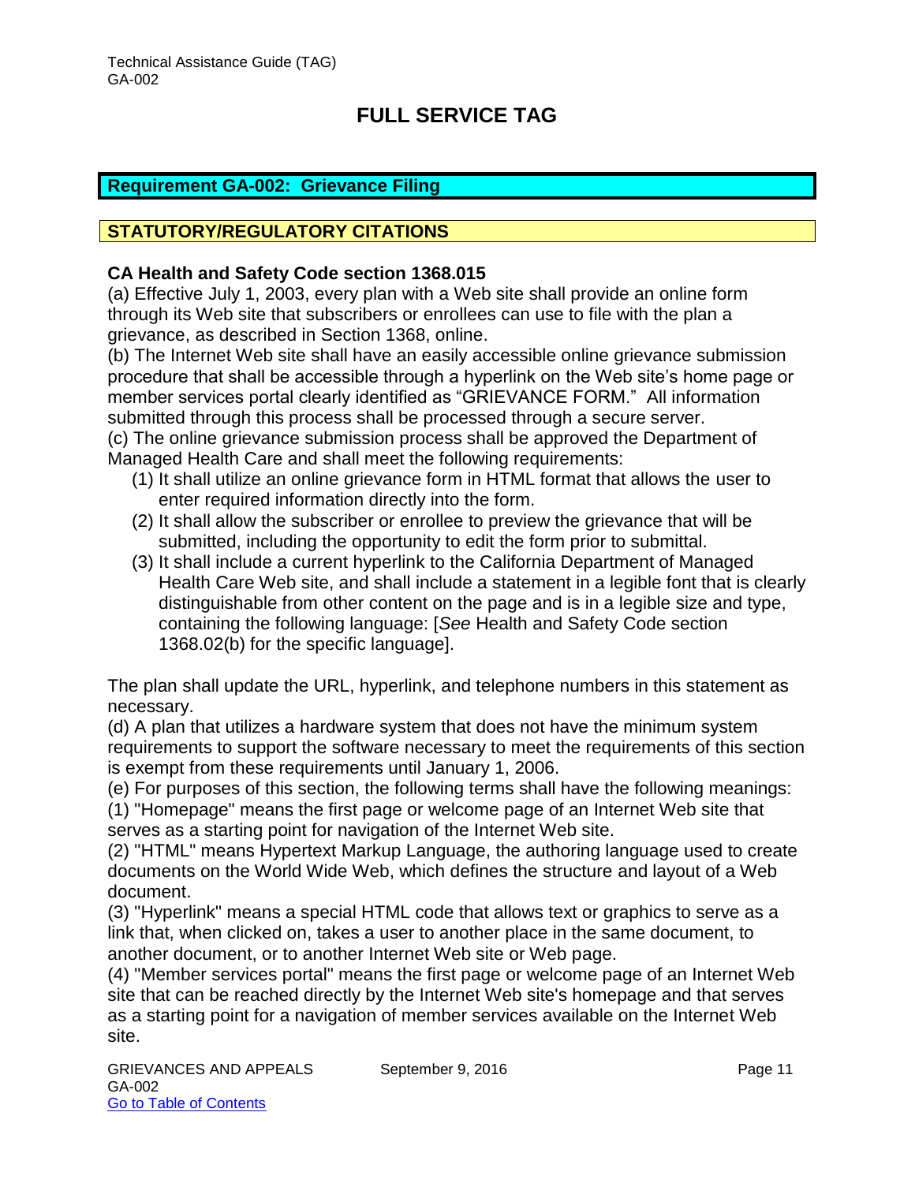# FULL SERVICE TAG

## Requirement GA-002: Grievance Filing

## STATUTORY/REGULATORY CITATIONS

**CA Health and Safety Code section 1368.015**

(a) Effective July 1, 2003, every plan with a Web site shall provide an online form through its Web site that subscribers or enrollees can use to file with the plan a grievance, as described in Section 1368, online.

(b) The Internet Web site shall have an easily accessible online grievance submission procedure that shall be accessible through a hyperlink on the Web site's home page or member services portal clearly identified as "GRIEVANCE FORM." All information submitted through this process shall be processed through a secure server.

(c) The online grievance submission process shall be approved the Department of Managed Health Care and shall meet the following requirements:

(1) It shall utilize an online grievance form in HTML format that allows the user to enter required information directly into the form.

(2) It shall allow the subscriber or enrollee to preview the grievance that will be submitted, including the opportunity to edit the form prior to submittal.

(3) It shall include a current hyperlink to the California Department of Managed Health Care Web site, and shall include a statement in a legible font that is clearly distinguishable from other content on the page and is in a legible size and type, containing the following language: [*See* Health and Safety Code section 1368.02(b) for the specific language].

The plan shall update the URL, hyperlink, and telephone numbers in this statement as necessary.

(d) A plan that utilizes a hardware system that does not have the minimum system requirements to support the software necessary to meet the requirements of this section is exempt from these requirements until January 1, 2006.

(e) For purposes of this section, the following terms shall have the following meanings:

(1) "Homepage" means the first page or welcome page of an Internet Web site that serves as a starting point for navigation of the Internet Web site.

(2) "HTML" means Hypertext Markup Language, the authoring language used to create documents on the World Wide Web, which defines the structure and layout of a Web document.

(3) "Hyperlink" means a special HTML code that allows text or graphics to serve as a link that, when clicked on, takes a user to another place in the same document, to another document, or to another Internet Web site or Web page.

(4) "Member services portal" means the first page or welcome page of an Internet Web site that can be reached directly by the Internet Web site's homepage and that serves as a starting point for a navigation of member services available on the Internet Web site.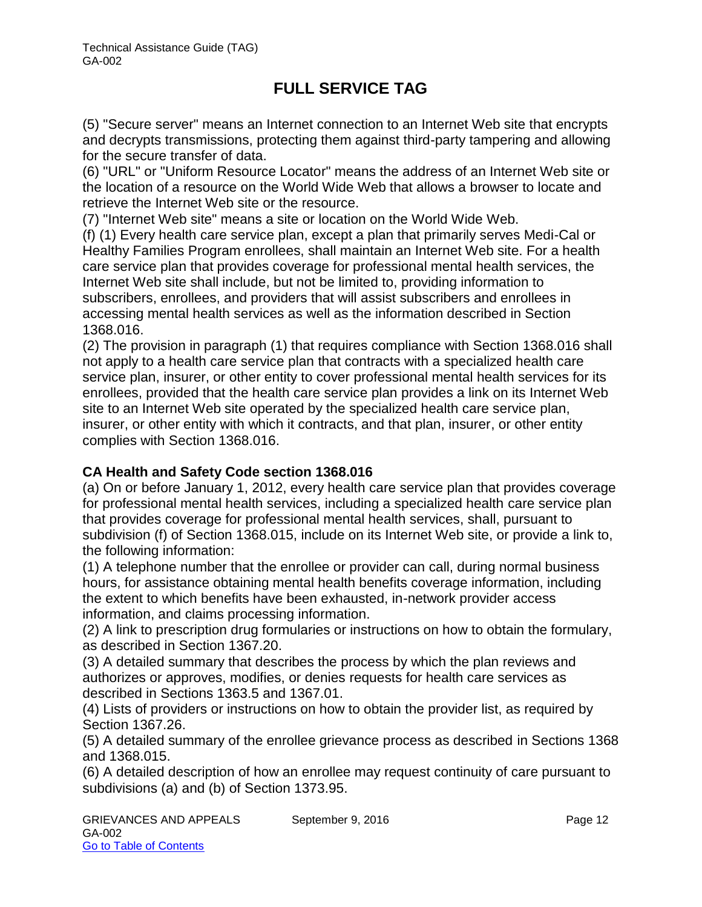(5) "Secure server" means an Internet connection to an Internet Web site that encrypts and decrypts transmissions, protecting them against third-party tampering and allowing for the secure transfer of data.

(6) "URL" or "Uniform Resource Locator" means the address of an Internet Web site or the location of a resource on the World Wide Web that allows a browser to locate and retrieve the Internet Web site or the resource.

(7) "Internet Web site" means a site or location on the World Wide Web.

(f) (1) Every health care service plan, except a plan that primarily serves Medi-Cal or Healthy Families Program enrollees, shall maintain an Internet Web site. For a health care service plan that provides coverage for professional mental health services, the Internet Web site shall include, but not be limited to, providing information to subscribers, enrollees, and providers that will assist subscribers and enrollees in accessing mental health services as well as the information described in Section 1368.016.

(2) The provision in paragraph (1) that requires compliance with Section 1368.016 shall not apply to a health care service plan that contracts with a specialized health care service plan, insurer, or other entity to cover professional mental health services for its enrollees, provided that the health care service plan provides a link on its Internet Web site to an Internet Web site operated by the specialized health care service plan, insurer, or other entity with which it contracts, and that plan, insurer, or other entity complies with Section 1368.016.

**CA Health and Safety Code section 1368.016**

(a) On or before January 1, 2012, every health care service plan that provides coverage for professional mental health services, including a specialized health care service plan that provides coverage for professional mental health services, shall, pursuant to subdivision (f) of Section 1368.015, include on its Internet Web site, or provide a link to, the following information:

(1) A telephone number that the enrollee or provider can call, during normal business hours, for assistance obtaining mental health benefits coverage information, including the extent to which benefits have been exhausted, in-network provider access information, and claims processing information.

(2) A link to prescription drug formularies or instructions on how to obtain the formulary, as described in Section 1367.20.

(3) A detailed summary that describes the process by which the plan reviews and authorizes or approves, modifies, or denies requests for health care services as described in Sections 1363.5 and 1367.01.

(4) Lists of providers or instructions on how to obtain the provider list, as required by Section 1367.26.

(5) A detailed summary of the enrollee grievance process as described in Sections 1368 and 1368.015.

(6) A detailed description of how an enrollee may request continuity of care pursuant to subdivisions (a) and (b) of Section 1373.95.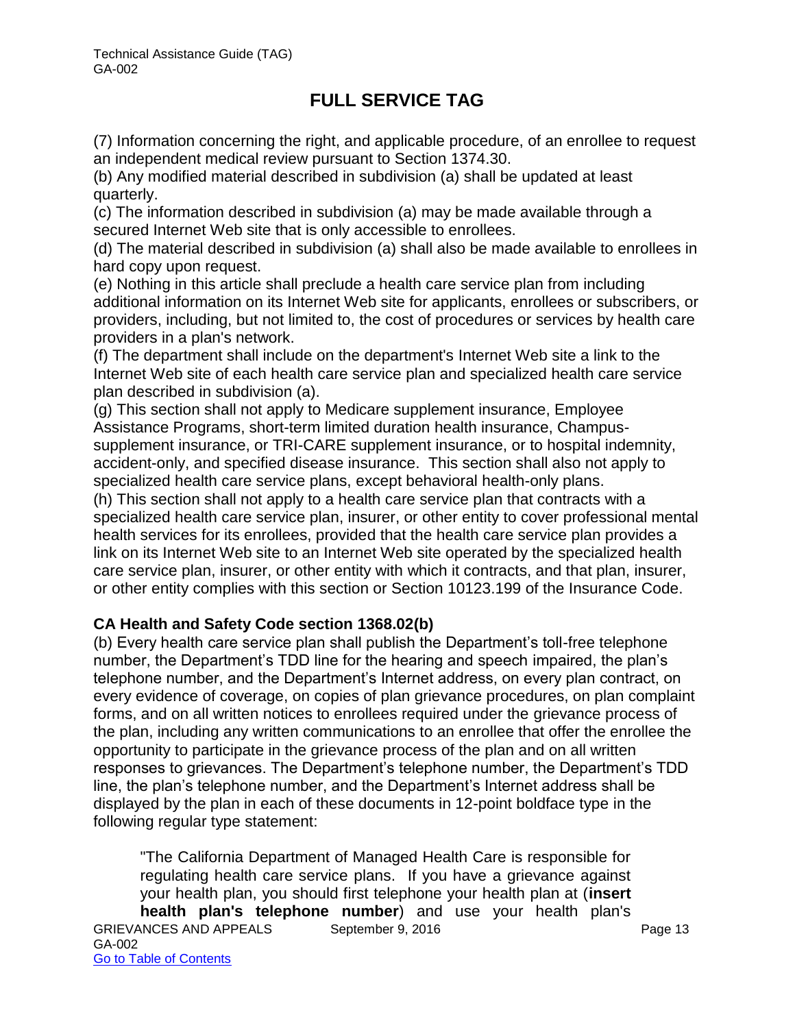(7) Information concerning the right, and applicable procedure, of an enrollee to request an independent medical review pursuant to Section 1374.30.

(b) Any modified material described in subdivision (a) shall be updated at least quarterly.

(c) The information described in subdivision (a) may be made available through a secured Internet Web site that is only accessible to enrollees.

(d) The material described in subdivision (a) shall also be made available to enrollees in hard copy upon request.

(e) Nothing in this article shall preclude a health care service plan from including additional information on its Internet Web site for applicants, enrollees or subscribers, or providers, including, but not limited to, the cost of procedures or services by health care providers in a plan's network.

(f) The department shall include on the department's Internet Web site a link to the Internet Web site of each health care service plan and specialized health care service plan described in subdivision (a).

(g) This section shall not apply to Medicare supplement insurance, Employee Assistance Programs, short-term limited duration health insurance, Champus-supplement insurance, or TRI-CARE supplement insurance, or to hospital indemnity, accident-only, and specified disease insurance. This section shall also not apply to specialized health care service plans, except behavioral health-only plans.

(h) This section shall not apply to a health care service plan that contracts with a specialized health care service plan, insurer, or other entity to cover professional mental health services for its enrollees, provided that the health care service plan provides a link on its Internet Web site to an Internet Web site operated by the specialized health care service plan, insurer, or other entity with which it contracts, and that plan, insurer, or other entity complies with this section or Section 10123.199 of the Insurance Code.

**CA Health and Safety Code section 1368.02(b)**

(b) Every health care service plan shall publish the Department's toll-free telephone number, the Department's TDD line for the hearing and speech impaired, the plan's telephone number, and the Department's Internet address, on every plan contract, on every evidence of coverage, on copies of plan grievance procedures, on plan complaint forms, and on all written notices to enrollees required under the grievance process of the plan, including any written communications to an enrollee that offer the enrollee the opportunity to participate in the grievance process of the plan and on all written responses to grievances. The Department's telephone number, the Department's TDD line, the plan's telephone number, and the Department's Internet address shall be displayed by the plan in each of these documents in 12-point boldface type in the following regular type statement:

> "The California Department of Managed Health Care is responsible for regulating health care service plans. If you have a grievance against your health plan, you should first telephone your health plan at (**insert health plan's telephone number**) and use your health plan's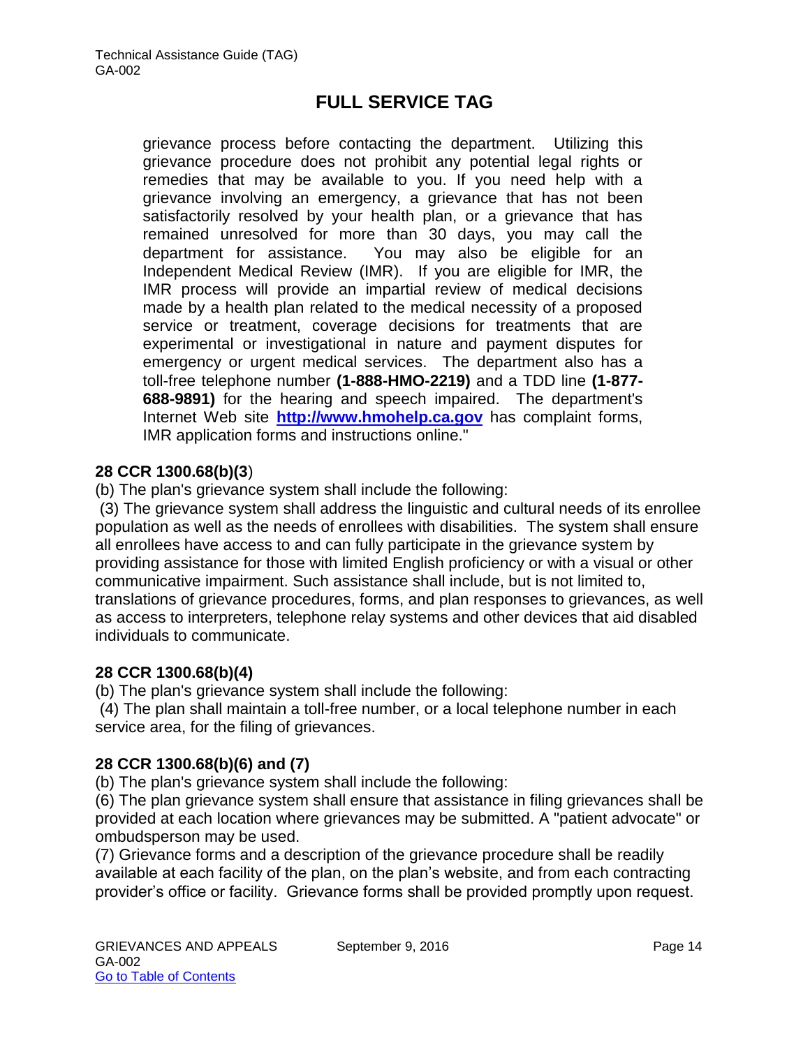grievance process before contacting the department. Utilizing this grievance procedure does not prohibit any potential legal rights or remedies that may be available to you. If you need help with a grievance involving an emergency, a grievance that has not been satisfactorily resolved by your health plan, or a grievance that has remained unresolved for more than 30 days, you may call the department for assistance. You may also be eligible for an Independent Medical Review (IMR). If you are eligible for IMR, the IMR process will provide an impartial review of medical decisions made by a health plan related to the medical necessity of a proposed service or treatment, coverage decisions for treatments that are experimental or investigational in nature and payment disputes for emergency or urgent medical services. The department also has a toll-free telephone number **(1-888-HMO-2219)** and a TDD line **(1-877-688-9891)** for the hearing and speech impaired. The department's Internet Web site **[http://www.hmohelp.ca.gov](http://www.hmohelp.ca.gov)** has complaint forms, IMR application forms and instructions online."

**28 CCR 1300.68(b)(3)**

(b) The plan's grievance system shall include the following:

(3) The grievance system shall address the linguistic and cultural needs of its enrollee population as well as the needs of enrollees with disabilities. The system shall ensure all enrollees have access to and can fully participate in the grievance system by providing assistance for those with limited English proficiency or with a visual or other communicative impairment. Such assistance shall include, but is not limited to, translations of grievance procedures, forms, and plan responses to grievances, as well as access to interpreters, telephone relay systems and other devices that aid disabled individuals to communicate.

**28 CCR 1300.68(b)(4)**

(b) The plan's grievance system shall include the following:

(4) The plan shall maintain a toll-free number, or a local telephone number in each service area, for the filing of grievances.

**28 CCR 1300.68(b)(6) and (7)**

(b) The plan's grievance system shall include the following:

(6) The plan grievance system shall ensure that assistance in filing grievances shall be provided at each location where grievances may be submitted. A "patient advocate" or ombudsperson may be used.

(7) Grievance forms and a description of the grievance procedure shall be readily available at each facility of the plan, on the plan's website, and from each contracting provider's office or facility. Grievance forms shall be provided promptly upon request.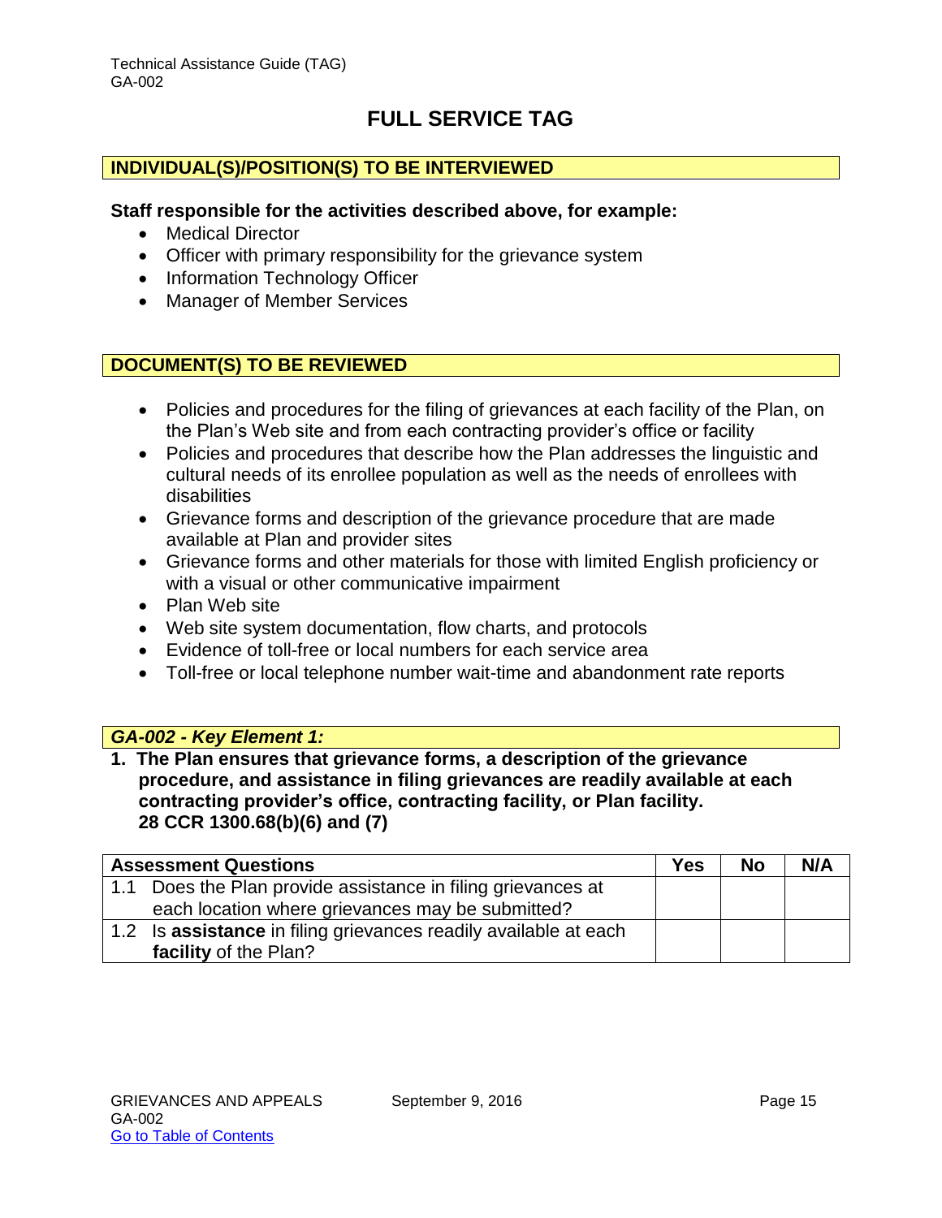# FULL SERVICE TAG

## INDIVIDUAL(S)/POSITION(S) TO BE INTERVIEWED

**Staff responsible for the activities described above, for example:**

- Medical Director
- Officer with primary responsibility for the grievance system
- Information Technology Officer
- Manager of Member Services

## DOCUMENT(S) TO BE REVIEWED

- Policies and procedures for the filing of grievances at each facility of the Plan, on the Plan's Web site and from each contracting provider's office or facility
- Policies and procedures that describe how the Plan addresses the linguistic and cultural needs of its enrollee population as well as the needs of enrollees with disabilities
- Grievance forms and description of the grievance procedure that are made available at Plan and provider sites
- Grievance forms and other materials for those with limited English proficiency or with a visual or other communicative impairment
- Plan Web site
- Web site system documentation, flow charts, and protocols
- Evidence of toll-free or local numbers for each service area
- Toll-free or local telephone number wait-time and abandonment rate reports

## *GA-002 - Key Element 1:*

**1. The Plan ensures that grievance forms, a description of the grievance procedure, and assistance in filing grievances are readily available at each contracting provider's office, contracting facility, or Plan facility. 28 CCR 1300.68(b)(6) and (7)**

| Assessment Questions | Yes | No | N/A |
|---|---|---|---|
| 1.1 Does the Plan provide assistance in filing grievances at each location where grievances may be submitted? | | | |
| 1.2 Is **assistance** in filing grievances readily available at each **facility** of the Plan? | | | |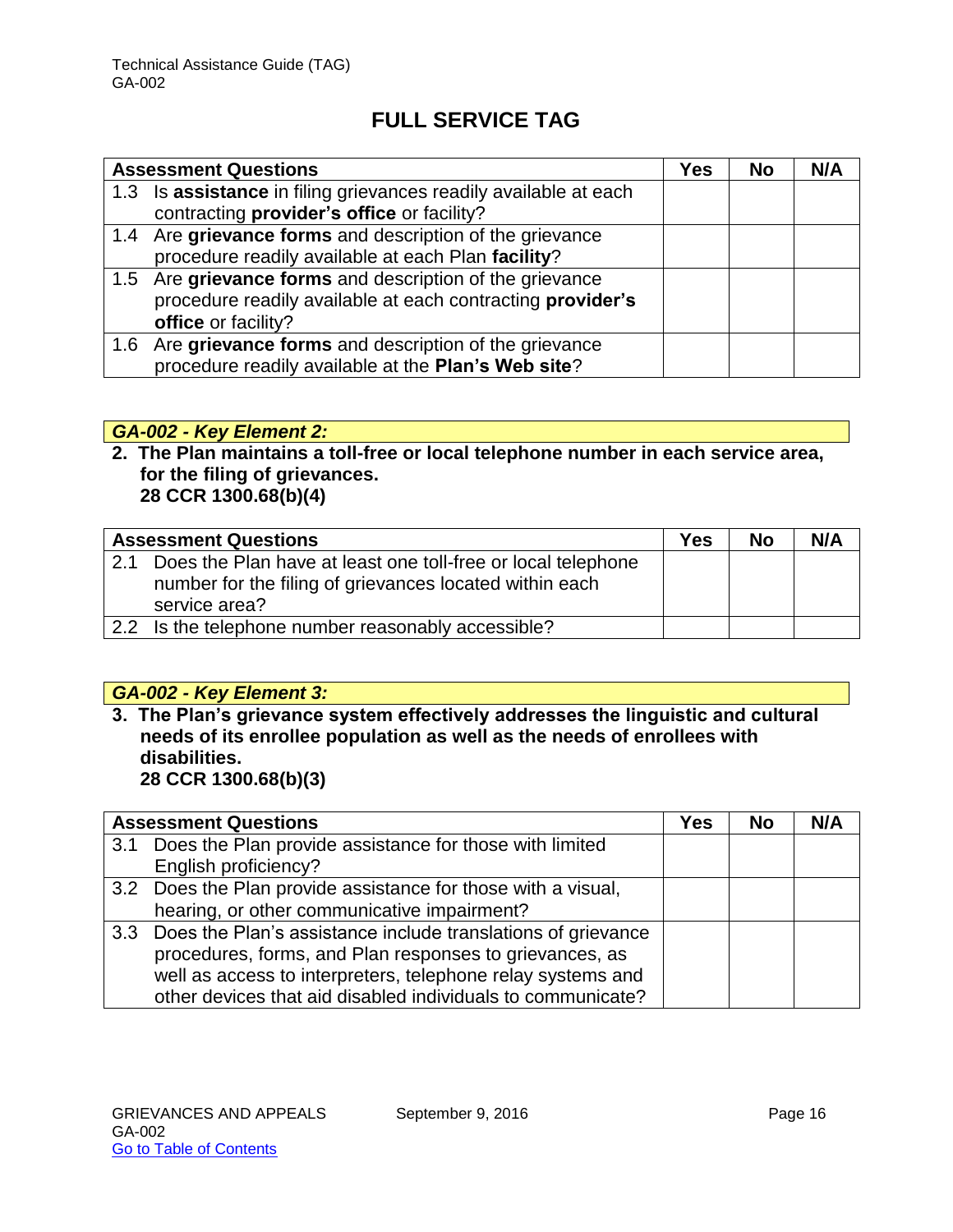# FULL SERVICE TAG

| Assessment Questions | Yes | No | N/A |
|---|---|---|---|
| 1.3 Is **assistance** in filing grievances readily available at each contracting **provider's office** or facility? | | | |
| 1.4 Are **grievance forms** and description of the grievance procedure readily available at each Plan **facility**? | | | |
| 1.5 Are **grievance forms** and description of the grievance procedure readily available at each contracting **provider's office** or facility? | | | |
| 1.6 Are **grievance forms** and description of the grievance procedure readily available at the **Plan's Web site**? | | | |

***GA-002 - Key Element 2:***

**2. The Plan maintains a toll-free or local telephone number in each service area, for the filing of grievances.**
**28 CCR 1300.68(b)(4)**

| Assessment Questions | Yes | No | N/A |
|---|---|---|---|
| 2.1 Does the Plan have at least one toll-free or local telephone number for the filing of grievances located within each service area? | | | |
| 2.2 Is the telephone number reasonably accessible? | | | |

***GA-002 - Key Element 3:***

**3. The Plan's grievance system effectively addresses the linguistic and cultural needs of its enrollee population as well as the needs of enrollees with disabilities.**
**28 CCR 1300.68(b)(3)**

| Assessment Questions | Yes | No | N/A |
|---|---|---|---|
| 3.1 Does the Plan provide assistance for those with limited English proficiency? | | | |
| 3.2 Does the Plan provide assistance for those with a visual, hearing, or other communicative impairment? | | | |
| 3.3 Does the Plan's assistance include translations of grievance procedures, forms, and Plan responses to grievances, as well as access to interpreters, telephone relay systems and other devices that aid disabled individuals to communicate? | | | |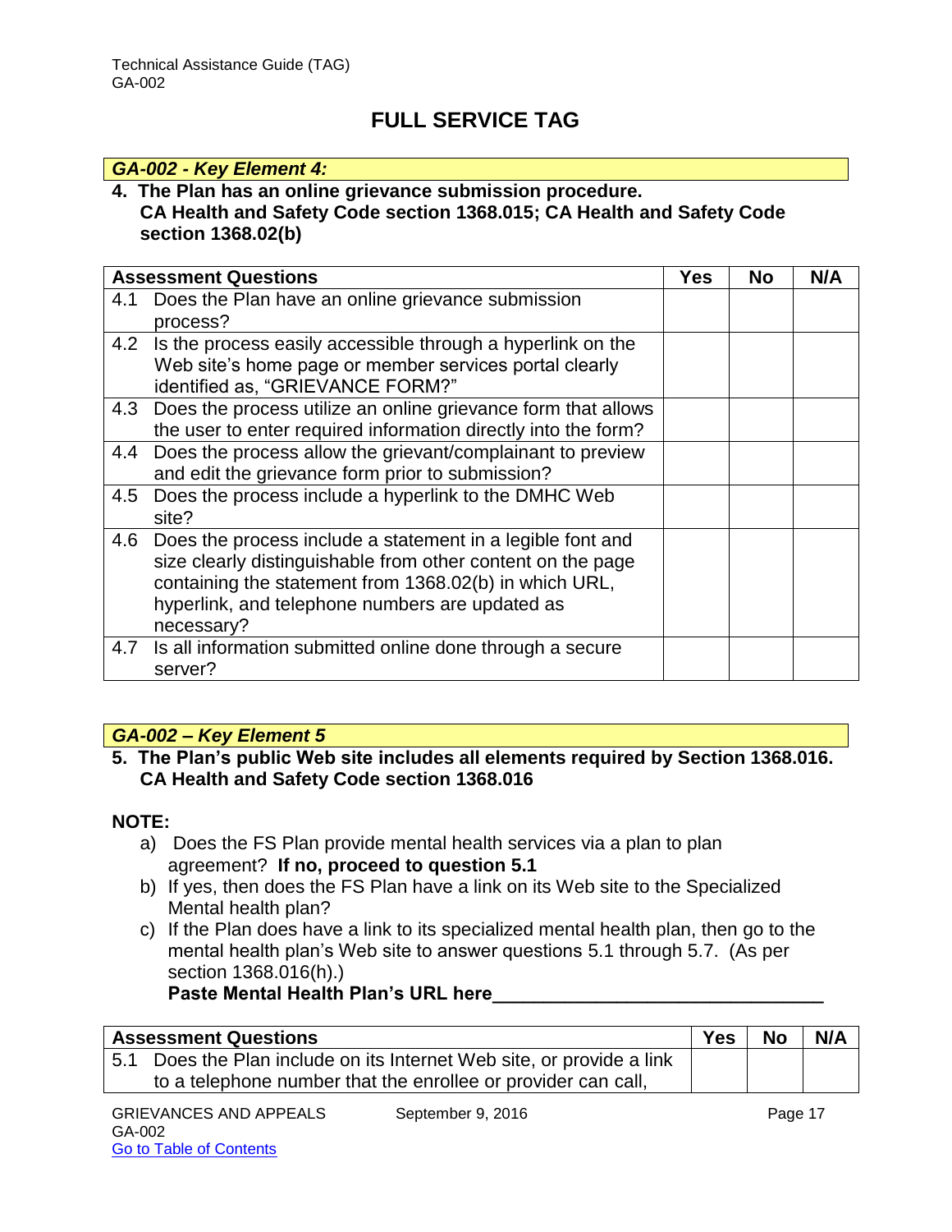# FULL SERVICE TAG

***GA-002 - Key Element 4:***

**4. The Plan has an online grievance submission procedure.**
**CA Health and Safety Code section 1368.015; CA Health and Safety Code section 1368.02(b)**

| Assessment Questions | Yes | No | N/A |
|---|---|---|---|
| 4.1 Does the Plan have an online grievance submission process? | | | |
| 4.2 Is the process easily accessible through a hyperlink on the Web site's home page or member services portal clearly identified as, "GRIEVANCE FORM?" | | | |
| 4.3 Does the process utilize an online grievance form that allows the user to enter required information directly into the form? | | | |
| 4.4 Does the process allow the grievant/complainant to preview and edit the grievance form prior to submission? | | | |
| 4.5 Does the process include a hyperlink to the DMHC Web site? | | | |
| 4.6 Does the process include a statement in a legible font and size clearly distinguishable from other content on the page containing the statement from 1368.02(b) in which URL, hyperlink, and telephone numbers are updated as necessary? | | | |
| 4.7 Is all information submitted online done through a secure server? | | | |

***GA-002 – Key Element 5***

**5. The Plan's public Web site includes all elements required by Section 1368.016.**
**CA Health and Safety Code section 1368.016**

**NOTE:**

a) Does the FS Plan provide mental health services via a plan to plan agreement? **If no, proceed to question 5.1**
b) If yes, then does the FS Plan have a link on its Web site to the Specialized Mental health plan?
c) If the Plan does have a link to its specialized mental health plan, then go to the mental health plan's Web site to answer questions 5.1 through 5.7. (As per section 1368.016(h).)
**Paste Mental Health Plan's URL here________________________________**

| Assessment Questions | Yes | No | N/A |
|---|---|---|---|
| 5.1 Does the Plan include on its Internet Web site, or provide a link to a telephone number that the enrollee or provider can call, | | | |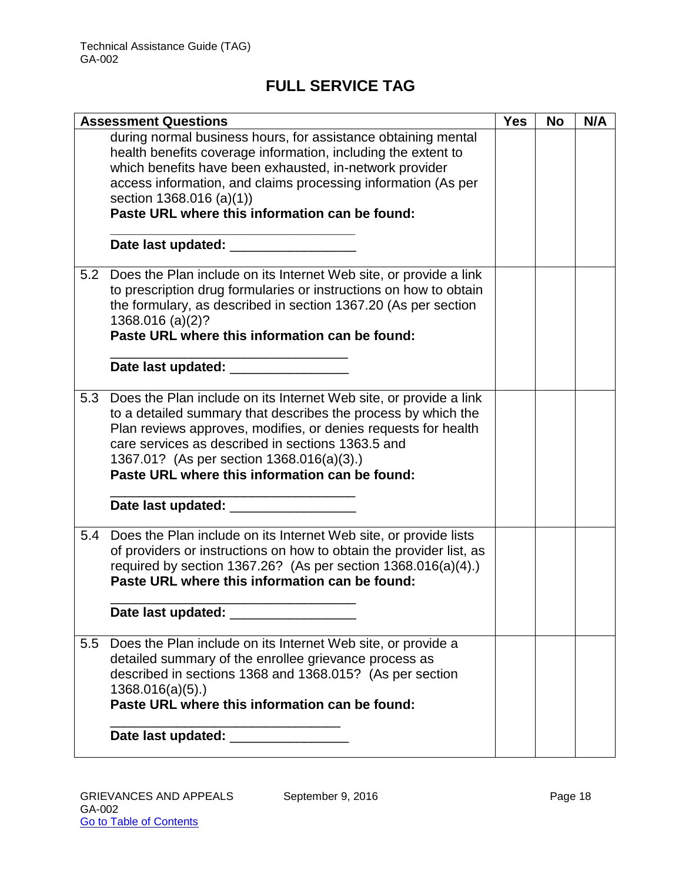## FULL SERVICE TAG

| Assessment Questions | Yes | No | N/A |
|---|---|---|---|
| during normal business hours, for assistance obtaining mental health benefits coverage information, including the extent to which benefits have been exhausted, in-network provider access information, and claims processing information (As per section 1368.016 (a)(1)) **Paste URL where this information can be found:** ________________________________ **Date last updated:** ________________ | | | |
| 5.2 Does the Plan include on its Internet Web site, or provide a link to prescription drug formularies or instructions on how to obtain the formulary, as described in section 1367.20 (As per section 1368.016 (a)(2)? **Paste URL where this information can be found:** ________________________________ **Date last updated:** ________________ | | | |
| 5.3 Does the Plan include on its Internet Web site, or provide a link to a detailed summary that describes the process by which the Plan reviews approves, modifies, or denies requests for health care services as described in sections 1363.5 and 1367.01? (As per section 1368.016(a)(3).) **Paste URL where this information can be found:** ________________________________ **Date last updated:** ________________ | | | |
| 5.4 Does the Plan include on its Internet Web site, or provide lists of providers or instructions on how to obtain the provider list, as required by section 1367.26? (As per section 1368.016(a)(4).) **Paste URL where this information can be found:** ________________________________ **Date last updated:** ________________ | | | |
| 5.5 Does the Plan include on its Internet Web site, or provide a detailed summary of the enrollee grievance process as described in sections 1368 and 1368.015? (As per section 1368.016(a)(5).) **Paste URL where this information can be found:** ________________________________ **Date last updated:** ________________ | | | |

GRIEVANCES AND APPEALS GA-002 September 9, 2016

Go to Table of Contents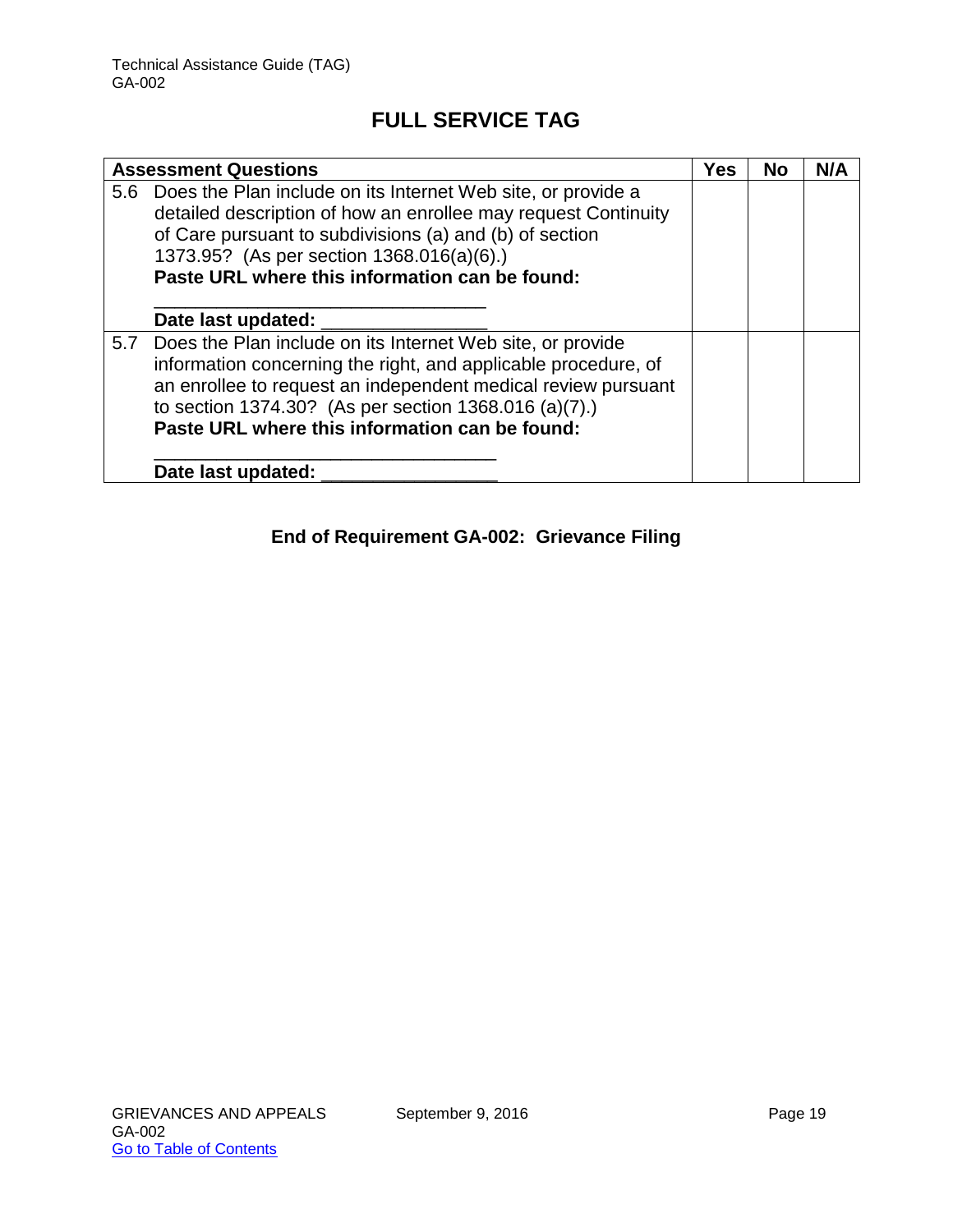## FULL SERVICE TAG

| Assessment Questions | Yes | No | N/A |
|---|---|---|---|
| 5.6 Does the Plan include on its Internet Web site, or provide a detailed description of how an enrollee may request Continuity of Care pursuant to subdivisions (a) and (b) of section 1373.95? (As per section 1368.016(a)(6).) **Paste URL where this information can be found:** ______________________________ **Date last updated:** _______________ | | | |
| 5.7 Does the Plan include on its Internet Web site, or provide information concerning the right, and applicable procedure, of an enrollee to request an independent medical review pursuant to section 1374.30? (As per section 1368.016 (a)(7).) **Paste URL where this information can be found:** ______________________________ **Date last updated:** ________________ | | | |

**End of Requirement GA-002: Grievance Filing**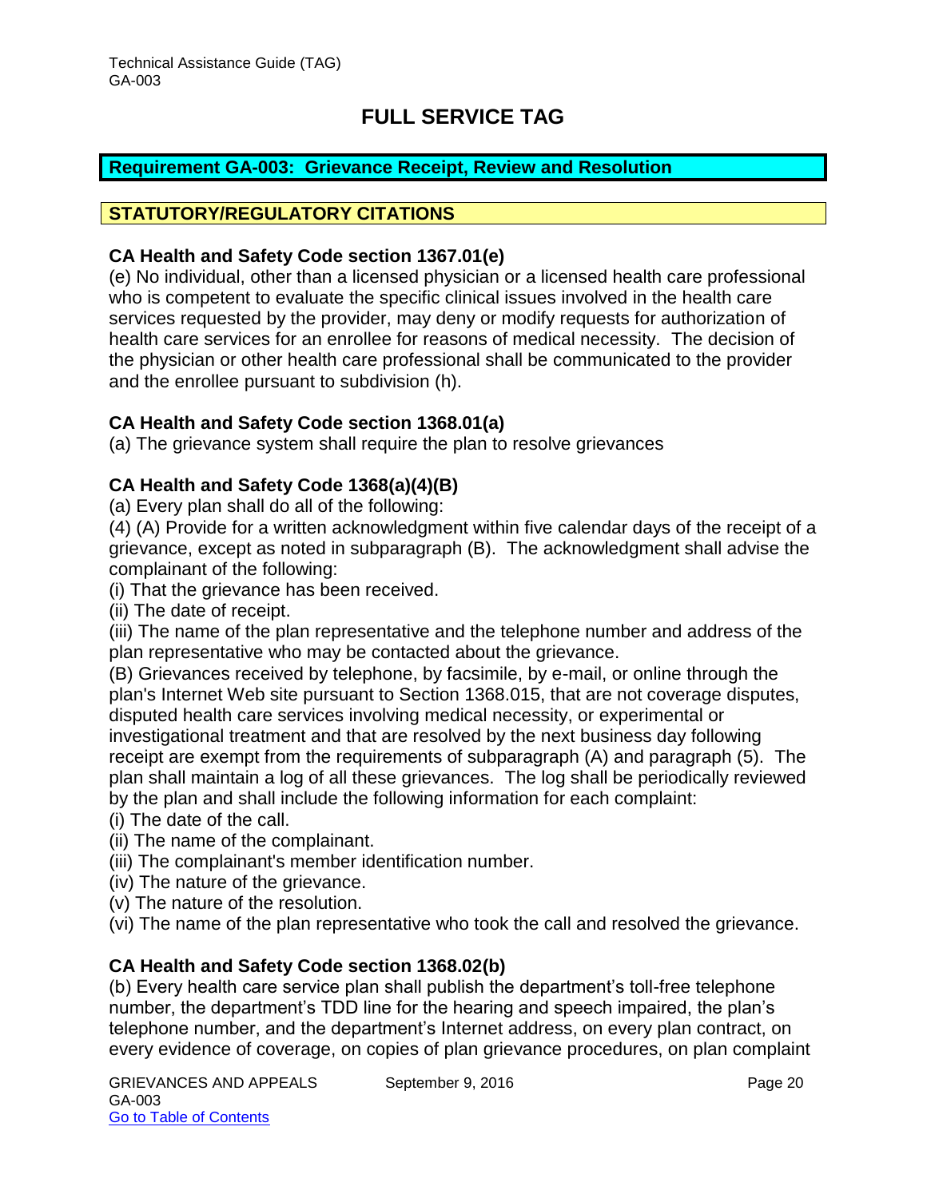# FULL SERVICE TAG

## Requirement GA-003: Grievance Receipt, Review and Resolution

## STATUTORY/REGULATORY CITATIONS

### CA Health and Safety Code section 1367.01(e)

(e) No individual, other than a licensed physician or a licensed health care professional who is competent to evaluate the specific clinical issues involved in the health care services requested by the provider, may deny or modify requests for authorization of health care services for an enrollee for reasons of medical necessity. The decision of the physician or other health care professional shall be communicated to the provider and the enrollee pursuant to subdivision (h).

### CA Health and Safety Code section 1368.01(a)

(a) The grievance system shall require the plan to resolve grievances

### CA Health and Safety Code 1368(a)(4)(B)

(a) Every plan shall do all of the following:

(4) (A) Provide for a written acknowledgment within five calendar days of the receipt of a grievance, except as noted in subparagraph (B). The acknowledgment shall advise the complainant of the following:

(i) That the grievance has been received.

(ii) The date of receipt.

(iii) The name of the plan representative and the telephone number and address of the plan representative who may be contacted about the grievance.

(B) Grievances received by telephone, by facsimile, by e-mail, or online through the plan's Internet Web site pursuant to Section 1368.015, that are not coverage disputes, disputed health care services involving medical necessity, or experimental or investigational treatment and that are resolved by the next business day following receipt are exempt from the requirements of subparagraph (A) and paragraph (5). The plan shall maintain a log of all these grievances. The log shall be periodically reviewed by the plan and shall include the following information for each complaint:

(i) The date of the call.

(ii) The name of the complainant.

(iii) The complainant's member identification number.

(iv) The nature of the grievance.

(v) The nature of the resolution.

(vi) The name of the plan representative who took the call and resolved the grievance.

### CA Health and Safety Code section 1368.02(b)

(b) Every health care service plan shall publish the department's toll-free telephone number, the department's TDD line for the hearing and speech impaired, the plan's telephone number, and the department's Internet address, on every plan contract, on every evidence of coverage, on copies of plan grievance procedures, on plan complaint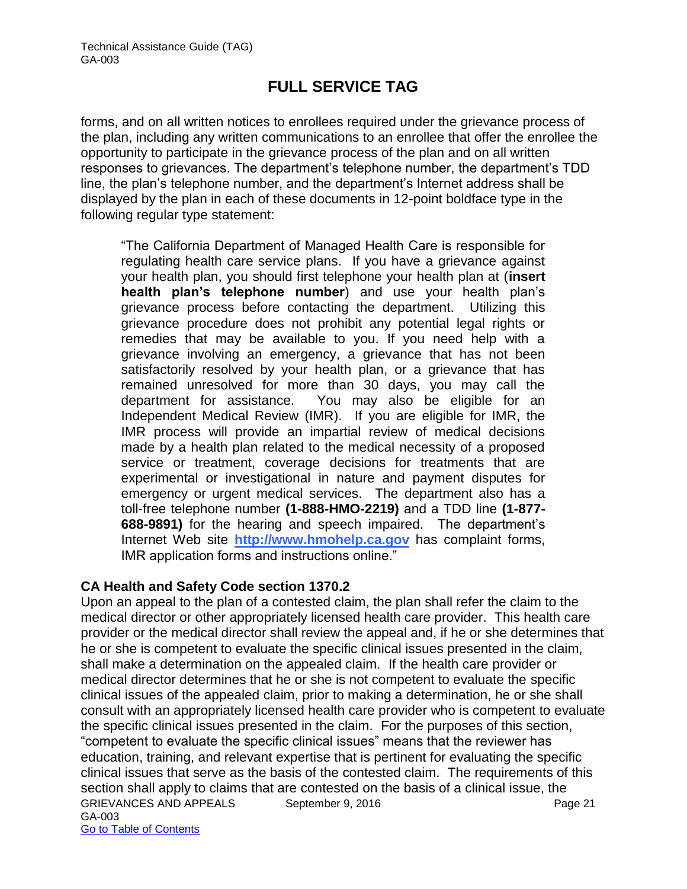forms, and on all written notices to enrollees required under the grievance process of the plan, including any written communications to an enrollee that offer the enrollee the opportunity to participate in the grievance process of the plan and on all written responses to grievances. The department's telephone number, the department's TDD line, the plan's telephone number, and the department's Internet address shall be displayed by the plan in each of these documents in 12-point boldface type in the following regular type statement:

> "The California Department of Managed Health Care is responsible for regulating health care service plans. If you have a grievance against your health plan, you should first telephone your health plan at (**insert health plan's telephone number**) and use your health plan's grievance process before contacting the department. Utilizing this grievance procedure does not prohibit any potential legal rights or remedies that may be available to you. If you need help with a grievance involving an emergency, a grievance that has not been satisfactorily resolved by your health plan, or a grievance that has remained unresolved for more than 30 days, you may call the department for assistance. You may also be eligible for an Independent Medical Review (IMR). If you are eligible for IMR, the IMR process will provide an impartial review of medical decisions made by a health plan related to the medical necessity of a proposed service or treatment, coverage decisions for treatments that are experimental or investigational in nature and payment disputes for emergency or urgent medical services. The department also has a toll-free telephone number **(1-888-HMO-2219)** and a TDD line **(1-877-688-9891)** for the hearing and speech impaired. The department's Internet Web site **http://www.hmohelp.ca.gov** has complaint forms, IMR application forms and instructions online."

### CA Health and Safety Code section 1370.2

Upon an appeal to the plan of a contested claim, the plan shall refer the claim to the medical director or other appropriately licensed health care provider. This health care provider or the medical director shall review the appeal and, if he or she determines that he or she is competent to evaluate the specific clinical issues presented in the claim, shall make a determination on the appealed claim. If the health care provider or medical director determines that he or she is not competent to evaluate the specific clinical issues of the appealed claim, prior to making a determination, he or she shall consult with an appropriately licensed health care provider who is competent to evaluate the specific clinical issues presented in the claim. For the purposes of this section, "competent to evaluate the specific clinical issues" means that the reviewer has education, training, and relevant expertise that is pertinent for evaluating the specific clinical issues that serve as the basis of the contested claim. The requirements of this section shall apply to claims that are contested on the basis of a clinical issue, the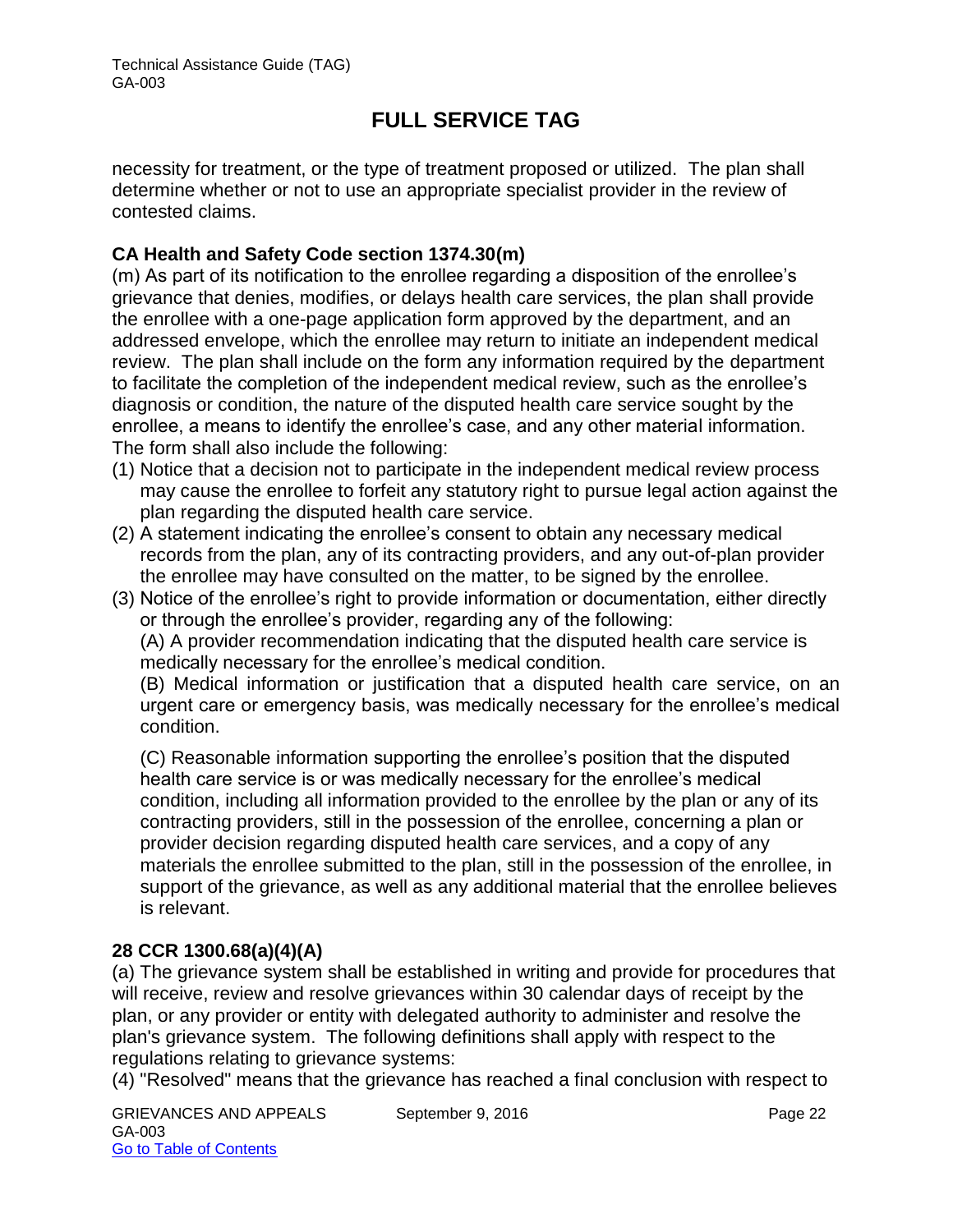necessity for treatment, or the type of treatment proposed or utilized. The plan shall determine whether or not to use an appropriate specialist provider in the review of contested claims.

**CA Health and Safety Code section 1374.30(m)**

(m) As part of its notification to the enrollee regarding a disposition of the enrollee's grievance that denies, modifies, or delays health care services, the plan shall provide the enrollee with a one-page application form approved by the department, and an addressed envelope, which the enrollee may return to initiate an independent medical review. The plan shall include on the form any information required by the department to facilitate the completion of the independent medical review, such as the enrollee's diagnosis or condition, the nature of the disputed health care service sought by the enrollee, a means to identify the enrollee's case, and any other material information. The form shall also include the following:

(1) Notice that a decision not to participate in the independent medical review process may cause the enrollee to forfeit any statutory right to pursue legal action against the plan regarding the disputed health care service.

(2) A statement indicating the enrollee's consent to obtain any necessary medical records from the plan, any of its contracting providers, and any out-of-plan provider the enrollee may have consulted on the matter, to be signed by the enrollee.

(3) Notice of the enrollee's right to provide information or documentation, either directly or through the enrollee's provider, regarding any of the following:

(A) A provider recommendation indicating that the disputed health care service is medically necessary for the enrollee's medical condition.

(B) Medical information or justification that a disputed health care service, on an urgent care or emergency basis, was medically necessary for the enrollee's medical condition.

(C) Reasonable information supporting the enrollee's position that the disputed health care service is or was medically necessary for the enrollee's medical condition, including all information provided to the enrollee by the plan or any of its contracting providers, still in the possession of the enrollee, concerning a plan or provider decision regarding disputed health care services, and a copy of any materials the enrollee submitted to the plan, still in the possession of the enrollee, in support of the grievance, as well as any additional material that the enrollee believes is relevant.

**28 CCR 1300.68(a)(4)(A)**

(a) The grievance system shall be established in writing and provide for procedures that will receive, review and resolve grievances within 30 calendar days of receipt by the plan, or any provider or entity with delegated authority to administer and resolve the plan's grievance system. The following definitions shall apply with respect to the regulations relating to grievance systems:

(4) "Resolved" means that the grievance has reached a final conclusion with respect to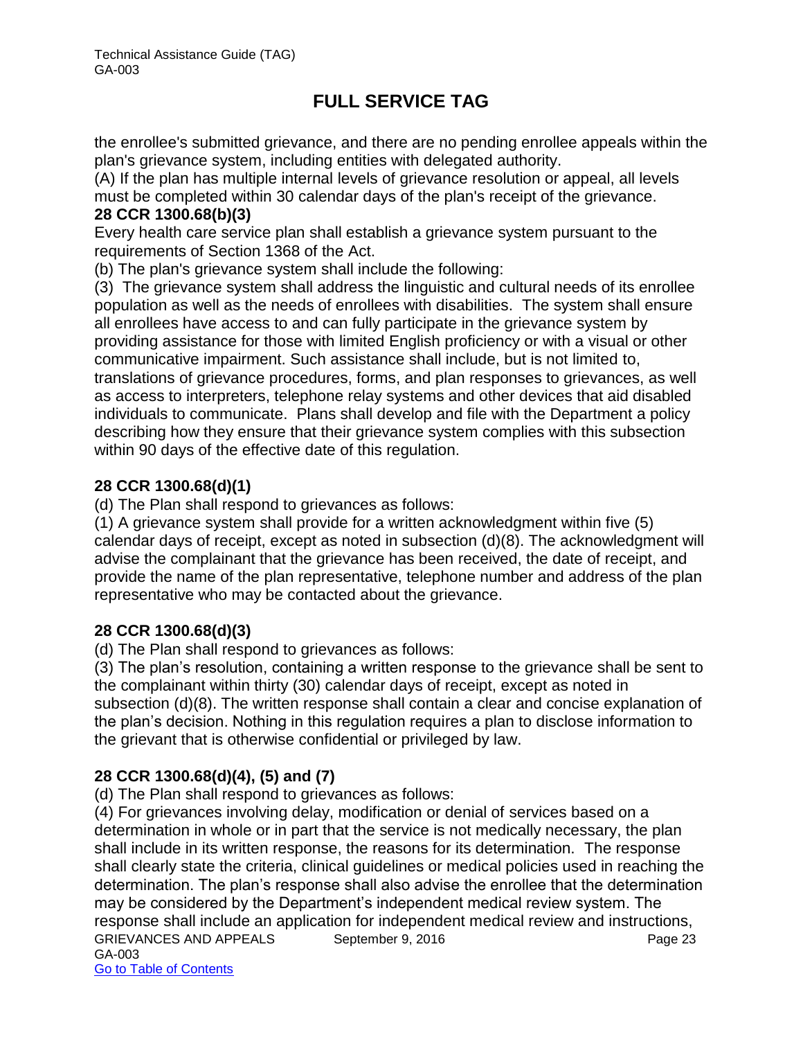the enrollee's submitted grievance, and there are no pending enrollee appeals within the plan's grievance system, including entities with delegated authority.

(A) If the plan has multiple internal levels of grievance resolution or appeal, all levels must be completed within 30 calendar days of the plan's receipt of the grievance.

**28 CCR 1300.68(b)(3)**

Every health care service plan shall establish a grievance system pursuant to the requirements of Section 1368 of the Act.

(b) The plan's grievance system shall include the following:

(3) The grievance system shall address the linguistic and cultural needs of its enrollee population as well as the needs of enrollees with disabilities. The system shall ensure all enrollees have access to and can fully participate in the grievance system by providing assistance for those with limited English proficiency or with a visual or other communicative impairment. Such assistance shall include, but is not limited to, translations of grievance procedures, forms, and plan responses to grievances, as well as access to interpreters, telephone relay systems and other devices that aid disabled individuals to communicate. Plans shall develop and file with the Department a policy describing how they ensure that their grievance system complies with this subsection within 90 days of the effective date of this regulation.

**28 CCR 1300.68(d)(1)**

(d) The Plan shall respond to grievances as follows:

(1) A grievance system shall provide for a written acknowledgment within five (5) calendar days of receipt, except as noted in subsection (d)(8). The acknowledgment will advise the complainant that the grievance has been received, the date of receipt, and provide the name of the plan representative, telephone number and address of the plan representative who may be contacted about the grievance.

**28 CCR 1300.68(d)(3)**

(d) The Plan shall respond to grievances as follows:

(3) The plan's resolution, containing a written response to the grievance shall be sent to the complainant within thirty (30) calendar days of receipt, except as noted in subsection (d)(8). The written response shall contain a clear and concise explanation of the plan's decision. Nothing in this regulation requires a plan to disclose information to the grievant that is otherwise confidential or privileged by law.

**28 CCR 1300.68(d)(4), (5) and (7)**

(d) The Plan shall respond to grievances as follows:

(4) For grievances involving delay, modification or denial of services based on a determination in whole or in part that the service is not medically necessary, the plan shall include in its written response, the reasons for its determination. The response shall clearly state the criteria, clinical guidelines or medical policies used in reaching the determination. The plan's response shall also advise the enrollee that the determination may be considered by the Department's independent medical review system. The response shall include an application for independent medical review and instructions,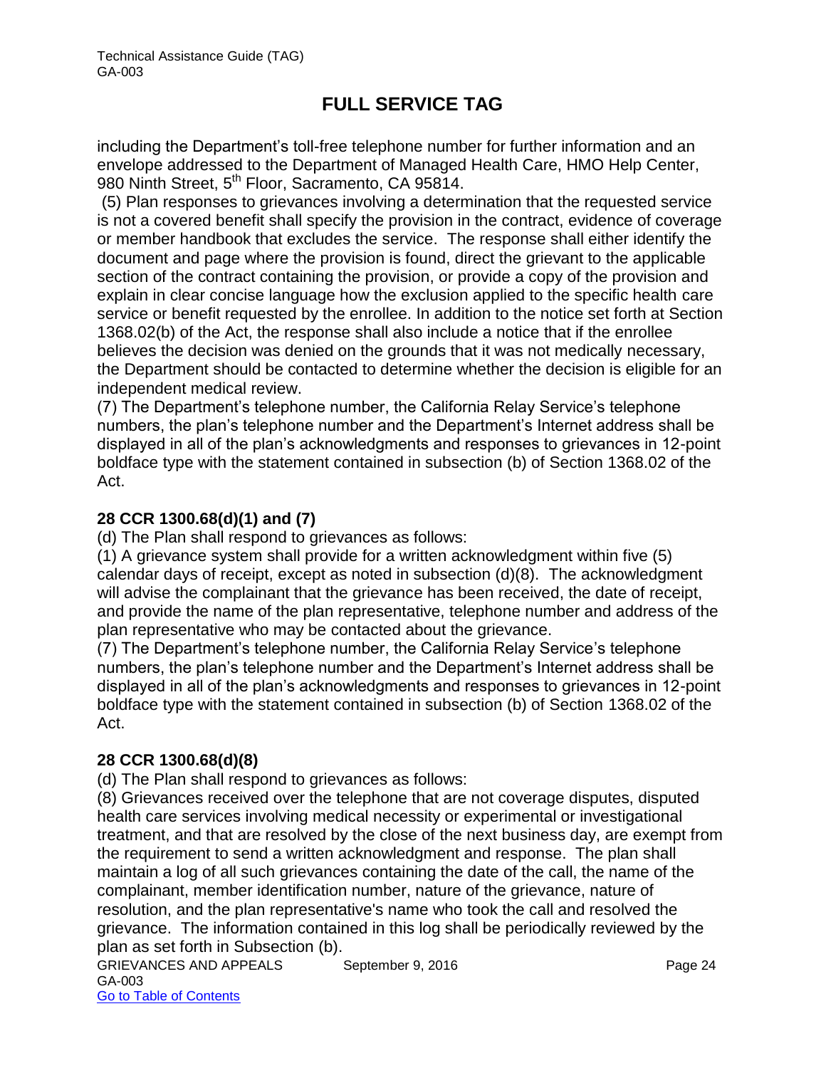including the Department's toll-free telephone number for further information and an envelope addressed to the Department of Managed Health Care, HMO Help Center, 980 Ninth Street, 5th Floor, Sacramento, CA 95814.

(5) Plan responses to grievances involving a determination that the requested service is not a covered benefit shall specify the provision in the contract, evidence of coverage or member handbook that excludes the service. The response shall either identify the document and page where the provision is found, direct the grievant to the applicable section of the contract containing the provision, or provide a copy of the provision and explain in clear concise language how the exclusion applied to the specific health care service or benefit requested by the enrollee. In addition to the notice set forth at Section 1368.02(b) of the Act, the response shall also include a notice that if the enrollee believes the decision was denied on the grounds that it was not medically necessary, the Department should be contacted to determine whether the decision is eligible for an independent medical review.

(7) The Department's telephone number, the California Relay Service's telephone numbers, the plan's telephone number and the Department's Internet address shall be displayed in all of the plan's acknowledgments and responses to grievances in 12-point boldface type with the statement contained in subsection (b) of Section 1368.02 of the Act.

**28 CCR 1300.68(d)(1) and (7)**

(d) The Plan shall respond to grievances as follows:

(1) A grievance system shall provide for a written acknowledgment within five (5) calendar days of receipt, except as noted in subsection (d)(8). The acknowledgment will advise the complainant that the grievance has been received, the date of receipt, and provide the name of the plan representative, telephone number and address of the plan representative who may be contacted about the grievance.

(7) The Department's telephone number, the California Relay Service's telephone numbers, the plan's telephone number and the Department's Internet address shall be displayed in all of the plan's acknowledgments and responses to grievances in 12-point boldface type with the statement contained in subsection (b) of Section 1368.02 of the Act.

**28 CCR 1300.68(d)(8)**

(d) The Plan shall respond to grievances as follows:

(8) Grievances received over the telephone that are not coverage disputes, disputed health care services involving medical necessity or experimental or investigational treatment, and that are resolved by the close of the next business day, are exempt from the requirement to send a written acknowledgment and response. The plan shall maintain a log of all such grievances containing the date of the call, the name of the complainant, member identification number, nature of the grievance, nature of resolution, and the plan representative's name who took the call and resolved the grievance. The information contained in this log shall be periodically reviewed by the plan as set forth in Subsection (b).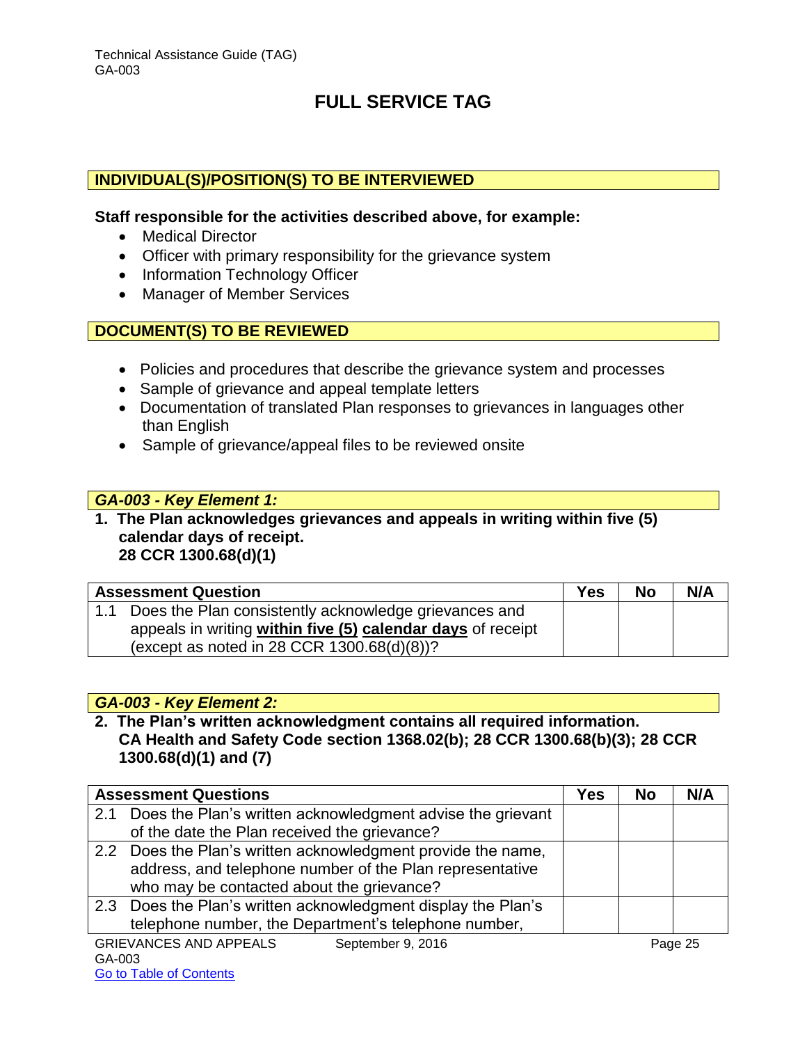# FULL SERVICE TAG

## INDIVIDUAL(S)/POSITION(S) TO BE INTERVIEWED

**Staff responsible for the activities described above, for example:**

- Medical Director
- Officer with primary responsibility for the grievance system
- Information Technology Officer
- Manager of Member Services

## DOCUMENT(S) TO BE REVIEWED

- Policies and procedures that describe the grievance system and processes
- Sample of grievance and appeal template letters
- Documentation of translated Plan responses to grievances in languages other than English
- Sample of grievance/appeal files to be reviewed onsite

### *GA-003 - Key Element 1:*

**1. The Plan acknowledges grievances and appeals in writing within five (5) calendar days of receipt.**
**28 CCR 1300.68(d)(1)**

| Assessment Question | Yes | No | N/A |
|---|---|---|---|
| 1.1 Does the Plan consistently acknowledge grievances and appeals in writing **within five (5) calendar days** of receipt (except as noted in 28 CCR 1300.68(d)(8))? | | | |

### *GA-003 - Key Element 2:*

**2. The Plan's written acknowledgment contains all required information.**
**CA Health and Safety Code section 1368.02(b); 28 CCR 1300.68(b)(3); 28 CCR 1300.68(d)(1) and (7)**

| Assessment Questions | Yes | No | N/A |
|---|---|---|---|
| 2.1 Does the Plan's written acknowledgment advise the grievant of the date the Plan received the grievance? | | | |
| 2.2 Does the Plan's written acknowledgment provide the name, address, and telephone number of the Plan representative who may be contacted about the grievance? | | | |
| 2.3 Does the Plan's written acknowledgment display the Plan's telephone number, the Department's telephone number, | | | |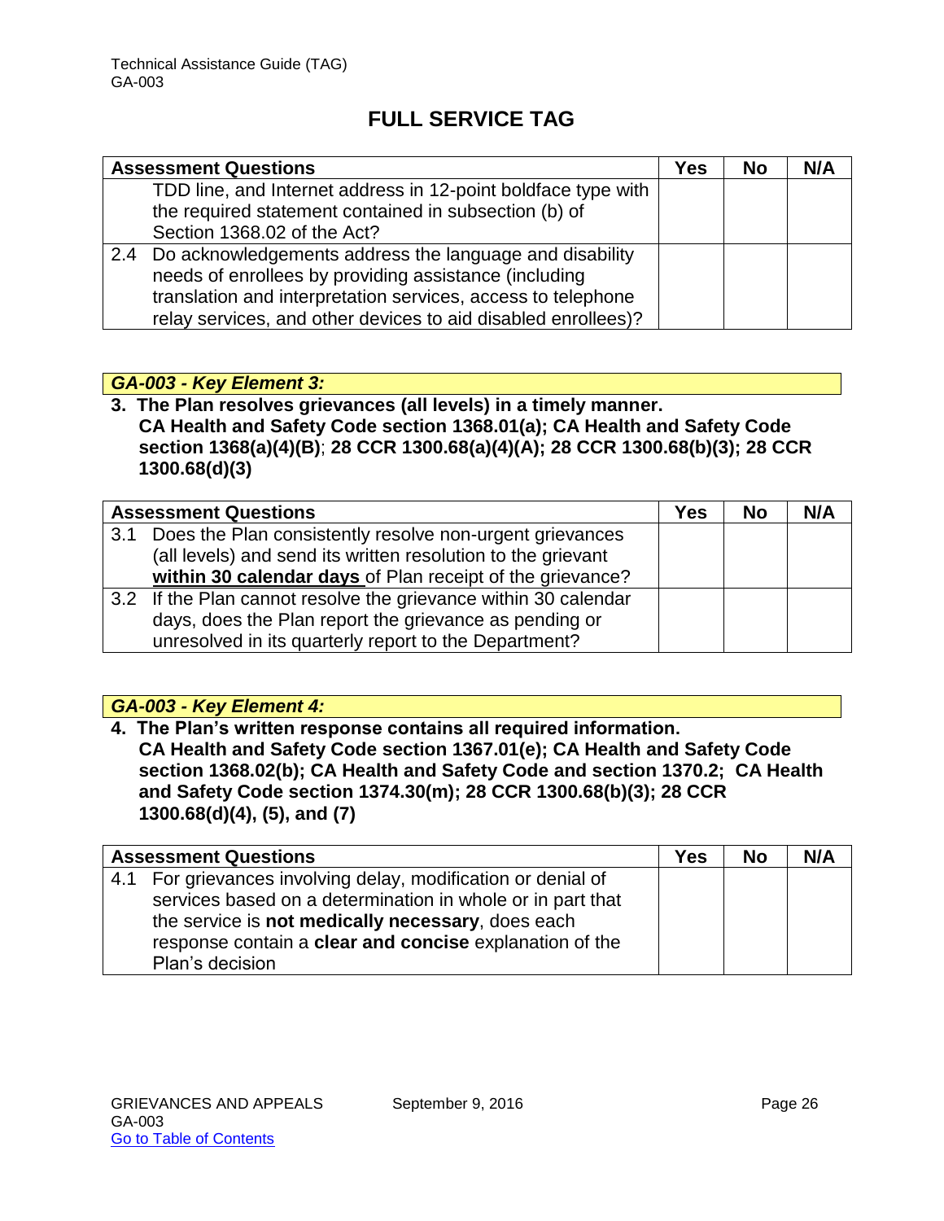## FULL SERVICE TAG

| Assessment Questions | Yes | No | N/A |
|---|---|---|---|
| TDD line, and Internet address in 12-point boldface type with the required statement contained in subsection (b) of Section 1368.02 of the Act? | | | |
| 2.4 Do acknowledgements address the language and disability needs of enrollees by providing assistance (including translation and interpretation services, access to telephone relay services, and other devices to aid disabled enrollees)? | | | |

***GA-003 - Key Element 3:***

**3. The Plan resolves grievances (all levels) in a timely manner.**
**CA Health and Safety Code section 1368.01(a); CA Health and Safety Code section 1368(a)(4)(B); 28 CCR 1300.68(a)(4)(A); 28 CCR 1300.68(b)(3); 28 CCR 1300.68(d)(3)**

| Assessment Questions | Yes | No | N/A |
|---|---|---|---|
| 3.1 Does the Plan consistently resolve non-urgent grievances (all levels) and send its written resolution to the grievant **within 30 calendar days** of Plan receipt of the grievance? | | | |
| 3.2 If the Plan cannot resolve the grievance within 30 calendar days, does the Plan report the grievance as pending or unresolved in its quarterly report to the Department? | | | |

***GA-003 - Key Element 4:***

**4. The Plan's written response contains all required information.**
**CA Health and Safety Code section 1367.01(e); CA Health and Safety Code section 1368.02(b); CA Health and Safety Code and section 1370.2; CA Health and Safety Code section 1374.30(m); 28 CCR 1300.68(b)(3); 28 CCR 1300.68(d)(4), (5), and (7)**

| Assessment Questions | Yes | No | N/A |
|---|---|---|---|
| 4.1 For grievances involving delay, modification or denial of services based on a determination in whole or in part that the service is **not medically necessary**, does each response contain a **clear and concise** explanation of the Plan's decision | | | |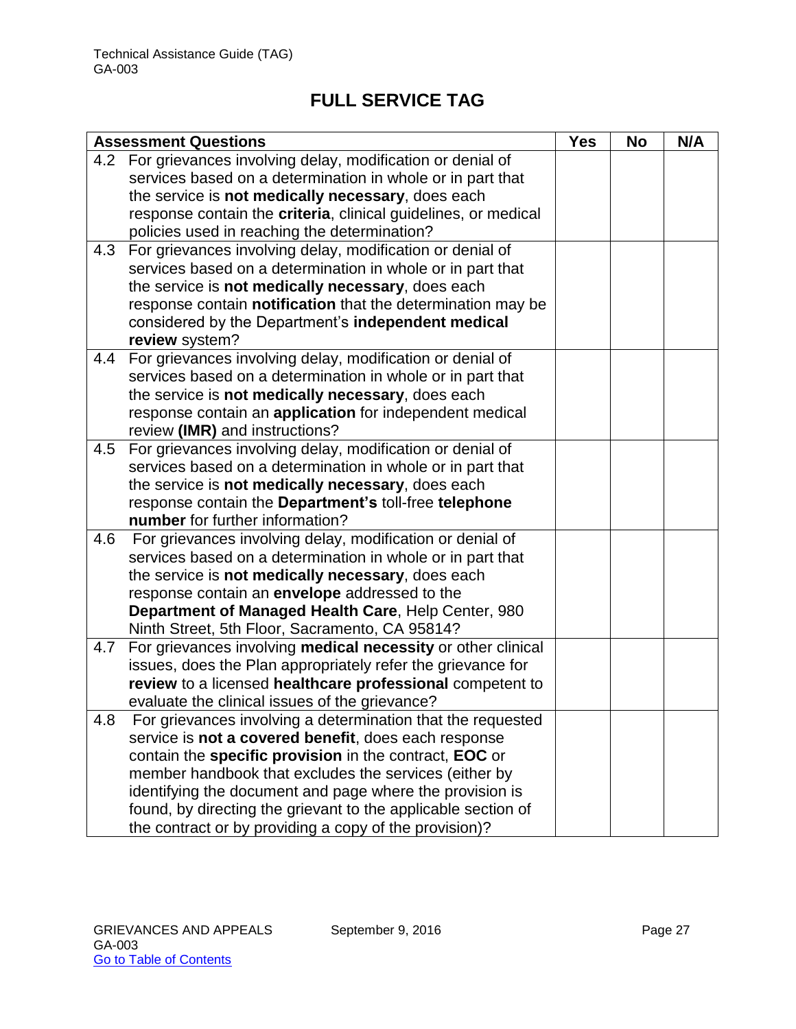## FULL SERVICE TAG

| Assessment Questions | Yes | No | N/A |
|---|---|---|---|
| 4.2 For grievances involving delay, modification or denial of services based on a determination in whole or in part that the service is **not medically necessary**, does each response contain the **criteria**, clinical guidelines, or medical policies used in reaching the determination? | | | |
| 4.3 For grievances involving delay, modification or denial of services based on a determination in whole or in part that the service is **not medically necessary**, does each response contain **notification** that the determination may be considered by the Department's **independent medical review** system? | | | |
| 4.4 For grievances involving delay, modification or denial of services based on a determination in whole or in part that the service is **not medically necessary**, does each response contain an **application** for independent medical review **(IMR)** and instructions? | | | |
| 4.5 For grievances involving delay, modification or denial of services based on a determination in whole or in part that the service is **not medically necessary**, does each response contain the **Department's** toll-free **telephone number** for further information? | | | |
| 4.6 For grievances involving delay, modification or denial of services based on a determination in whole or in part that the service is **not medically necessary**, does each response contain an **envelope** addressed to the **Department of Managed Health Care**, Help Center, 980 Ninth Street, 5th Floor, Sacramento, CA 95814? | | | |
| 4.7 For grievances involving **medical necessity** or other clinical issues, does the Plan appropriately refer the grievance for **review** to a licensed **healthcare professional** competent to evaluate the clinical issues of the grievance? | | | |
| 4.8 For grievances involving a determination that the requested service is **not a covered benefit**, does each response contain the **specific provision** in the contract, **EOC** or member handbook that excludes the services (either by identifying the document and page where the provision is found, by directing the grievant to the applicable section of the contract or by providing a copy of the provision)? | | | |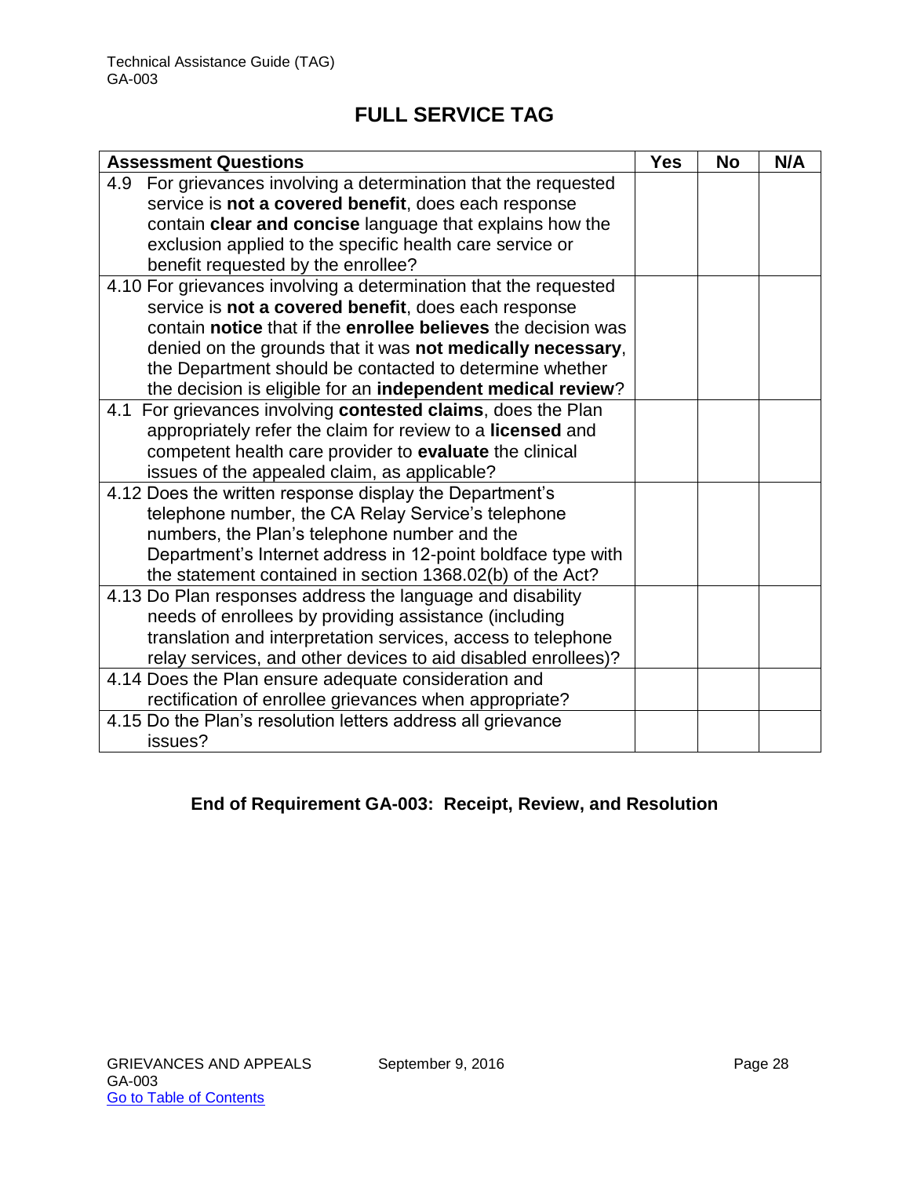# FULL SERVICE TAG

| Assessment Questions | Yes | No | N/A |
|---|---|---|---|
| 4.9 For grievances involving a determination that the requested service is **not a covered benefit**, does each response contain **clear and concise** language that explains how the exclusion applied to the specific health care service or benefit requested by the enrollee? | | | |
| 4.10 For grievances involving a determination that the requested service is **not a covered benefit**, does each response contain **notice** that if the **enrollee believes** the decision was denied on the grounds that it was **not medically necessary**, the Department should be contacted to determine whether the decision is eligible for an **independent medical review**? | | | |
| 4.1 For grievances involving **contested claims**, does the Plan appropriately refer the claim for review to a **licensed** and competent health care provider to **evaluate** the clinical issues of the appealed claim, as applicable? | | | |
| 4.12 Does the written response display the Department's telephone number, the CA Relay Service's telephone numbers, the Plan's telephone number and the Department's Internet address in 12-point boldface type with the statement contained in section 1368.02(b) of the Act? | | | |
| 4.13 Do Plan responses address the language and disability needs of enrollees by providing assistance (including translation and interpretation services, access to telephone relay services, and other devices to aid disabled enrollees)? | | | |
| 4.14 Does the Plan ensure adequate consideration and rectification of enrollee grievances when appropriate? | | | |
| 4.15 Do the Plan's resolution letters address all grievance issues? | | | |

**End of Requirement GA-003: Receipt, Review, and Resolution**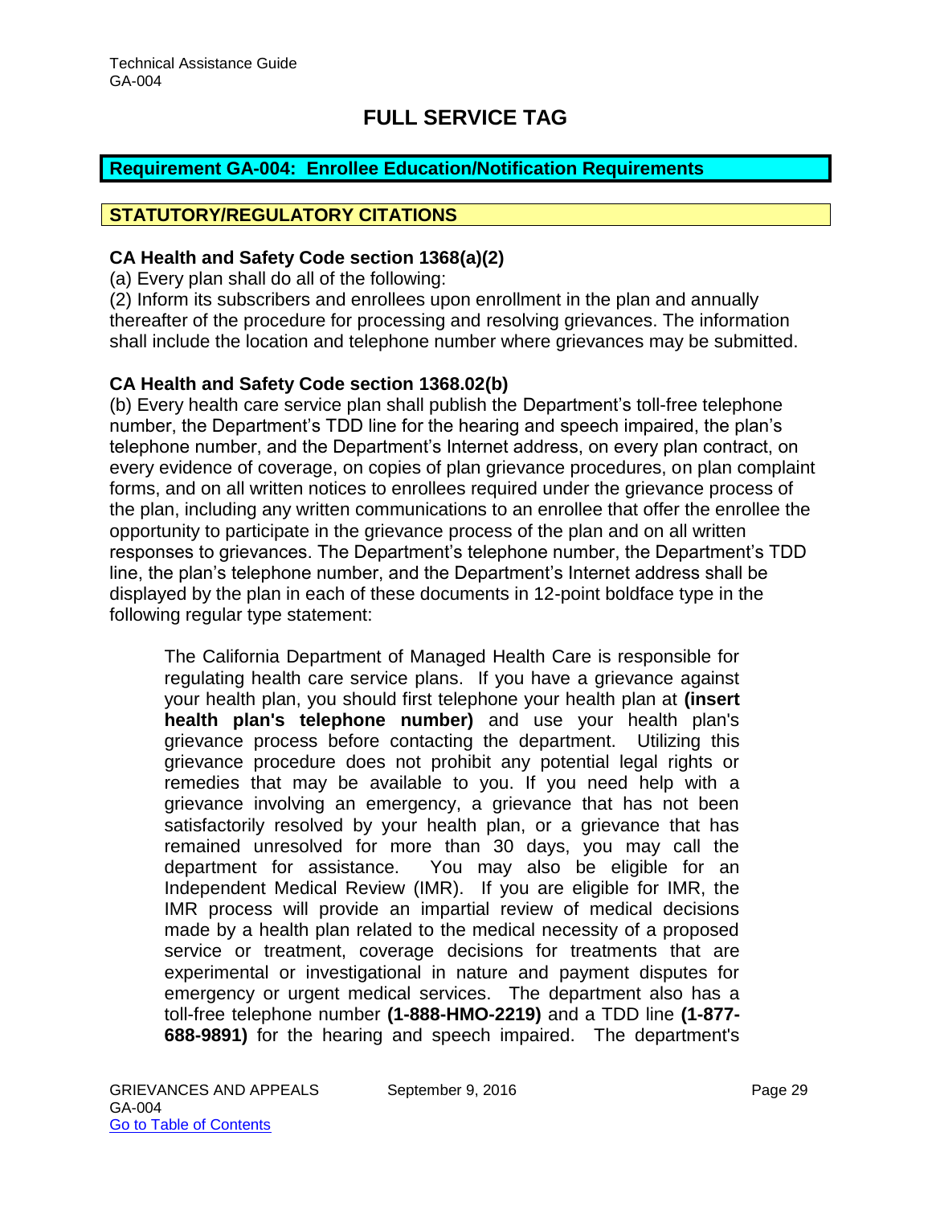# FULL SERVICE TAG

**Requirement GA-004: Enrollee Education/Notification Requirements**

**STATUTORY/REGULATORY CITATIONS**

**CA Health and Safety Code section 1368(a)(2)**

(a) Every plan shall do all of the following:

(2) Inform its subscribers and enrollees upon enrollment in the plan and annually thereafter of the procedure for processing and resolving grievances. The information shall include the location and telephone number where grievances may be submitted.

**CA Health and Safety Code section 1368.02(b)**

(b) Every health care service plan shall publish the Department's toll-free telephone number, the Department's TDD line for the hearing and speech impaired, the plan's telephone number, and the Department's Internet address, on every plan contract, on every evidence of coverage, on copies of plan grievance procedures, on plan complaint forms, and on all written notices to enrollees required under the grievance process of the plan, including any written communications to an enrollee that offer the enrollee the opportunity to participate in the grievance process of the plan and on all written responses to grievances. The Department's telephone number, the Department's TDD line, the plan's telephone number, and the Department's Internet address shall be displayed by the plan in each of these documents in 12-point boldface type in the following regular type statement:

> The California Department of Managed Health Care is responsible for regulating health care service plans. If you have a grievance against your health plan, you should first telephone your health plan at **(insert health plan's telephone number)** and use your health plan's grievance process before contacting the department. Utilizing this grievance procedure does not prohibit any potential legal rights or remedies that may be available to you. If you need help with a grievance involving an emergency, a grievance that has not been satisfactorily resolved by your health plan, or a grievance that has remained unresolved for more than 30 days, you may call the department for assistance. You may also be eligible for an Independent Medical Review (IMR). If you are eligible for IMR, the IMR process will provide an impartial review of medical decisions made by a health plan related to the medical necessity of a proposed service or treatment, coverage decisions for treatments that are experimental or investigational in nature and payment disputes for emergency or urgent medical services. The department also has a toll-free telephone number **(1-888-HMO-2219)** and a TDD line **(1-877-688-9891)** for the hearing and speech impaired. The department's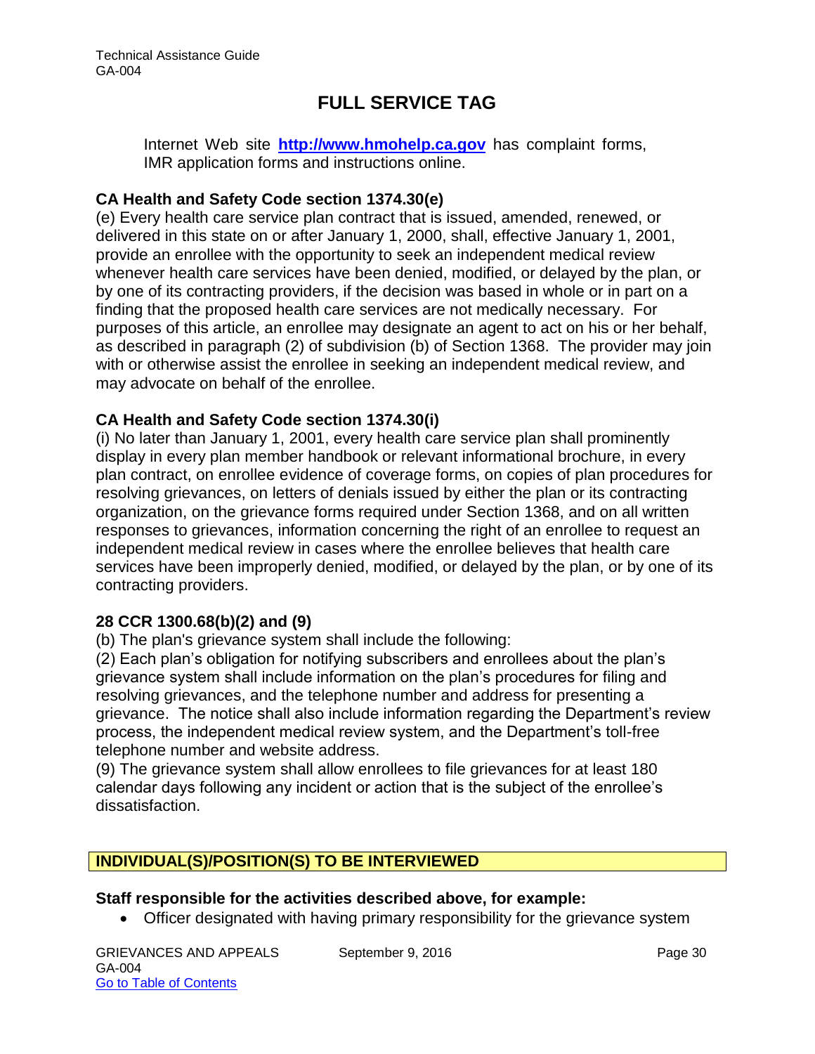## FULL SERVICE TAG

Internet Web site **http://www.hmohelp.ca.gov** has complaint forms, IMR application forms and instructions online.

**CA Health and Safety Code section 1374.30(e)**

(e) Every health care service plan contract that is issued, amended, renewed, or delivered in this state on or after January 1, 2000, shall, effective January 1, 2001, provide an enrollee with the opportunity to seek an independent medical review whenever health care services have been denied, modified, or delayed by the plan, or by one of its contracting providers, if the decision was based in whole or in part on a finding that the proposed health care services are not medically necessary. For purposes of this article, an enrollee may designate an agent to act on his or her behalf, as described in paragraph (2) of subdivision (b) of Section 1368. The provider may join with or otherwise assist the enrollee in seeking an independent medical review, and may advocate on behalf of the enrollee.

**CA Health and Safety Code section 1374.30(i)**

(i) No later than January 1, 2001, every health care service plan shall prominently display in every plan member handbook or relevant informational brochure, in every plan contract, on enrollee evidence of coverage forms, on copies of plan procedures for resolving grievances, on letters of denials issued by either the plan or its contracting organization, on the grievance forms required under Section 1368, and on all written responses to grievances, information concerning the right of an enrollee to request an independent medical review in cases where the enrollee believes that health care services have been improperly denied, modified, or delayed by the plan, or by one of its contracting providers.

**28 CCR 1300.68(b)(2) and (9)**

(b) The plan's grievance system shall include the following:

(2) Each plan's obligation for notifying subscribers and enrollees about the plan's grievance system shall include information on the plan's procedures for filing and resolving grievances, and the telephone number and address for presenting a grievance. The notice shall also include information regarding the Department's review process, the independent medical review system, and the Department's toll-free telephone number and website address.

(9) The grievance system shall allow enrollees to file grievances for at least 180 calendar days following any incident or action that is the subject of the enrollee's dissatisfaction.

### INDIVIDUAL(S)/POSITION(S) TO BE INTERVIEWED

**Staff responsible for the activities described above, for example:**

- Officer designated with having primary responsibility for the grievance system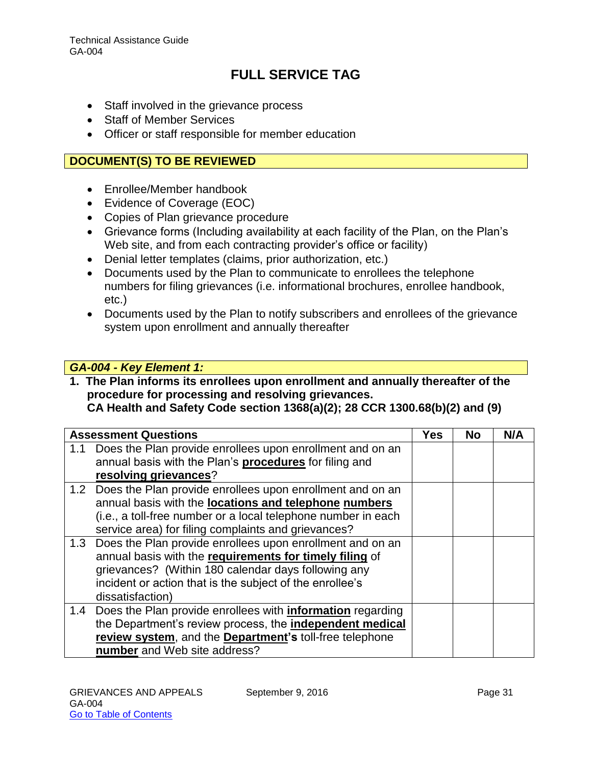# FULL SERVICE TAG

- Staff involved in the grievance process
- Staff of Member Services
- Officer or staff responsible for member education

**DOCUMENT(S) TO BE REVIEWED**

- Enrollee/Member handbook
- Evidence of Coverage (EOC)
- Copies of Plan grievance procedure
- Grievance forms (Including availability at each facility of the Plan, on the Plan's Web site, and from each contracting provider's office or facility)
- Denial letter templates (claims, prior authorization, etc.)
- Documents used by the Plan to communicate to enrollees the telephone numbers for filing grievances (i.e. informational brochures, enrollee handbook, etc.)
- Documents used by the Plan to notify subscribers and enrollees of the grievance system upon enrollment and annually thereafter

***GA-004 - Key Element 1:***

**1. The Plan informs its enrollees upon enrollment and annually thereafter of the procedure for processing and resolving grievances.**
**CA Health and Safety Code section 1368(a)(2); 28 CCR 1300.68(b)(2) and (9)**

| Assessment Questions | Yes | No | N/A |
|---|---|---|---|
| 1.1 Does the Plan provide enrollees upon enrollment and on an annual basis with the Plan's **procedures** for filing and **resolving grievances**? | | | |
| 1.2 Does the Plan provide enrollees upon enrollment and on an annual basis with the **locations and telephone numbers** (i.e., a toll-free number or a local telephone number in each service area) for filing complaints and grievances? | | | |
| 1.3 Does the Plan provide enrollees upon enrollment and on an annual basis with the **requirements for timely filing** of grievances? (Within 180 calendar days following any incident or action that is the subject of the enrollee's dissatisfaction) | | | |
| 1.4 Does the Plan provide enrollees with **information** regarding the Department's review process, the **independent medical review system**, and the **Department's** toll-free telephone **number** and Web site address? | | | |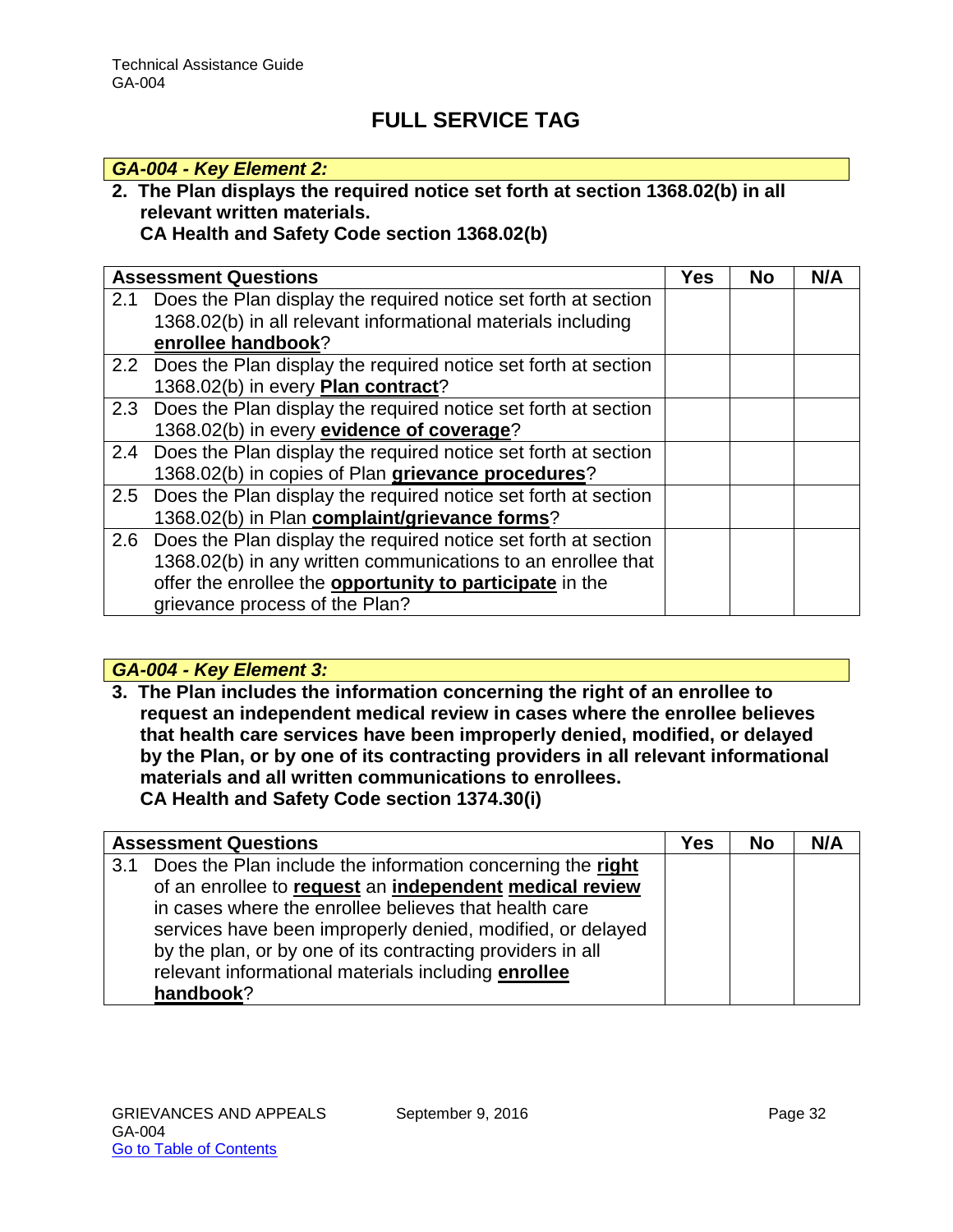# FULL SERVICE TAG

***GA-004 - Key Element 2:***

**2. The Plan displays the required notice set forth at section 1368.02(b) in all relevant written materials.**
**CA Health and Safety Code section 1368.02(b)**

| Assessment Questions | Yes | No | N/A |
|---|---|---|---|
| 2.1 Does the Plan display the required notice set forth at section 1368.02(b) in all relevant informational materials including **enrollee handbook**? | | | |
| 2.2 Does the Plan display the required notice set forth at section 1368.02(b) in every **Plan contract**? | | | |
| 2.3 Does the Plan display the required notice set forth at section 1368.02(b) in every **evidence of coverage**? | | | |
| 2.4 Does the Plan display the required notice set forth at section 1368.02(b) in copies of Plan **grievance procedures**? | | | |
| 2.5 Does the Plan display the required notice set forth at section 1368.02(b) in Plan **complaint/grievance forms**? | | | |
| 2.6 Does the Plan display the required notice set forth at section 1368.02(b) in any written communications to an enrollee that offer the enrollee the **opportunity to participate** in the grievance process of the Plan? | | | |

***GA-004 - Key Element 3:***

**3. The Plan includes the information concerning the right of an enrollee to request an independent medical review in cases where the enrollee believes that health care services have been improperly denied, modified, or delayed by the Plan, or by one of its contracting providers in all relevant informational materials and all written communications to enrollees.**
**CA Health and Safety Code section 1374.30(i)**

| Assessment Questions | Yes | No | N/A |
|---|---|---|---|
| 3.1 Does the Plan include the information concerning the **right** of an enrollee to **request** an **independent medical review** in cases where the enrollee believes that health care services have been improperly denied, modified, or delayed by the plan, or by one of its contracting providers in all relevant informational materials including **enrollee handbook**? | | | |

GRIEVANCES AND APPEALS
GA-004
Go to Table of Contents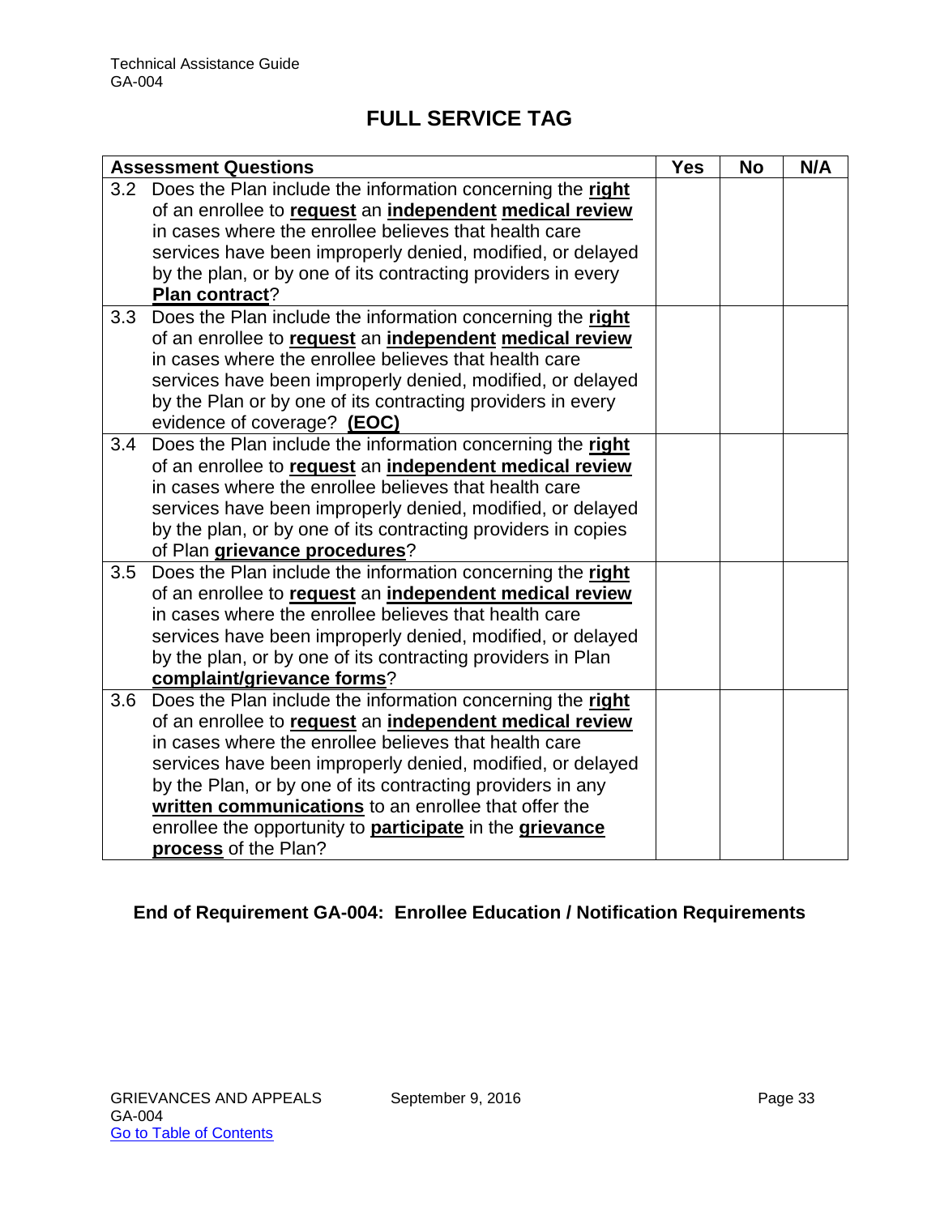## FULL SERVICE TAG

| Assessment Questions | Yes | No | N/A |
|---|---|---|---|
| 3.2 Does the Plan include the information concerning the **right** of an enrollee to **request** an **independent medical review** in cases where the enrollee believes that health care services have been improperly denied, modified, or delayed by the plan, or by one of its contracting providers in every **Plan contract**? | | | |
| 3.3 Does the Plan include the information concerning the **right** of an enrollee to **request** an **independent medical review** in cases where the enrollee believes that health care services have been improperly denied, modified, or delayed by the Plan or by one of its contracting providers in every evidence of coverage? **(EOC)** | | | |
| 3.4 Does the Plan include the information concerning the **right** of an enrollee to **request** an **independent medical review** in cases where the enrollee believes that health care services have been improperly denied, modified, or delayed by the plan, or by one of its contracting providers in copies of Plan **grievance procedures**? | | | |
| 3.5 Does the Plan include the information concerning the **right** of an enrollee to **request** an **independent medical review** in cases where the enrollee believes that health care services have been improperly denied, modified, or delayed by the plan, or by one of its contracting providers in Plan **complaint/grievance forms**? | | | |
| 3.6 Does the Plan include the information concerning the **right** of an enrollee to **request** an **independent medical review** in cases where the enrollee believes that health care services have been improperly denied, modified, or delayed by the Plan, or by one of its contracting providers in any **written communications** to an enrollee that offer the enrollee the opportunity to **participate** in the **grievance process** of the Plan? | | | |

### End of Requirement GA-004: Enrollee Education / Notification Requirements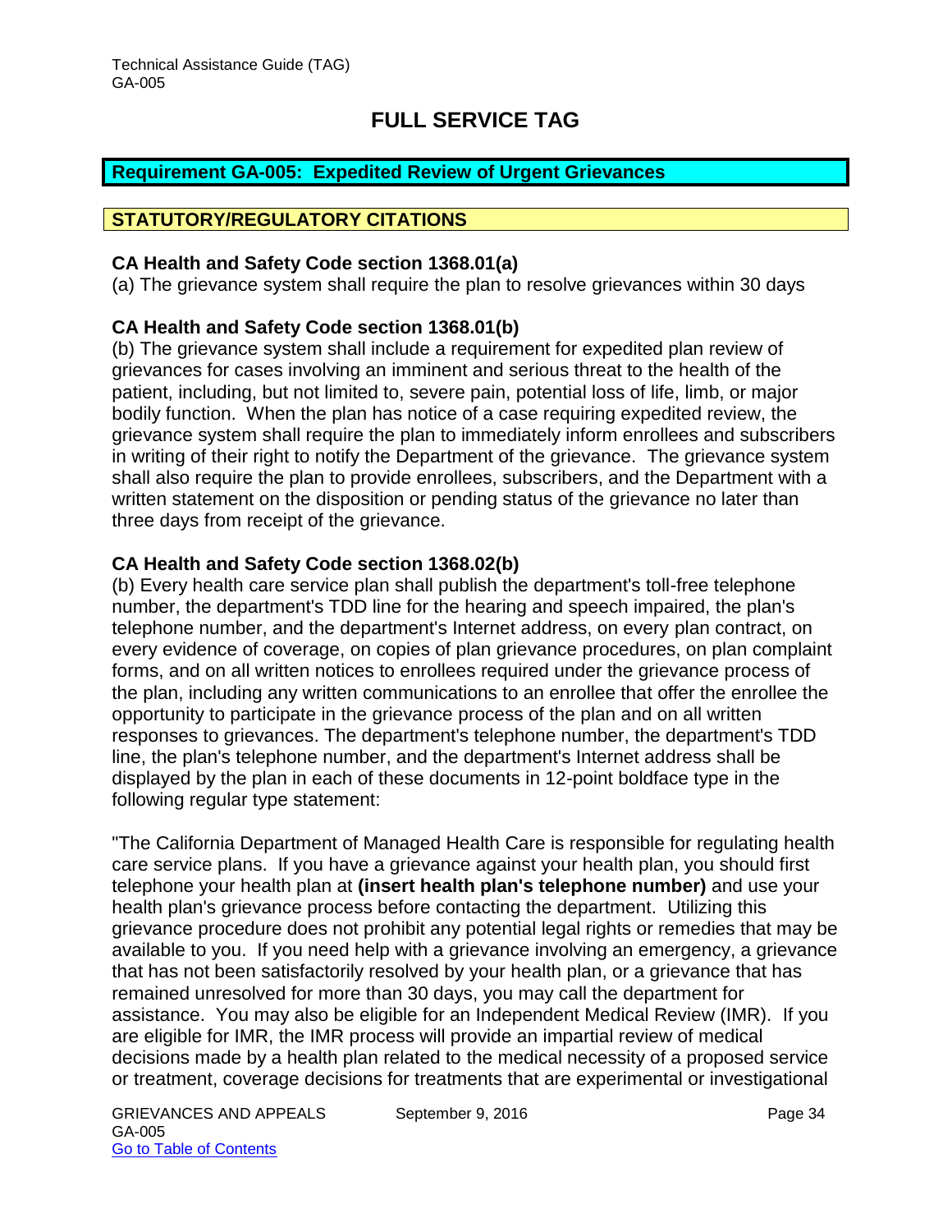# FULL SERVICE TAG

## Requirement GA-005: Expedited Review of Urgent Grievances

## STATUTORY/REGULATORY CITATIONS

**CA Health and Safety Code section 1368.01(a)**
(a) The grievance system shall require the plan to resolve grievances within 30 days

**CA Health and Safety Code section 1368.01(b)**
(b) The grievance system shall include a requirement for expedited plan review of grievances for cases involving an imminent and serious threat to the health of the patient, including, but not limited to, severe pain, potential loss of life, limb, or major bodily function. When the plan has notice of a case requiring expedited review, the grievance system shall require the plan to immediately inform enrollees and subscribers in writing of their right to notify the Department of the grievance. The grievance system shall also require the plan to provide enrollees, subscribers, and the Department with a written statement on the disposition or pending status of the grievance no later than three days from receipt of the grievance.

**CA Health and Safety Code section 1368.02(b)**
(b) Every health care service plan shall publish the department's toll-free telephone number, the department's TDD line for the hearing and speech impaired, the plan's telephone number, and the department's Internet address, on every plan contract, on every evidence of coverage, on copies of plan grievance procedures, on plan complaint forms, and on all written notices to enrollees required under the grievance process of the plan, including any written communications to an enrollee that offer the enrollee the opportunity to participate in the grievance process of the plan and on all written responses to grievances. The department's telephone number, the department's TDD line, the plan's telephone number, and the department's Internet address shall be displayed by the plan in each of these documents in 12-point boldface type in the following regular type statement:

"The California Department of Managed Health Care is responsible for regulating health care service plans. If you have a grievance against your health plan, you should first telephone your health plan at **(insert health plan's telephone number)** and use your health plan's grievance process before contacting the department. Utilizing this grievance procedure does not prohibit any potential legal rights or remedies that may be available to you. If you need help with a grievance involving an emergency, a grievance that has not been satisfactorily resolved by your health plan, or a grievance that has remained unresolved for more than 30 days, you may call the department for assistance. You may also be eligible for an Independent Medical Review (IMR). If you are eligible for IMR, the IMR process will provide an impartial review of medical decisions made by a health plan related to the medical necessity of a proposed service or treatment, coverage decisions for treatments that are experimental or investigational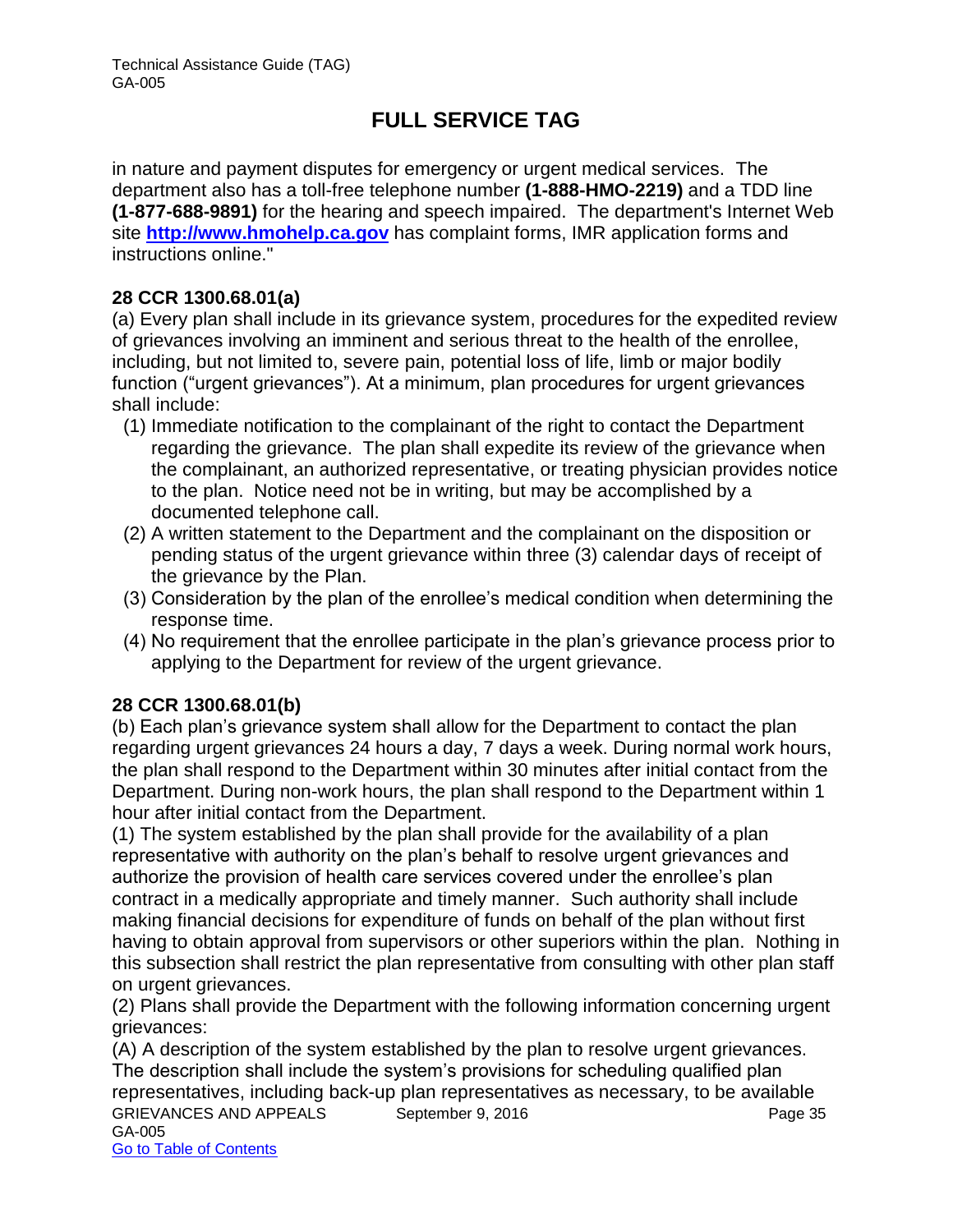in nature and payment disputes for emergency or urgent medical services. The department also has a toll-free telephone number **(1-888-HMO-2219)** and a TDD line **(1-877-688-9891)** for the hearing and speech impaired. The department's Internet Web site **[http://www.hmohelp.ca.gov](http://www.hmohelp.ca.gov)** has complaint forms, IMR application forms and instructions online."

**28 CCR 1300.68.01(a)**

(a) Every plan shall include in its grievance system, procedures for the expedited review of grievances involving an imminent and serious threat to the health of the enrollee, including, but not limited to, severe pain, potential loss of life, limb or major bodily function ("urgent grievances"). At a minimum, plan procedures for urgent grievances shall include:

(1) Immediate notification to the complainant of the right to contact the Department regarding the grievance. The plan shall expedite its review of the grievance when the complainant, an authorized representative, or treating physician provides notice to the plan. Notice need not be in writing, but may be accomplished by a documented telephone call.

(2) A written statement to the Department and the complainant on the disposition or pending status of the urgent grievance within three (3) calendar days of receipt of the grievance by the Plan.

(3) Consideration by the plan of the enrollee's medical condition when determining the response time.

(4) No requirement that the enrollee participate in the plan's grievance process prior to applying to the Department for review of the urgent grievance.

**28 CCR 1300.68.01(b)**

(b) Each plan's grievance system shall allow for the Department to contact the plan regarding urgent grievances 24 hours a day, 7 days a week. During normal work hours, the plan shall respond to the Department within 30 minutes after initial contact from the Department. During non-work hours, the plan shall respond to the Department within 1 hour after initial contact from the Department.

(1) The system established by the plan shall provide for the availability of a plan representative with authority on the plan's behalf to resolve urgent grievances and authorize the provision of health care services covered under the enrollee's plan contract in a medically appropriate and timely manner. Such authority shall include making financial decisions for expenditure of funds on behalf of the plan without first having to obtain approval from supervisors or other superiors within the plan. Nothing in this subsection shall restrict the plan representative from consulting with other plan staff on urgent grievances.

(2) Plans shall provide the Department with the following information concerning urgent grievances:

(A) A description of the system established by the plan to resolve urgent grievances. The description shall include the system's provisions for scheduling qualified plan representatives, including back-up plan representatives as necessary, to be available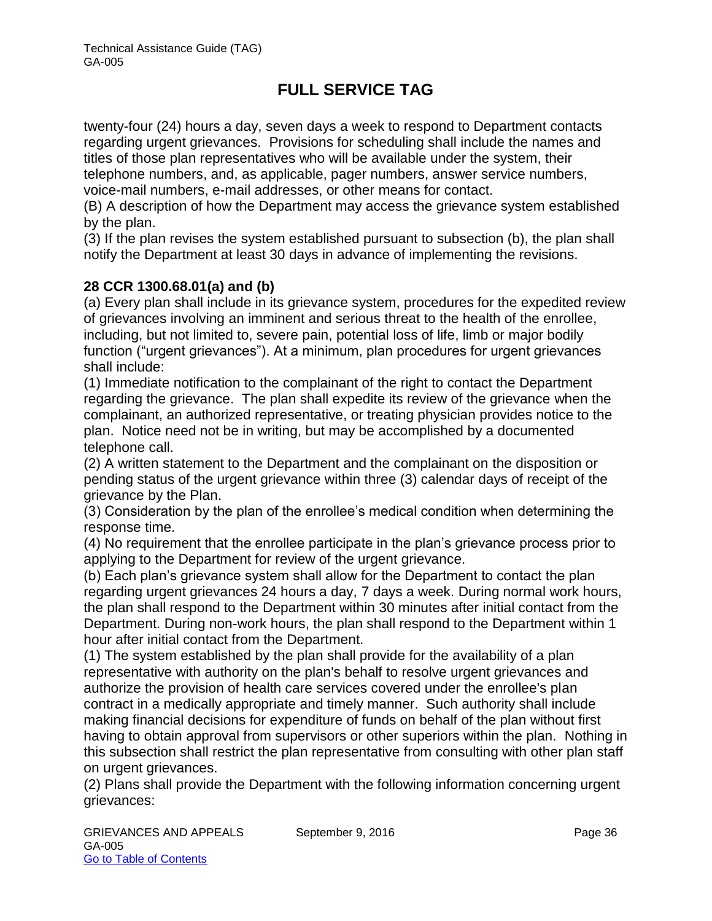twenty-four (24) hours a day, seven days a week to respond to Department contacts regarding urgent grievances. Provisions for scheduling shall include the names and titles of those plan representatives who will be available under the system, their telephone numbers, and, as applicable, pager numbers, answer service numbers, voice-mail numbers, e-mail addresses, or other means for contact.

(B) A description of how the Department may access the grievance system established by the plan.

(3) If the plan revises the system established pursuant to subsection (b), the plan shall notify the Department at least 30 days in advance of implementing the revisions.

**28 CCR 1300.68.01(a) and (b)**

(a) Every plan shall include in its grievance system, procedures for the expedited review of grievances involving an imminent and serious threat to the health of the enrollee, including, but not limited to, severe pain, potential loss of life, limb or major bodily function ("urgent grievances"). At a minimum, plan procedures for urgent grievances shall include:

(1) Immediate notification to the complainant of the right to contact the Department regarding the grievance. The plan shall expedite its review of the grievance when the complainant, an authorized representative, or treating physician provides notice to the plan. Notice need not be in writing, but may be accomplished by a documented telephone call.

(2) A written statement to the Department and the complainant on the disposition or pending status of the urgent grievance within three (3) calendar days of receipt of the grievance by the Plan.

(3) Consideration by the plan of the enrollee's medical condition when determining the response time.

(4) No requirement that the enrollee participate in the plan's grievance process prior to applying to the Department for review of the urgent grievance.

(b) Each plan's grievance system shall allow for the Department to contact the plan regarding urgent grievances 24 hours a day, 7 days a week. During normal work hours, the plan shall respond to the Department within 30 minutes after initial contact from the Department. During non-work hours, the plan shall respond to the Department within 1 hour after initial contact from the Department.

(1) The system established by the plan shall provide for the availability of a plan representative with authority on the plan's behalf to resolve urgent grievances and authorize the provision of health care services covered under the enrollee's plan contract in a medically appropriate and timely manner. Such authority shall include making financial decisions for expenditure of funds on behalf of the plan without first having to obtain approval from supervisors or other superiors within the plan. Nothing in this subsection shall restrict the plan representative from consulting with other plan staff on urgent grievances.

(2) Plans shall provide the Department with the following information concerning urgent grievances: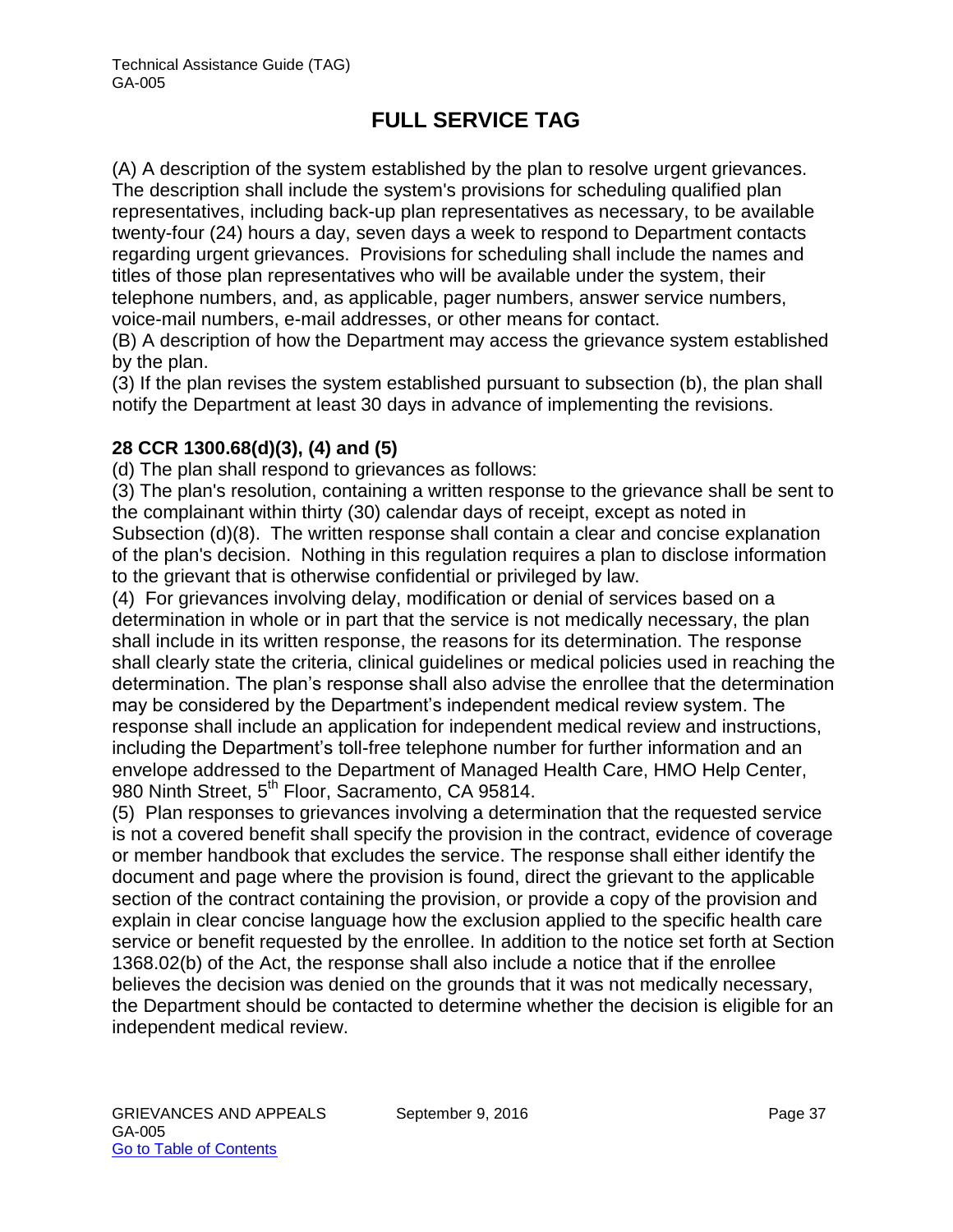# FULL SERVICE TAG

(A) A description of the system established by the plan to resolve urgent grievances. The description shall include the system's provisions for scheduling qualified plan representatives, including back-up plan representatives as necessary, to be available twenty-four (24) hours a day, seven days a week to respond to Department contacts regarding urgent grievances. Provisions for scheduling shall include the names and titles of those plan representatives who will be available under the system, their telephone numbers, and, as applicable, pager numbers, answer service numbers, voice-mail numbers, e-mail addresses, or other means for contact.
(B) A description of how the Department may access the grievance system established by the plan.
(3) If the plan revises the system established pursuant to subsection (b), the plan shall notify the Department at least 30 days in advance of implementing the revisions.

**28 CCR 1300.68(d)(3), (4) and (5)**

(d) The plan shall respond to grievances as follows:
(3) The plan's resolution, containing a written response to the grievance shall be sent to the complainant within thirty (30) calendar days of receipt, except as noted in Subsection (d)(8). The written response shall contain a clear and concise explanation of the plan's decision. Nothing in this regulation requires a plan to disclose information to the grievant that is otherwise confidential or privileged by law.
(4) For grievances involving delay, modification or denial of services based on a determination in whole or in part that the service is not medically necessary, the plan shall include in its written response, the reasons for its determination. The response shall clearly state the criteria, clinical guidelines or medical policies used in reaching the determination. The plan's response shall also advise the enrollee that the determination may be considered by the Department's independent medical review system. The response shall include an application for independent medical review and instructions, including the Department's toll-free telephone number for further information and an envelope addressed to the Department of Managed Health Care, HMO Help Center, 980 Ninth Street, 5th Floor, Sacramento, CA 95814.
(5) Plan responses to grievances involving a determination that the requested service is not a covered benefit shall specify the provision in the contract, evidence of coverage or member handbook that excludes the service. The response shall either identify the document and page where the provision is found, direct the grievant to the applicable section of the contract containing the provision, or provide a copy of the provision and explain in clear concise language how the exclusion applied to the specific health care service or benefit requested by the enrollee. In addition to the notice set forth at Section 1368.02(b) of the Act, the response shall also include a notice that if the enrollee believes the decision was denied on the grounds that it was not medically necessary, the Department should be contacted to determine whether the decision is eligible for an independent medical review.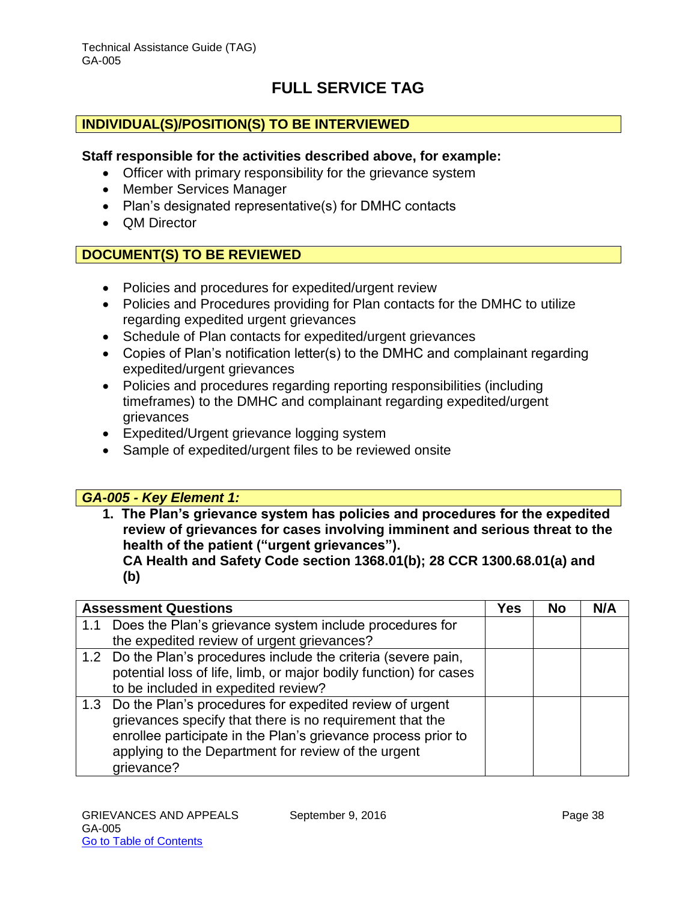# FULL SERVICE TAG

## INDIVIDUAL(S)/POSITION(S) TO BE INTERVIEWED

**Staff responsible for the activities described above, for example:**

- Officer with primary responsibility for the grievance system
- Member Services Manager
- Plan's designated representative(s) for DMHC contacts
- QM Director

## DOCUMENT(S) TO BE REVIEWED

- Policies and procedures for expedited/urgent review
- Policies and Procedures providing for Plan contacts for the DMHC to utilize regarding expedited urgent grievances
- Schedule of Plan contacts for expedited/urgent grievances
- Copies of Plan's notification letter(s) to the DMHC and complainant regarding expedited/urgent grievances
- Policies and procedures regarding reporting responsibilities (including timeframes) to the DMHC and complainant regarding expedited/urgent grievances
- Expedited/Urgent grievance logging system
- Sample of expedited/urgent files to be reviewed onsite

## *GA-005 - Key Element 1:*

1. **The Plan's grievance system has policies and procedures for the expedited review of grievances for cases involving imminent and serious threat to the health of the patient ("urgent grievances").**
   **CA Health and Safety Code section 1368.01(b); 28 CCR 1300.68.01(a) and (b)**

| Assessment Questions | Yes | No | N/A |
|---|---|---|---|
| 1.1 Does the Plan's grievance system include procedures for the expedited review of urgent grievances? | | | |
| 1.2 Do the Plan's procedures include the criteria (severe pain, potential loss of life, limb, or major bodily function) for cases to be included in expedited review? | | | |
| 1.3 Do the Plan's procedures for expedited review of urgent grievances specify that there is no requirement that the enrollee participate in the Plan's grievance process prior to applying to the Department for review of the urgent grievance? | | | |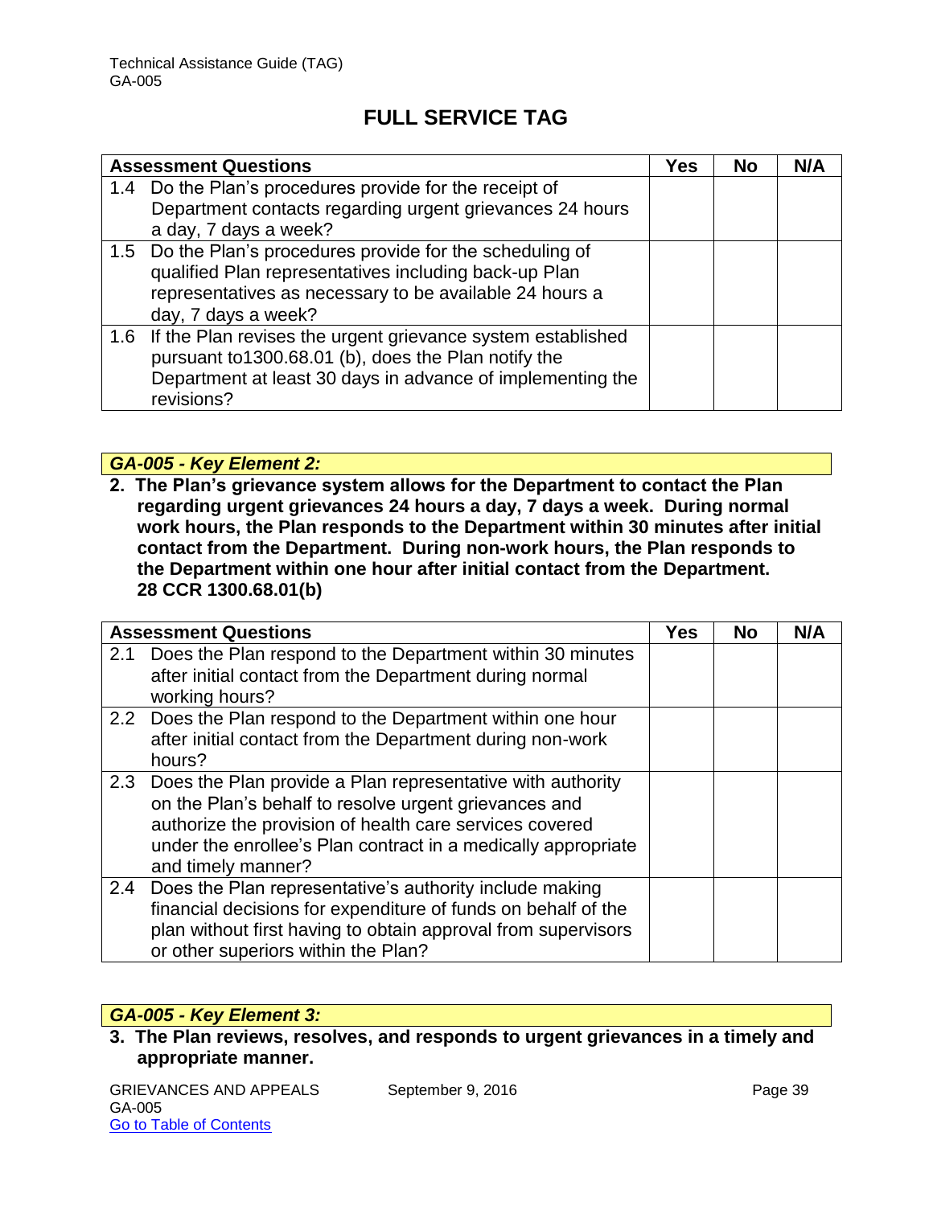## FULL SERVICE TAG

| Assessment Questions | Yes | No | N/A |
|---|---|---|---|
| 1.4 Do the Plan's procedures provide for the receipt of Department contacts regarding urgent grievances 24 hours a day, 7 days a week? | | | |
| 1.5 Do the Plan's procedures provide for the scheduling of qualified Plan representatives including back-up Plan representatives as necessary to be available 24 hours a day, 7 days a week? | | | |
| 1.6 If the Plan revises the urgent grievance system established pursuant to1300.68.01 (b), does the Plan notify the Department at least 30 days in advance of implementing the revisions? | | | |

### *GA-005 - Key Element 2:*

**2. The Plan's grievance system allows for the Department to contact the Plan regarding urgent grievances 24 hours a day, 7 days a week. During normal work hours, the Plan responds to the Department within 30 minutes after initial contact from the Department. During non-work hours, the Plan responds to the Department within one hour after initial contact from the Department. 28 CCR 1300.68.01(b)**

| Assessment Questions | Yes | No | N/A |
|---|---|---|---|
| 2.1 Does the Plan respond to the Department within 30 minutes after initial contact from the Department during normal working hours? | | | |
| 2.2 Does the Plan respond to the Department within one hour after initial contact from the Department during non-work hours? | | | |
| 2.3 Does the Plan provide a Plan representative with authority on the Plan's behalf to resolve urgent grievances and authorize the provision of health care services covered under the enrollee's Plan contract in a medically appropriate and timely manner? | | | |
| 2.4 Does the Plan representative's authority include making financial decisions for expenditure of funds on behalf of the plan without first having to obtain approval from supervisors or other superiors within the Plan? | | | |

### *GA-005 - Key Element 3:*

**3. The Plan reviews, resolves, and responds to urgent grievances in a timely and appropriate manner.**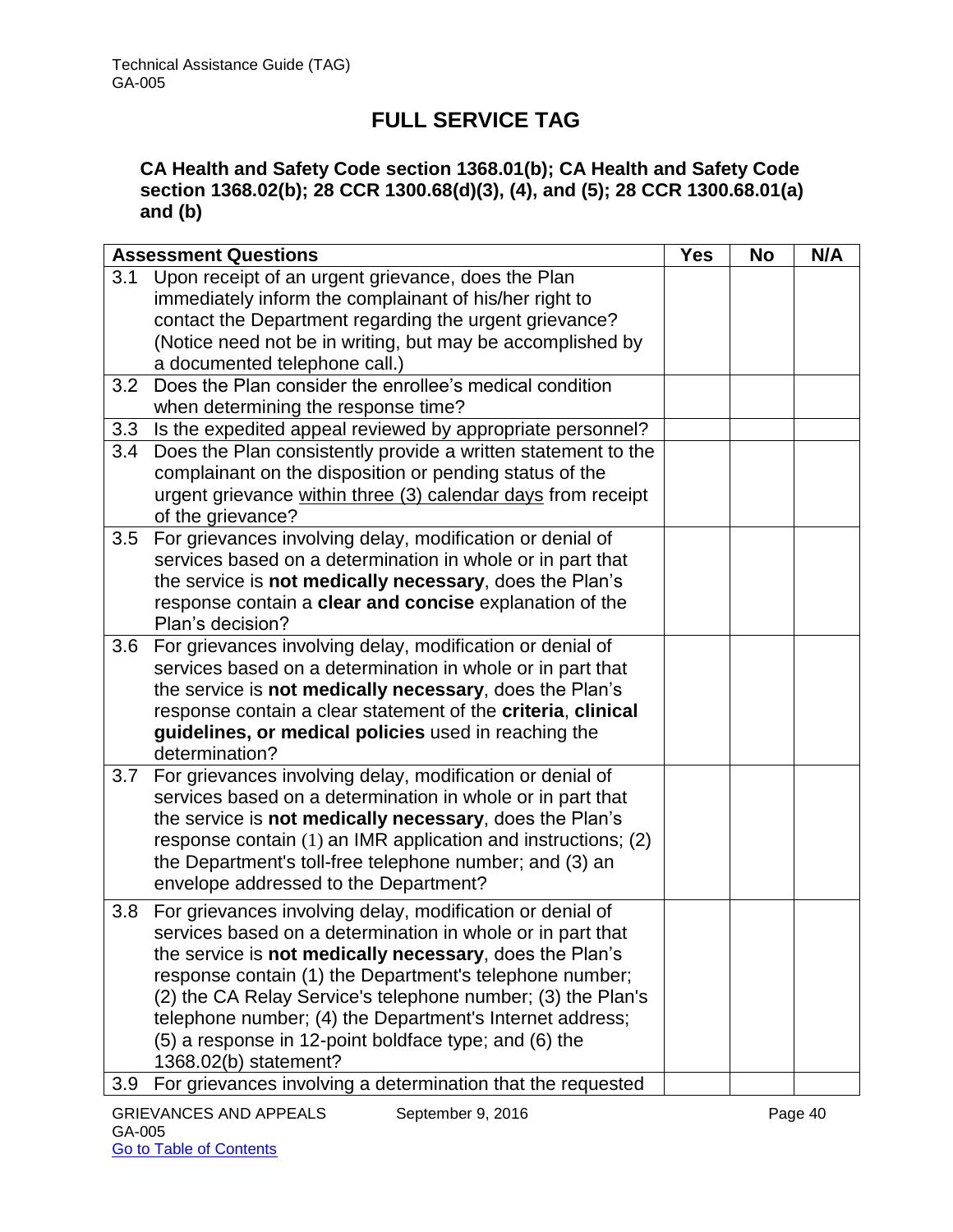## FULL SERVICE TAG

**CA Health and Safety Code section 1368.01(b); CA Health and Safety Code section 1368.02(b); 28 CCR 1300.68(d)(3), (4), and (5); 28 CCR 1300.68.01(a) and (b)**

| Assessment Questions | Yes | No | N/A |
|---|---|---|---|
| 3.1 Upon receipt of an urgent grievance, does the Plan immediately inform the complainant of his/her right to contact the Department regarding the urgent grievance? (Notice need not be in writing, but may be accomplished by a documented telephone call.) | | | |
| 3.2 Does the Plan consider the enrollee's medical condition when determining the response time? | | | |
| 3.3 Is the expedited appeal reviewed by appropriate personnel? | | | |
| 3.4 Does the Plan consistently provide a written statement to the complainant on the disposition or pending status of the urgent grievance within three (3) calendar days from receipt of the grievance? | | | |
| 3.5 For grievances involving delay, modification or denial of services based on a determination in whole or in part that the service is **not medically necessary**, does the Plan's response contain a **clear and concise** explanation of the Plan's decision? | | | |
| 3.6 For grievances involving delay, modification or denial of services based on a determination in whole or in part that the service is **not medically necessary**, does the Plan's response contain a clear statement of the **criteria**, **clinical guidelines, or medical policies** used in reaching the determination? | | | |
| 3.7 For grievances involving delay, modification or denial of services based on a determination in whole or in part that the service is **not medically necessary**, does the Plan's response contain (1) an IMR application and instructions; (2) the Department's toll-free telephone number; and (3) an envelope addressed to the Department? | | | |
| 3.8 For grievances involving delay, modification or denial of services based on a determination in whole or in part that the service is **not medically necessary**, does the Plan's response contain (1) the Department's telephone number; (2) the CA Relay Service's telephone number; (3) the Plan's telephone number; (4) the Department's Internet address; (5) a response in 12-point boldface type; and (6) the 1368.02(b) statement? | | | |
| 3.9 For grievances involving a determination that the requested | | | |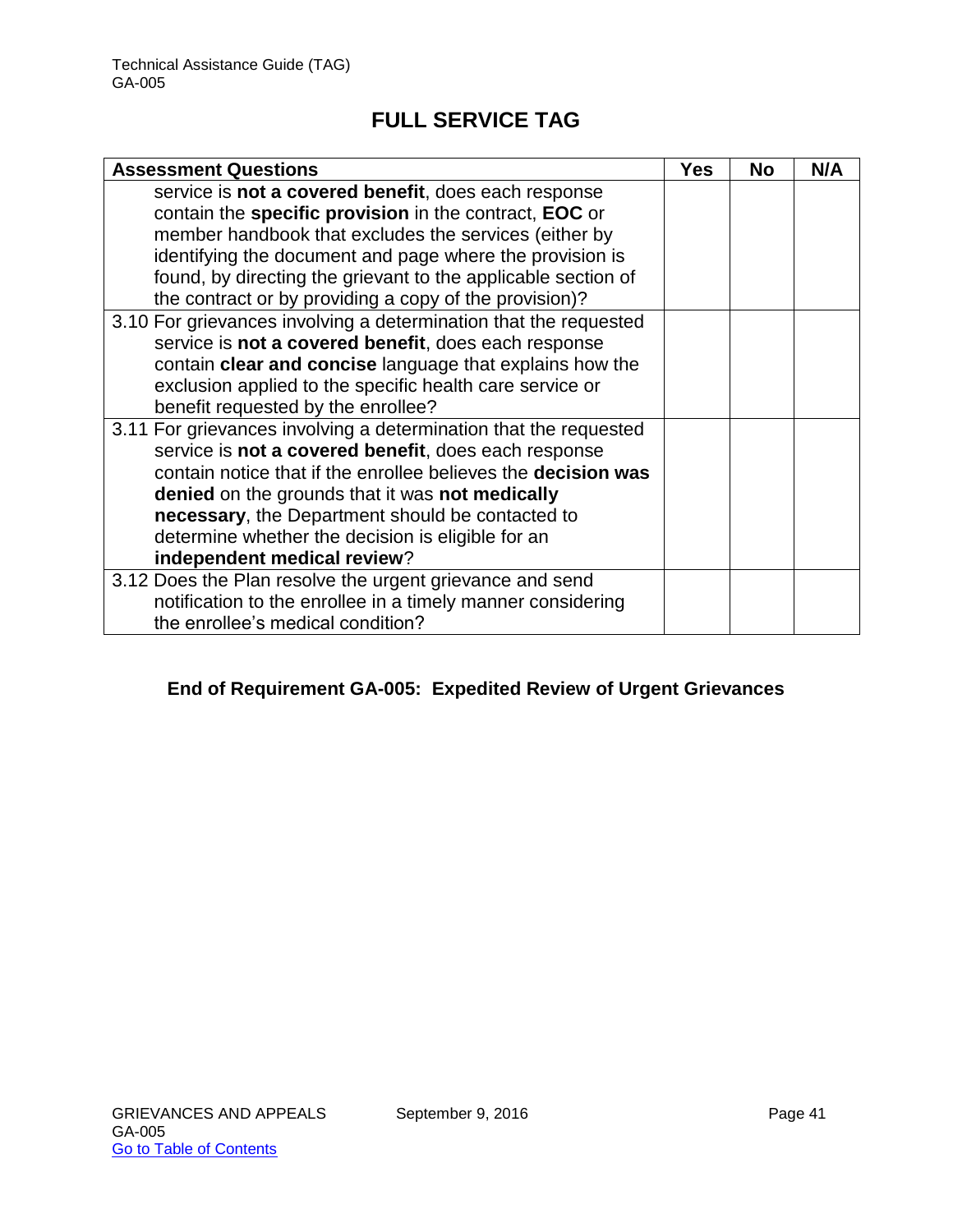## FULL SERVICE TAG

| Assessment Questions | Yes | No | N/A |
|---|---|---|---|
| service is **not a covered benefit**, does each response contain the **specific provision** in the contract, **EOC** or member handbook that excludes the services (either by identifying the document and page where the provision is found, by directing the grievant to the applicable section of the contract or by providing a copy of the provision)? | | | |
| 3.10 For grievances involving a determination that the requested service is **not a covered benefit**, does each response contain **clear and concise** language that explains how the exclusion applied to the specific health care service or benefit requested by the enrollee? | | | |
| 3.11 For grievances involving a determination that the requested service is **not a covered benefit**, does each response contain notice that if the enrollee believes the **decision was denied** on the grounds that it was **not medically necessary**, the Department should be contacted to determine whether the decision is eligible for an **independent medical review**? | | | |
| 3.12 Does the Plan resolve the urgent grievance and send notification to the enrollee in a timely manner considering the enrollee's medical condition? | | | |

**End of Requirement GA-005: Expedited Review of Urgent Grievances**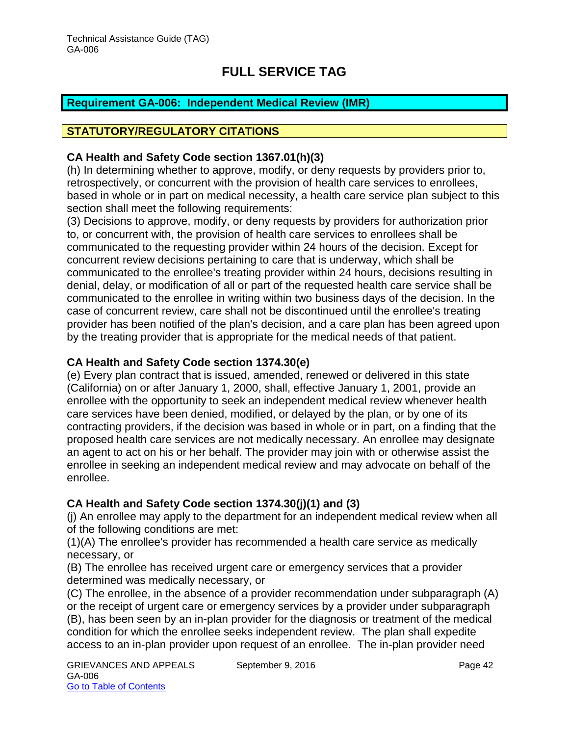# FULL SERVICE TAG

## Requirement GA-006: Independent Medical Review (IMR)

## STATUTORY/REGULATORY CITATIONS

**CA Health and Safety Code section 1367.01(h)(3)**

(h) In determining whether to approve, modify, or deny requests by providers prior to, retrospectively, or concurrent with the provision of health care services to enrollees, based in whole or in part on medical necessity, a health care service plan subject to this section shall meet the following requirements:

(3) Decisions to approve, modify, or deny requests by providers for authorization prior to, or concurrent with, the provision of health care services to enrollees shall be communicated to the requesting provider within 24 hours of the decision. Except for concurrent review decisions pertaining to care that is underway, which shall be communicated to the enrollee's treating provider within 24 hours, decisions resulting in denial, delay, or modification of all or part of the requested health care service shall be communicated to the enrollee in writing within two business days of the decision. In the case of concurrent review, care shall not be discontinued until the enrollee's treating provider has been notified of the plan's decision, and a care plan has been agreed upon by the treating provider that is appropriate for the medical needs of that patient.

**CA Health and Safety Code section 1374.30(e)**

(e) Every plan contract that is issued, amended, renewed or delivered in this state (California) on or after January 1, 2000, shall, effective January 1, 2001, provide an enrollee with the opportunity to seek an independent medical review whenever health care services have been denied, modified, or delayed by the plan, or by one of its contracting providers, if the decision was based in whole or in part, on a finding that the proposed health care services are not medically necessary. An enrollee may designate an agent to act on his or her behalf. The provider may join with or otherwise assist the enrollee in seeking an independent medical review and may advocate on behalf of the enrollee.

**CA Health and Safety Code section 1374.30(j)(1) and (3)**

(j) An enrollee may apply to the department for an independent medical review when all of the following conditions are met:

(1)(A) The enrollee's provider has recommended a health care service as medically necessary, or

(B) The enrollee has received urgent care or emergency services that a provider determined was medically necessary, or

(C) The enrollee, in the absence of a provider recommendation under subparagraph (A) or the receipt of urgent care or emergency services by a provider under subparagraph (B), has been seen by an in-plan provider for the diagnosis or treatment of the medical condition for which the enrollee seeks independent review. The plan shall expedite access to an in-plan provider upon request of an enrollee. The in-plan provider need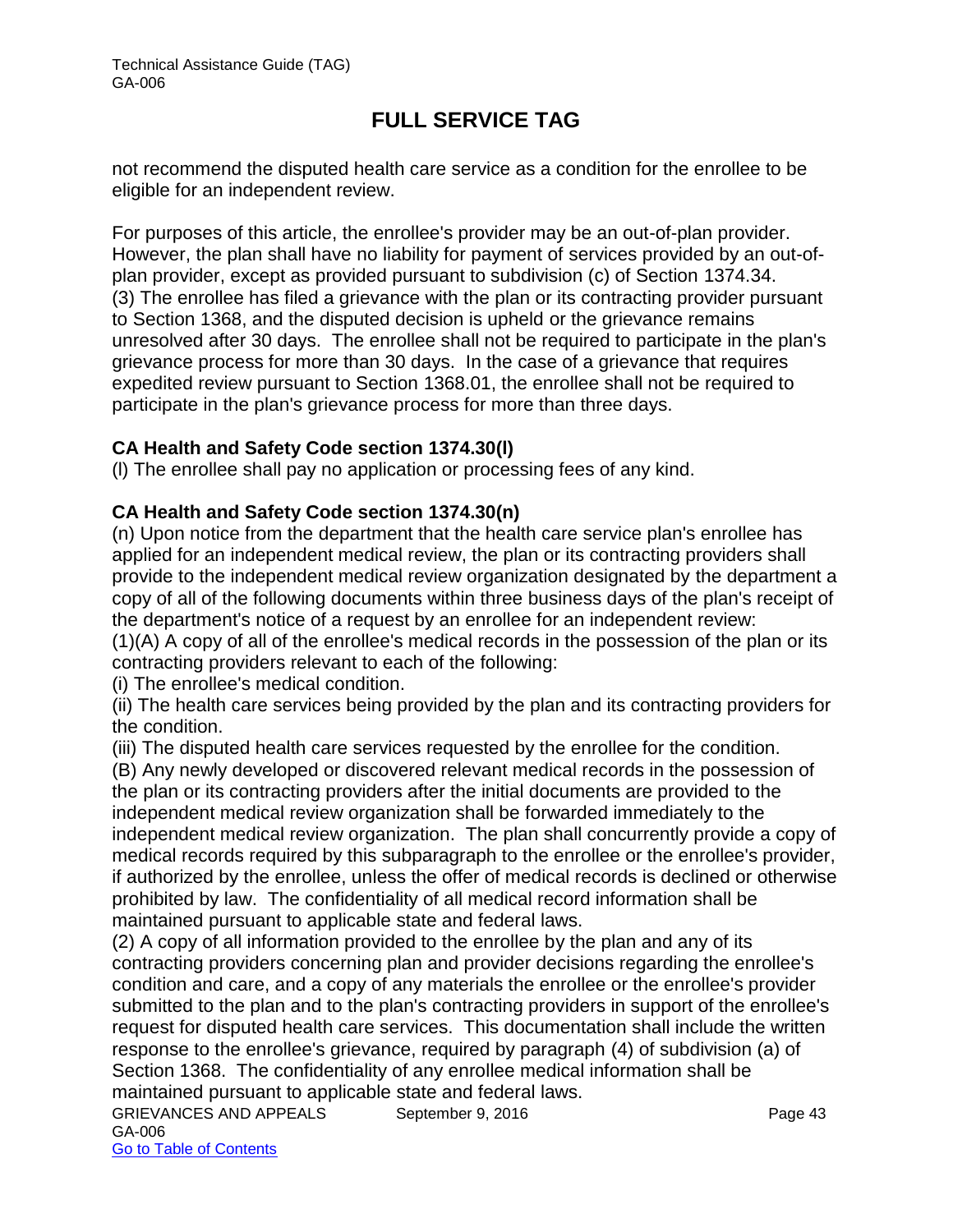not recommend the disputed health care service as a condition for the enrollee to be eligible for an independent review.

For purposes of this article, the enrollee's provider may be an out-of-plan provider. However, the plan shall have no liability for payment of services provided by an out-of-plan provider, except as provided pursuant to subdivision (c) of Section 1374.34.
(3) The enrollee has filed a grievance with the plan or its contracting provider pursuant to Section 1368, and the disputed decision is upheld or the grievance remains unresolved after 30 days. The enrollee shall not be required to participate in the plan's grievance process for more than 30 days. In the case of a grievance that requires expedited review pursuant to Section 1368.01, the enrollee shall not be required to participate in the plan's grievance process for more than three days.

**CA Health and Safety Code section 1374.30(l)**
(l) The enrollee shall pay no application or processing fees of any kind.

**CA Health and Safety Code section 1374.30(n)**
(n) Upon notice from the department that the health care service plan's enrollee has applied for an independent medical review, the plan or its contracting providers shall provide to the independent medical review organization designated by the department a copy of all of the following documents within three business days of the plan's receipt of the department's notice of a request by an enrollee for an independent review:
(1)(A) A copy of all of the enrollee's medical records in the possession of the plan or its contracting providers relevant to each of the following:
(i) The enrollee's medical condition.
(ii) The health care services being provided by the plan and its contracting providers for the condition.
(iii) The disputed health care services requested by the enrollee for the condition.
(B) Any newly developed or discovered relevant medical records in the possession of the plan or its contracting providers after the initial documents are provided to the independent medical review organization shall be forwarded immediately to the independent medical review organization. The plan shall concurrently provide a copy of medical records required by this subparagraph to the enrollee or the enrollee's provider, if authorized by the enrollee, unless the offer of medical records is declined or otherwise prohibited by law. The confidentiality of all medical record information shall be maintained pursuant to applicable state and federal laws.
(2) A copy of all information provided to the enrollee by the plan and any of its contracting providers concerning plan and provider decisions regarding the enrollee's condition and care, and a copy of any materials the enrollee or the enrollee's provider submitted to the plan and to the plan's contracting providers in support of the enrollee's request for disputed health care services. This documentation shall include the written response to the enrollee's grievance, required by paragraph (4) of subdivision (a) of Section 1368. The confidentiality of any enrollee medical information shall be maintained pursuant to applicable state and federal laws.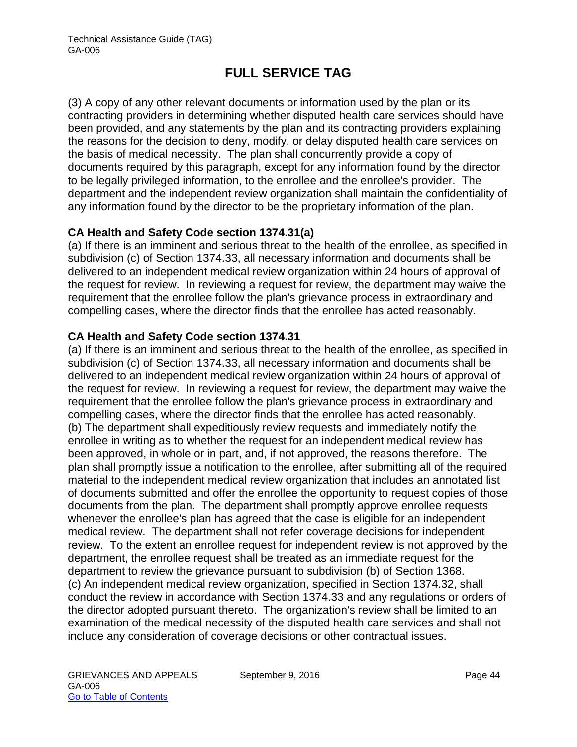(3) A copy of any other relevant documents or information used by the plan or its contracting providers in determining whether disputed health care services should have been provided, and any statements by the plan and its contracting providers explaining the reasons for the decision to deny, modify, or delay disputed health care services on the basis of medical necessity. The plan shall concurrently provide a copy of documents required by this paragraph, except for any information found by the director to be legally privileged information, to the enrollee and the enrollee's provider. The department and the independent review organization shall maintain the confidentiality of any information found by the director to be the proprietary information of the plan.

**CA Health and Safety Code section 1374.31(a)**

(a) If there is an imminent and serious threat to the health of the enrollee, as specified in subdivision (c) of Section 1374.33, all necessary information and documents shall be delivered to an independent medical review organization within 24 hours of approval of the request for review. In reviewing a request for review, the department may waive the requirement that the enrollee follow the plan's grievance process in extraordinary and compelling cases, where the director finds that the enrollee has acted reasonably.

**CA Health and Safety Code section 1374.31**

(a) If there is an imminent and serious threat to the health of the enrollee, as specified in subdivision (c) of Section 1374.33, all necessary information and documents shall be delivered to an independent medical review organization within 24 hours of approval of the request for review. In reviewing a request for review, the department may waive the requirement that the enrollee follow the plan's grievance process in extraordinary and compelling cases, where the director finds that the enrollee has acted reasonably.
(b) The department shall expeditiously review requests and immediately notify the enrollee in writing as to whether the request for an independent medical review has been approved, in whole or in part, and, if not approved, the reasons therefore. The plan shall promptly issue a notification to the enrollee, after submitting all of the required material to the independent medical review organization that includes an annotated list of documents submitted and offer the enrollee the opportunity to request copies of those documents from the plan. The department shall promptly approve enrollee requests whenever the enrollee's plan has agreed that the case is eligible for an independent medical review. The department shall not refer coverage decisions for independent review. To the extent an enrollee request for independent review is not approved by the department, the enrollee request shall be treated as an immediate request for the department to review the grievance pursuant to subdivision (b) of Section 1368.
(c) An independent medical review organization, specified in Section 1374.32, shall conduct the review in accordance with Section 1374.33 and any regulations or orders of the director adopted pursuant thereto. The organization's review shall be limited to an examination of the medical necessity of the disputed health care services and shall not include any consideration of coverage decisions or other contractual issues.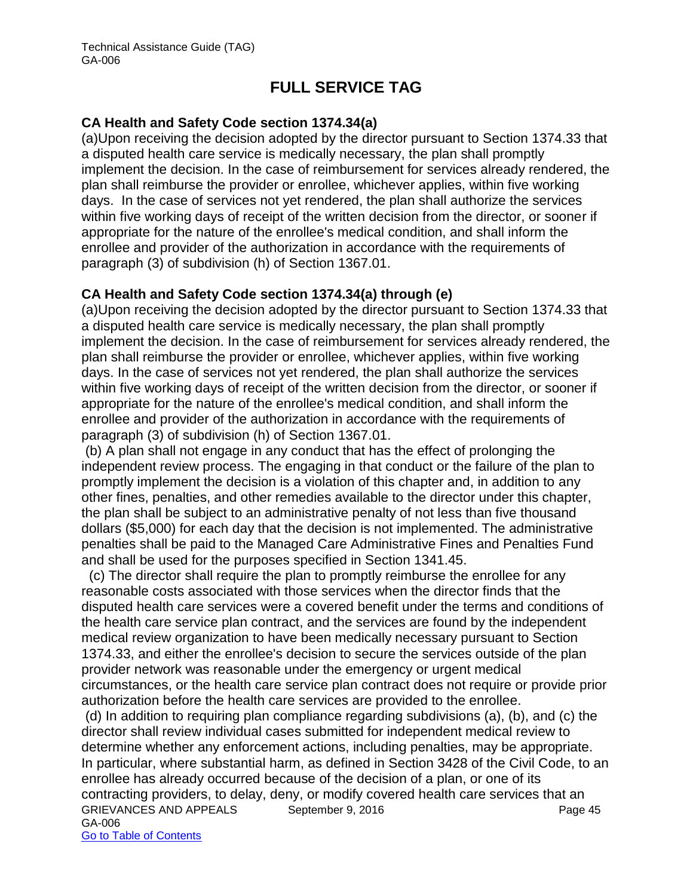# FULL SERVICE TAG

**CA Health and Safety Code section 1374.34(a)**

(a)Upon receiving the decision adopted by the director pursuant to Section 1374.33 that a disputed health care service is medically necessary, the plan shall promptly implement the decision. In the case of reimbursement for services already rendered, the plan shall reimburse the provider or enrollee, whichever applies, within five working days. In the case of services not yet rendered, the plan shall authorize the services within five working days of receipt of the written decision from the director, or sooner if appropriate for the nature of the enrollee's medical condition, and shall inform the enrollee and provider of the authorization in accordance with the requirements of paragraph (3) of subdivision (h) of Section 1367.01.

**CA Health and Safety Code section 1374.34(a) through (e)**

(a)Upon receiving the decision adopted by the director pursuant to Section 1374.33 that a disputed health care service is medically necessary, the plan shall promptly implement the decision. In the case of reimbursement for services already rendered, the plan shall reimburse the provider or enrollee, whichever applies, within five working days. In the case of services not yet rendered, the plan shall authorize the services within five working days of receipt of the written decision from the director, or sooner if appropriate for the nature of the enrollee's medical condition, and shall inform the enrollee and provider of the authorization in accordance with the requirements of paragraph (3) of subdivision (h) of Section 1367.01.

(b) A plan shall not engage in any conduct that has the effect of prolonging the independent review process. The engaging in that conduct or the failure of the plan to promptly implement the decision is a violation of this chapter and, in addition to any other fines, penalties, and other remedies available to the director under this chapter, the plan shall be subject to an administrative penalty of not less than five thousand dollars ($5,000) for each day that the decision is not implemented. The administrative penalties shall be paid to the Managed Care Administrative Fines and Penalties Fund and shall be used for the purposes specified in Section 1341.45.

(c) The director shall require the plan to promptly reimburse the enrollee for any reasonable costs associated with those services when the director finds that the disputed health care services were a covered benefit under the terms and conditions of the health care service plan contract, and the services are found by the independent medical review organization to have been medically necessary pursuant to Section 1374.33, and either the enrollee's decision to secure the services outside of the plan provider network was reasonable under the emergency or urgent medical circumstances, or the health care service plan contract does not require or provide prior authorization before the health care services are provided to the enrollee.

(d) In addition to requiring plan compliance regarding subdivisions (a), (b), and (c) the director shall review individual cases submitted for independent medical review to determine whether any enforcement actions, including penalties, may be appropriate. In particular, where substantial harm, as defined in Section 3428 of the Civil Code, to an enrollee has already occurred because of the decision of a plan, or one of its contracting providers, to delay, deny, or modify covered health care services that an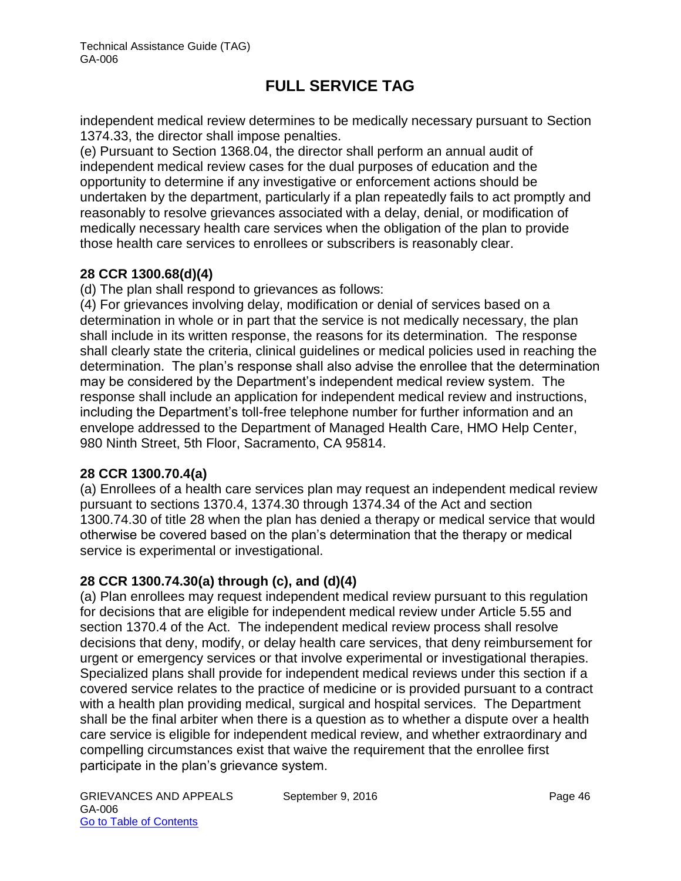independent medical review determines to be medically necessary pursuant to Section 1374.33, the director shall impose penalties.

(e) Pursuant to Section 1368.04, the director shall perform an annual audit of independent medical review cases for the dual purposes of education and the opportunity to determine if any investigative or enforcement actions should be undertaken by the department, particularly if a plan repeatedly fails to act promptly and reasonably to resolve grievances associated with a delay, denial, or modification of medically necessary health care services when the obligation of the plan to provide those health care services to enrollees or subscribers is reasonably clear.

**28 CCR 1300.68(d)(4)**

(d) The plan shall respond to grievances as follows:

(4) For grievances involving delay, modification or denial of services based on a determination in whole or in part that the service is not medically necessary, the plan shall include in its written response, the reasons for its determination. The response shall clearly state the criteria, clinical guidelines or medical policies used in reaching the determination. The plan's response shall also advise the enrollee that the determination may be considered by the Department's independent medical review system. The response shall include an application for independent medical review and instructions, including the Department's toll-free telephone number for further information and an envelope addressed to the Department of Managed Health Care, HMO Help Center, 980 Ninth Street, 5th Floor, Sacramento, CA 95814.

**28 CCR 1300.70.4(a)**

(a) Enrollees of a health care services plan may request an independent medical review pursuant to sections 1370.4, 1374.30 through 1374.34 of the Act and section 1300.74.30 of title 28 when the plan has denied a therapy or medical service that would otherwise be covered based on the plan's determination that the therapy or medical service is experimental or investigational.

**28 CCR 1300.74.30(a) through (c), and (d)(4)**

(a) Plan enrollees may request independent medical review pursuant to this regulation for decisions that are eligible for independent medical review under Article 5.55 and section 1370.4 of the Act. The independent medical review process shall resolve decisions that deny, modify, or delay health care services, that deny reimbursement for urgent or emergency services or that involve experimental or investigational therapies. Specialized plans shall provide for independent medical reviews under this section if a covered service relates to the practice of medicine or is provided pursuant to a contract with a health plan providing medical, surgical and hospital services. The Department shall be the final arbiter when there is a question as to whether a dispute over a health care service is eligible for independent medical review, and whether extraordinary and compelling circumstances exist that waive the requirement that the enrollee first participate in the plan's grievance system.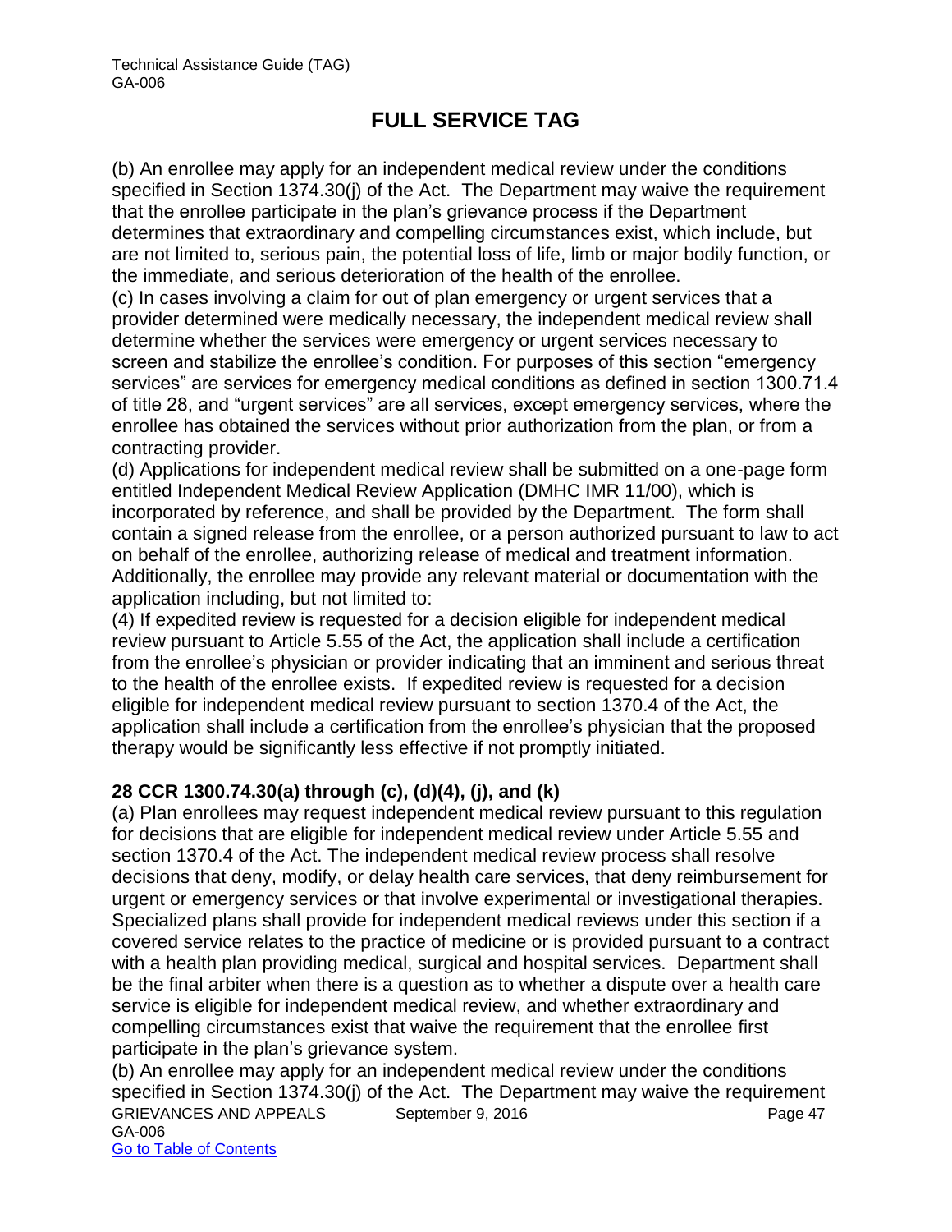# FULL SERVICE TAG

(b) An enrollee may apply for an independent medical review under the conditions specified in Section 1374.30(j) of the Act. The Department may waive the requirement that the enrollee participate in the plan's grievance process if the Department determines that extraordinary and compelling circumstances exist, which include, but are not limited to, serious pain, the potential loss of life, limb or major bodily function, or the immediate, and serious deterioration of the health of the enrollee.
(c) In cases involving a claim for out of plan emergency or urgent services that a provider determined were medically necessary, the independent medical review shall determine whether the services were emergency or urgent services necessary to screen and stabilize the enrollee's condition. For purposes of this section "emergency services" are services for emergency medical conditions as defined in section 1300.71.4 of title 28, and "urgent services" are all services, except emergency services, where the enrollee has obtained the services without prior authorization from the plan, or from a contracting provider.
(d) Applications for independent medical review shall be submitted on a one-page form entitled Independent Medical Review Application (DMHC IMR 11/00), which is incorporated by reference, and shall be provided by the Department. The form shall contain a signed release from the enrollee, or a person authorized pursuant to law to act on behalf of the enrollee, authorizing release of medical and treatment information. Additionally, the enrollee may provide any relevant material or documentation with the application including, but not limited to:
(4) If expedited review is requested for a decision eligible for independent medical review pursuant to Article 5.55 of the Act, the application shall include a certification from the enrollee's physician or provider indicating that an imminent and serious threat to the health of the enrollee exists. If expedited review is requested for a decision eligible for independent medical review pursuant to section 1370.4 of the Act, the application shall include a certification from the enrollee's physician that the proposed therapy would be significantly less effective if not promptly initiated.

**28 CCR 1300.74.30(a) through (c), (d)(4), (j), and (k)**

(a) Plan enrollees may request independent medical review pursuant to this regulation for decisions that are eligible for independent medical review under Article 5.55 and section 1370.4 of the Act. The independent medical review process shall resolve decisions that deny, modify, or delay health care services, that deny reimbursement for urgent or emergency services or that involve experimental or investigational therapies. Specialized plans shall provide for independent medical reviews under this section if a covered service relates to the practice of medicine or is provided pursuant to a contract with a health plan providing medical, surgical and hospital services. Department shall be the final arbiter when there is a question as to whether a dispute over a health care service is eligible for independent medical review, and whether extraordinary and compelling circumstances exist that waive the requirement that the enrollee first participate in the plan's grievance system.
(b) An enrollee may apply for an independent medical review under the conditions specified in Section 1374.30(j) of the Act. The Department may waive the requirement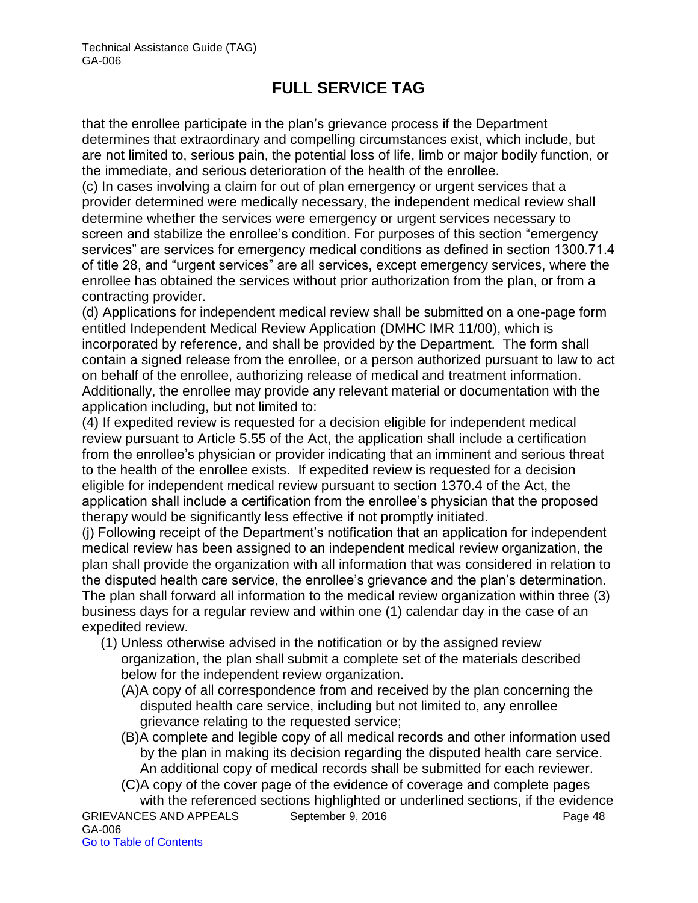that the enrollee participate in the plan's grievance process if the Department determines that extraordinary and compelling circumstances exist, which include, but are not limited to, serious pain, the potential loss of life, limb or major bodily function, or the immediate, and serious deterioration of the health of the enrollee.

(c) In cases involving a claim for out of plan emergency or urgent services that a provider determined were medically necessary, the independent medical review shall determine whether the services were emergency or urgent services necessary to screen and stabilize the enrollee's condition. For purposes of this section "emergency services" are services for emergency medical conditions as defined in section 1300.71.4 of title 28, and "urgent services" are all services, except emergency services, where the enrollee has obtained the services without prior authorization from the plan, or from a contracting provider.

(d) Applications for independent medical review shall be submitted on a one-page form entitled Independent Medical Review Application (DMHC IMR 11/00), which is incorporated by reference, and shall be provided by the Department. The form shall contain a signed release from the enrollee, or a person authorized pursuant to law to act on behalf of the enrollee, authorizing release of medical and treatment information. Additionally, the enrollee may provide any relevant material or documentation with the application including, but not limited to:

(4) If expedited review is requested for a decision eligible for independent medical review pursuant to Article 5.55 of the Act, the application shall include a certification from the enrollee's physician or provider indicating that an imminent and serious threat to the health of the enrollee exists. If expedited review is requested for a decision eligible for independent medical review pursuant to section 1370.4 of the Act, the application shall include a certification from the enrollee's physician that the proposed therapy would be significantly less effective if not promptly initiated.

(j) Following receipt of the Department's notification that an application for independent medical review has been assigned to an independent medical review organization, the plan shall provide the organization with all information that was considered in relation to the disputed health care service, the enrollee's grievance and the plan's determination. The plan shall forward all information to the medical review organization within three (3) business days for a regular review and within one (1) calendar day in the case of an expedited review.

- (1) Unless otherwise advised in the notification or by the assigned review organization, the plan shall submit a complete set of the materials described below for the independent review organization.
  - (A) A copy of all correspondence from and received by the plan concerning the disputed health care service, including but not limited to, any enrollee grievance relating to the requested service;
  - (B) A complete and legible copy of all medical records and other information used by the plan in making its decision regarding the disputed health care service. An additional copy of medical records shall be submitted for each reviewer.
  - (C) A copy of the cover page of the evidence of coverage and complete pages with the referenced sections highlighted or underlined sections, if the evidence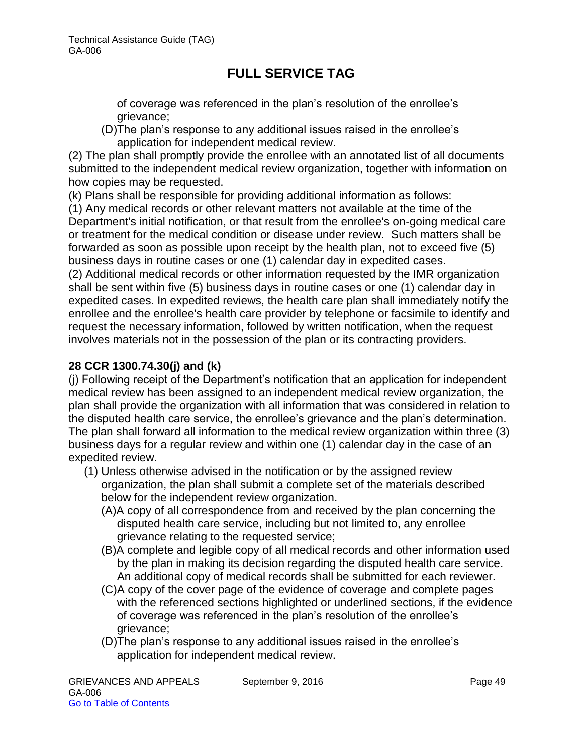of coverage was referenced in the plan's resolution of the enrollee's grievance;

(D)The plan's response to any additional issues raised in the enrollee's application for independent medical review.

(2) The plan shall promptly provide the enrollee with an annotated list of all documents submitted to the independent medical review organization, together with information on how copies may be requested.

(k) Plans shall be responsible for providing additional information as follows:

(1) Any medical records or other relevant matters not available at the time of the Department's initial notification, or that result from the enrollee's on-going medical care or treatment for the medical condition or disease under review. Such matters shall be forwarded as soon as possible upon receipt by the health plan, not to exceed five (5) business days in routine cases or one (1) calendar day in expedited cases.

(2) Additional medical records or other information requested by the IMR organization shall be sent within five (5) business days in routine cases or one (1) calendar day in expedited cases. In expedited reviews, the health care plan shall immediately notify the enrollee and the enrollee's health care provider by telephone or facsimile to identify and request the necessary information, followed by written notification, when the request involves materials not in the possession of the plan or its contracting providers.

**28 CCR 1300.74.30(j) and (k)**

(j) Following receipt of the Department's notification that an application for independent medical review has been assigned to an independent medical review organization, the plan shall provide the organization with all information that was considered in relation to the disputed health care service, the enrollee's grievance and the plan's determination. The plan shall forward all information to the medical review organization within three (3) business days for a regular review and within one (1) calendar day in the case of an expedited review.

(1) Unless otherwise advised in the notification or by the assigned review organization, the plan shall submit a complete set of the materials described below for the independent review organization.

(A)A copy of all correspondence from and received by the plan concerning the disputed health care service, including but not limited to, any enrollee grievance relating to the requested service;

(B)A complete and legible copy of all medical records and other information used by the plan in making its decision regarding the disputed health care service. An additional copy of medical records shall be submitted for each reviewer.

(C)A copy of the cover page of the evidence of coverage and complete pages with the referenced sections highlighted or underlined sections, if the evidence of coverage was referenced in the plan's resolution of the enrollee's grievance;

(D)The plan's response to any additional issues raised in the enrollee's application for independent medical review.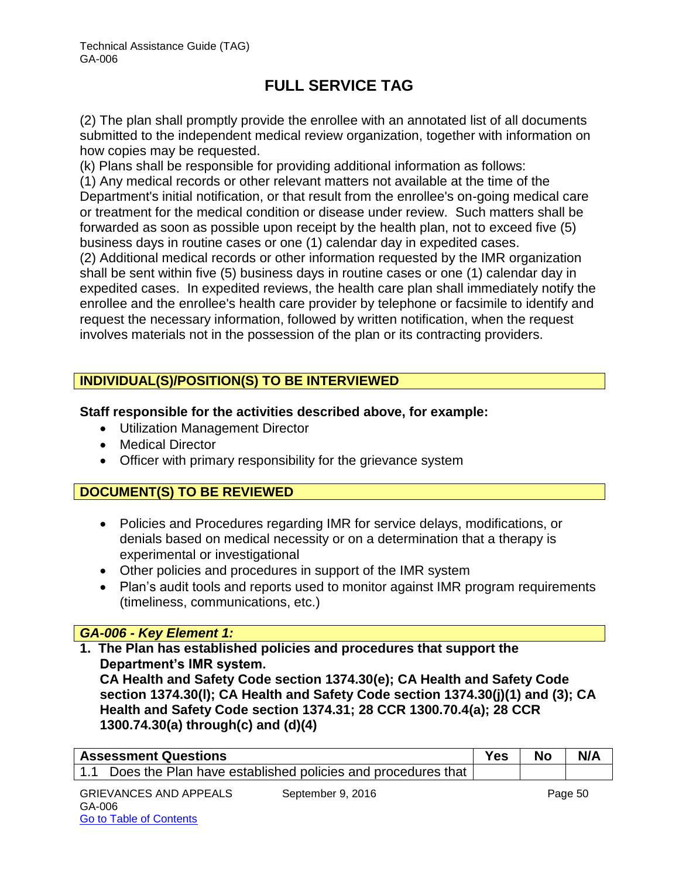# FULL SERVICE TAG

(2) The plan shall promptly provide the enrollee with an annotated list of all documents submitted to the independent medical review organization, together with information on how copies may be requested.

(k) Plans shall be responsible for providing additional information as follows:

(1) Any medical records or other relevant matters not available at the time of the Department's initial notification, or that result from the enrollee's on-going medical care or treatment for the medical condition or disease under review. Such matters shall be forwarded as soon as possible upon receipt by the health plan, not to exceed five (5) business days in routine cases or one (1) calendar day in expedited cases.

(2) Additional medical records or other information requested by the IMR organization shall be sent within five (5) business days in routine cases or one (1) calendar day in expedited cases. In expedited reviews, the health care plan shall immediately notify the enrollee and the enrollee's health care provider by telephone or facsimile to identify and request the necessary information, followed by written notification, when the request involves materials not in the possession of the plan or its contracting providers.

## INDIVIDUAL(S)/POSITION(S) TO BE INTERVIEWED

**Staff responsible for the activities described above, for example:**

- Utilization Management Director
- Medical Director
- Officer with primary responsibility for the grievance system

## DOCUMENT(S) TO BE REVIEWED

- Policies and Procedures regarding IMR for service delays, modifications, or denials based on medical necessity or on a determination that a therapy is experimental or investigational
- Other policies and procedures in support of the IMR system
- Plan's audit tools and reports used to monitor against IMR program requirements (timeliness, communications, etc.)

## *GA-006 - Key Element 1:*

**1. The Plan has established policies and procedures that support the Department's IMR system.**
**CA Health and Safety Code section 1374.30(e); CA Health and Safety Code section 1374.30(l); CA Health and Safety Code section 1374.30(j)(1) and (3); CA Health and Safety Code section 1374.31; 28 CCR 1300.70.4(a); 28 CCR 1300.74.30(a) through(c) and (d)(4)**

| Assessment Questions | Yes | No | N/A |
|---|---|---|---|
| 1.1 Does the Plan have established policies and procedures that | | | |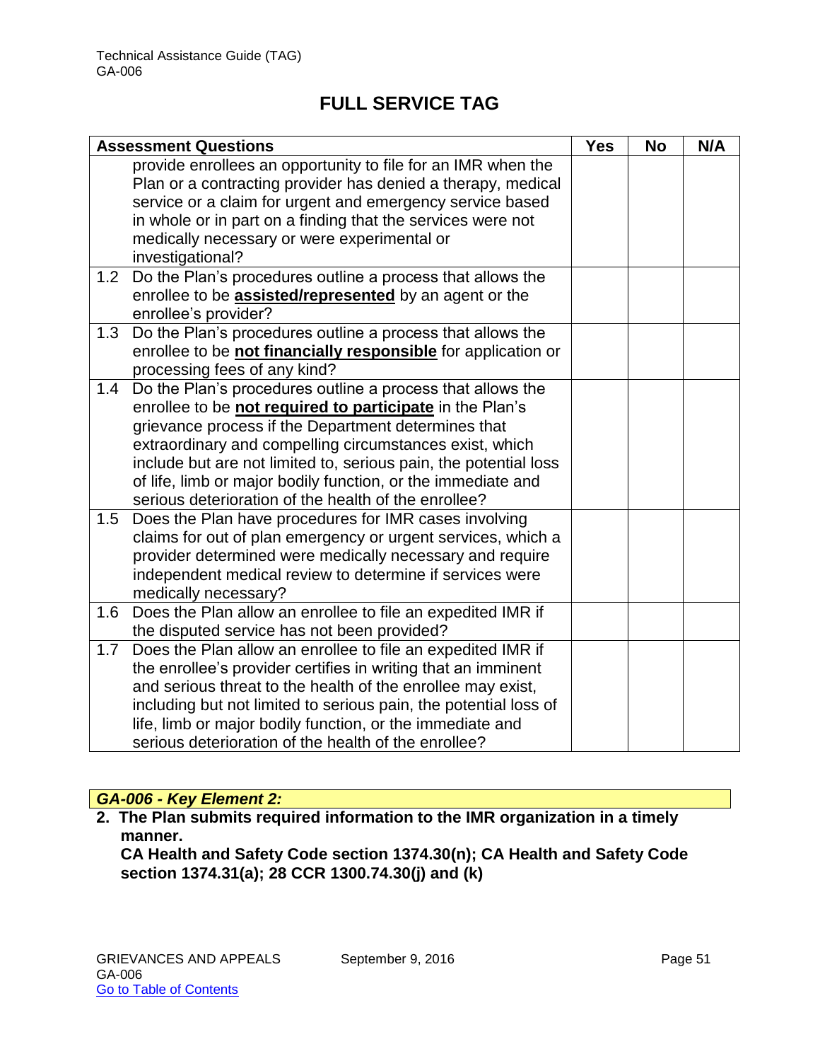Technical Assistance Guide (TAG)
GA-006

# FULL SERVICE TAG

| Assessment Questions | Yes | No | N/A |
|---|---|---|---|
| provide enrollees an opportunity to file for an IMR when the Plan or a contracting provider has denied a therapy, medical service or a claim for urgent and emergency service based in whole or in part on a finding that the services were not medically necessary or were experimental or investigational? | | | |
| 1.2 Do the Plan's procedures outline a process that allows the enrollee to be **assisted/represented** by an agent or the enrollee's provider? | | | |
| 1.3 Do the Plan's procedures outline a process that allows the enrollee to be **not financially responsible** for application or processing fees of any kind? | | | |
| 1.4 Do the Plan's procedures outline a process that allows the enrollee to be **not required to participate** in the Plan's grievance process if the Department determines that extraordinary and compelling circumstances exist, which include but are not limited to, serious pain, the potential loss of life, limb or major bodily function, or the immediate and serious deterioration of the health of the enrollee? | | | |
| 1.5 Does the Plan have procedures for IMR cases involving claims for out of plan emergency or urgent services, which a provider determined were medically necessary and require independent medical review to determine if services were medically necessary? | | | |
| 1.6 Does the Plan allow an enrollee to file an expedited IMR if the disputed service has not been provided? | | | |
| 1.7 Does the Plan allow an enrollee to file an expedited IMR if the enrollee's provider certifies in writing that an imminent and serious threat to the health of the enrollee may exist, including but not limited to serious pain, the potential loss of life, limb or major bodily function, or the immediate and serious deterioration of the health of the enrollee? | | | |

***GA-006 - Key Element 2:***

**2. The Plan submits required information to the IMR organization in a timely manner.**
**CA Health and Safety Code section 1374.30(n); CA Health and Safety Code section 1374.31(a); 28 CCR 1300.74.30(j) and (k)**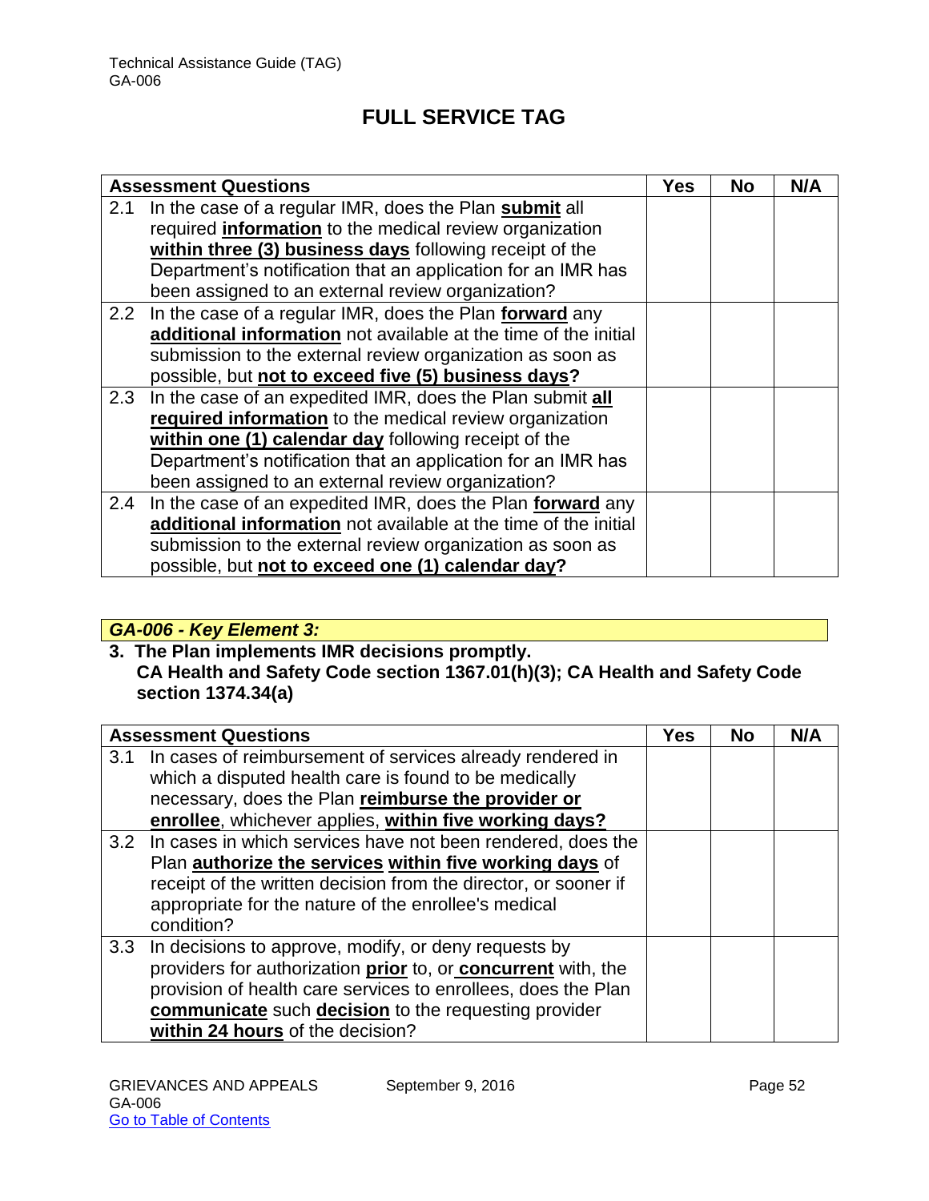# FULL SERVICE TAG

| Assessment Questions | Yes | No | N/A |
|---|---|---|---|
| 2.1 In the case of a regular IMR, does the Plan **submit** all required **information** to the medical review organization **within three (3) business days** following receipt of the Department's notification that an application for an IMR has been assigned to an external review organization? | | | |
| 2.2 In the case of a regular IMR, does the Plan **forward** any **additional information** not available at the time of the initial submission to the external review organization as soon as possible, but **not to exceed five (5) business days?** | | | |
| 2.3 In the case of an expedited IMR, does the Plan submit **all required information** to the medical review organization **within one (1) calendar day** following receipt of the Department's notification that an application for an IMR has been assigned to an external review organization? | | | |
| 2.4 In the case of an expedited IMR, does the Plan **forward** any **additional information** not available at the time of the initial submission to the external review organization as soon as possible, but **not to exceed one (1) calendar day?** | | | |

### *GA-006 - Key Element 3:*

**3. The Plan implements IMR decisions promptly.**
**CA Health and Safety Code section 1367.01(h)(3); CA Health and Safety Code section 1374.34(a)**

| Assessment Questions | Yes | No | N/A |
|---|---|---|---|
| 3.1 In cases of reimbursement of services already rendered in which a disputed health care is found to be medically necessary, does the Plan **reimburse the provider or enrollee**, whichever applies, **within five working days?** | | | |
| 3.2 In cases in which services have not been rendered, does the Plan **authorize the services within five working days** of receipt of the written decision from the director, or sooner if appropriate for the nature of the enrollee's medical condition? | | | |
| 3.3 In decisions to approve, modify, or deny requests by providers for authorization **prior** to, or **concurrent** with, the provision of health care services to enrollees, does the Plan **communicate** such **decision** to the requesting provider **within 24 hours** of the decision? | | | |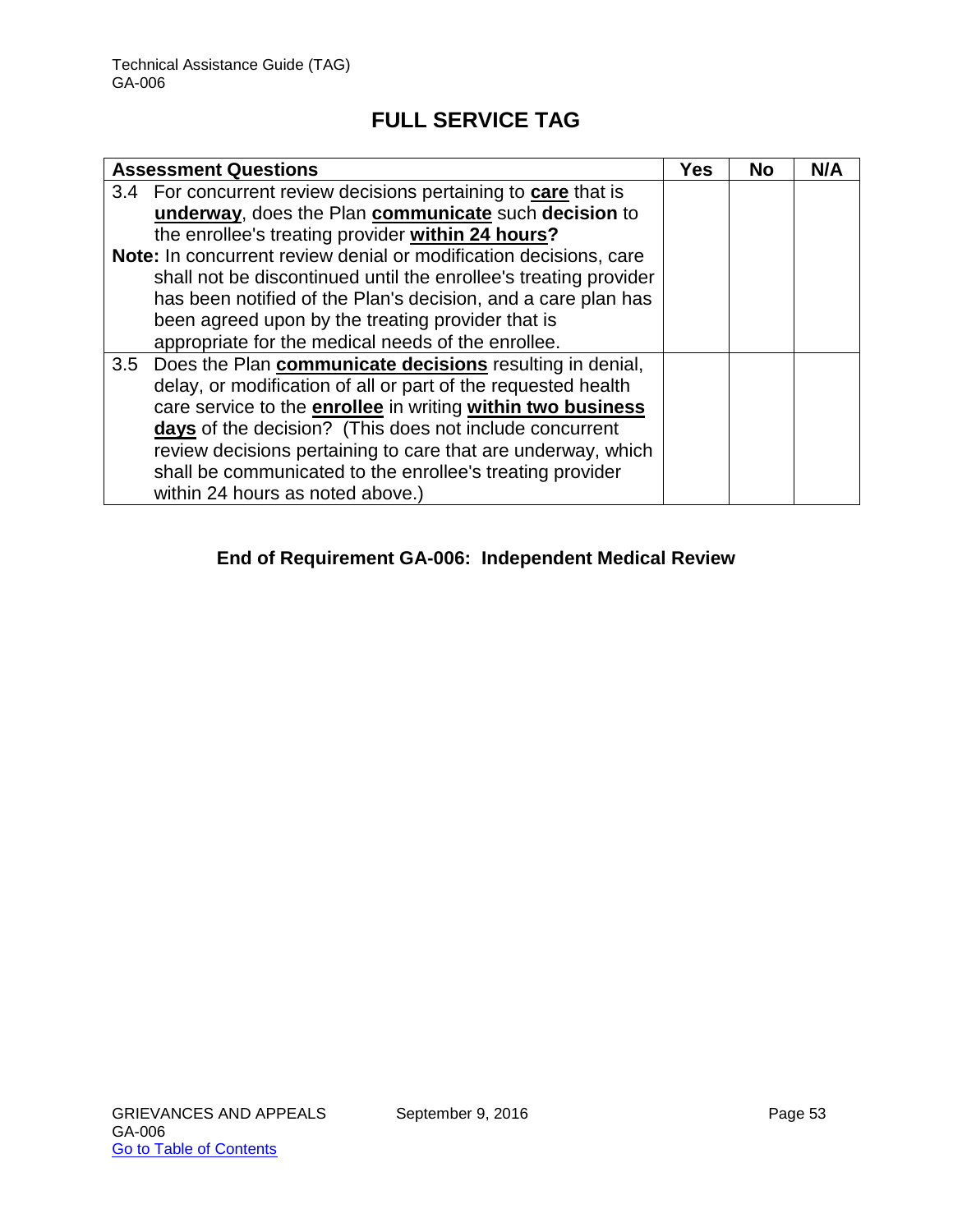## FULL SERVICE TAG

| Assessment Questions | Yes | No | N/A |
|---|---|---|---|
| 3.4 For concurrent review decisions pertaining to **care** that is **underway**, does the Plan **communicate** such **decision** to the enrollee's treating provider **within 24 hours?**<br>**Note:** In concurrent review denial or modification decisions, care shall not be discontinued until the enrollee's treating provider has been notified of the Plan's decision, and a care plan has been agreed upon by the treating provider that is appropriate for the medical needs of the enrollee. | | | |
| 3.5 Does the Plan **communicate decisions** resulting in denial, delay, or modification of all or part of the requested health care service to the **enrollee** in writing **within two business days** of the decision? (This does not include concurrent review decisions pertaining to care that are underway, which shall be communicated to the enrollee's treating provider within 24 hours as noted above.) | | | |

**End of Requirement GA-006: Independent Medical Review**